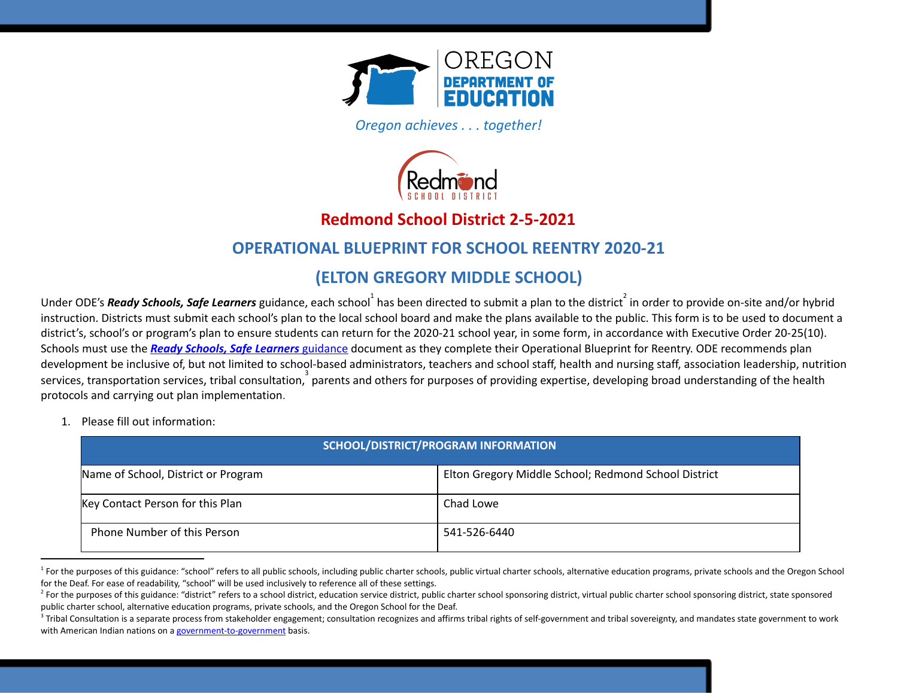Oregon achieves . . . together!

# Redmond School District 2-5-2021

## OPERATIONAL BLUEPRINT FOR SCHOOL REENTRY 2020-21

## (ELTON GREGORY MIDDLE SCHOOL)

Under ODE's ***Ready Schools, Safe Learners*** guidance, each school[1] has been directed to submit a plan to the district[2] in order to provide on-site and/or hybrid instruction. Districts must submit each school's plan to the local school board and make the plans available to the public. This form is to be used to document a district's, school's or program's plan to ensure students can return for the 2020-21 school year, in some form, in accordance with Executive Order 20-25(10). Schools must use the ***Ready Schools, Safe Learners*** guidance document as they complete their Operational Blueprint for Reentry. ODE recommends plan development be inclusive of, but not limited to school-based administrators, teachers and school staff, health and nursing staff, association leadership, nutrition services, transportation services, tribal consultation,[3] parents and others for purposes of providing expertise, developing broad understanding of the health protocols and carrying out plan implementation.

1. Please fill out information:

| SCHOOL/DISTRICT/PROGRAM INFORMATION | |
|---|---|
| Name of School, District or Program | Elton Gregory Middle School; Redmond School District |
| Key Contact Person for this Plan | Chad Lowe |
| Phone Number of this Person | 541-526-6440 |

[1] For the purposes of this guidance: "school" refers to all public schools, including public charter schools, public virtual charter schools, alternative education programs, private schools and the Oregon School for the Deaf. For ease of readability, "school" will be used inclusively to reference all of these settings.

[2] For the purposes of this guidance: "district" refers to a school district, education service district, public charter school sponsoring district, virtual public charter school sponsoring district, state sponsored public charter school, alternative education programs, private schools, and the Oregon School for the Deaf.

[3] Tribal Consultation is a separate process from stakeholder engagement; consultation recognizes and affirms tribal rights of self-government and tribal sovereignty, and mandates state government to work with American Indian nations on a government-to-government basis.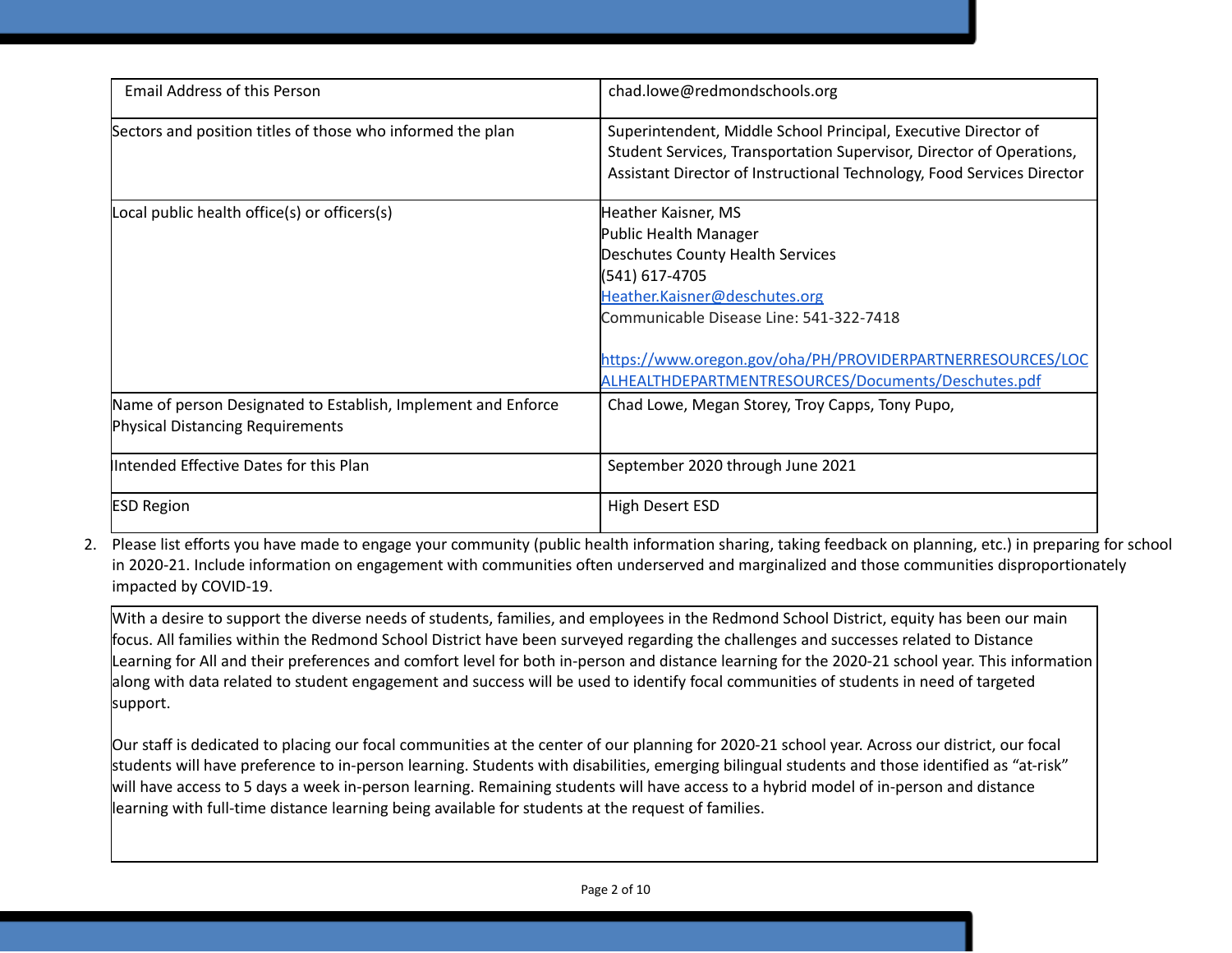| | |
|---|---|
| Email Address of this Person | chad.lowe@redmondschools.org |
| Sectors and position titles of those who informed the plan | Superintendent, Middle School Principal, Executive Director of Student Services, Transportation Supervisor, Director of Operations, Assistant Director of Instructional Technology, Food Services Director |
| Local public health office(s) or officers(s) | Heather Kaisner, MS<br>Public Health Manager<br>Deschutes County Health Services<br>(541) 617-4705<br>Heather.Kaisner@deschutes.org<br>Communicable Disease Line: 541-322-7418<br><br>https://www.oregon.gov/oha/PH/PROVIDERPARTNERRESOURCES/LOCALHEALTHDEPARTMENTRESOURCES/Documents/Deschutes.pdf |
| Name of person Designated to Establish, Implement and Enforce Physical Distancing Requirements | Chad Lowe, Megan Storey, Troy Capps, Tony Pupo, |
| Intended Effective Dates for this Plan | September 2020 through June 2021 |
| ESD Region | High Desert ESD |

2. Please list efforts you have made to engage your community (public health information sharing, taking feedback on planning, etc.) in preparing for school in 2020-21. Include information on engagement with communities often underserved and marginalized and those communities disproportionately impacted by COVID-19.

With a desire to support the diverse needs of students, families, and employees in the Redmond School District, equity has been our main focus. All families within the Redmond School District have been surveyed regarding the challenges and successes related to Distance Learning for All and their preferences and comfort level for both in-person and distance learning for the 2020-21 school year. This information along with data related to student engagement and success will be used to identify focal communities of students in need of targeted support.

Our staff is dedicated to placing our focal communities at the center of our planning for 2020-21 school year. Across our district, our focal students will have preference to in-person learning. Students with disabilities, emerging bilingual students and those identified as "at-risk" will have access to 5 days a week in-person learning. Remaining students will have access to a hybrid model of in-person and distance learning with full-time distance learning being available for students at the request of families.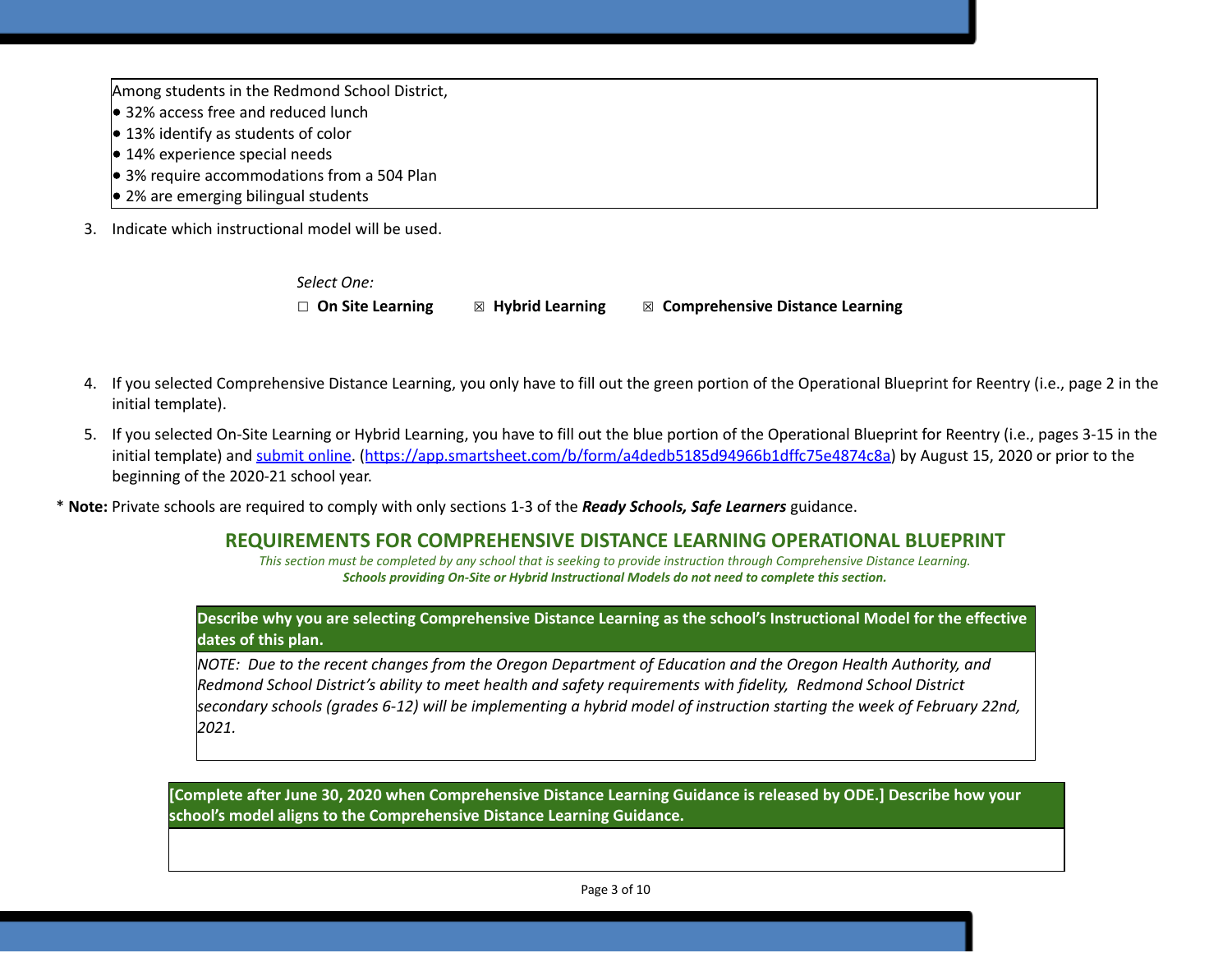Among students in the Redmond School District,

- 32% access free and reduced lunch
- 13% identify as students of color
- 14% experience special needs
- 3% require accommodations from a 504 Plan
- 2% are emerging bilingual students

3. Indicate which instructional model will be used.

*Select One:*

☐ **On Site Learning** ☒ **Hybrid Learning** ☒ **Comprehensive Distance Learning**

4. If you selected Comprehensive Distance Learning, you only have to fill out the green portion of the Operational Blueprint for Reentry (i.e., page 2 in the initial template).

5. If you selected On-Site Learning or Hybrid Learning, you have to fill out the blue portion of the Operational Blueprint for Reentry (i.e., pages 3-15 in the initial template) and [submit online](https://app.smartsheet.com/b/form/a4dedb5185d94966b1dffc75e4874c8a). (https://app.smartsheet.com/b/form/a4dedb5185d94966b1dffc75e4874c8a) by August 15, 2020 or prior to the beginning of the 2020-21 school year.

\* **Note:** Private schools are required to comply with only sections 1-3 of the ***Ready Schools, Safe Learners*** guidance.

## REQUIREMENTS FOR COMPREHENSIVE DISTANCE LEARNING OPERATIONAL BLUEPRINT

*This section must be completed by any school that is seeking to provide instruction through Comprehensive Distance Learning.*
***Schools providing On-Site or Hybrid Instructional Models do not need to complete this section.***

| **Describe why you are selecting Comprehensive Distance Learning as the school's Instructional Model for the effective dates of this plan.** |
|---|
| *NOTE: Due to the recent changes from the Oregon Department of Education and the Oregon Health Authority, and Redmond School District's ability to meet health and safety requirements with fidelity, Redmond School District secondary schools (grades 6-12) will be implementing a hybrid model of instruction starting the week of February 22nd, 2021.* |

| **[Complete after June 30, 2020 when Comprehensive Distance Learning Guidance is released by ODE.] Describe how your school's model aligns to the Comprehensive Distance Learning Guidance.** |
|---|
| |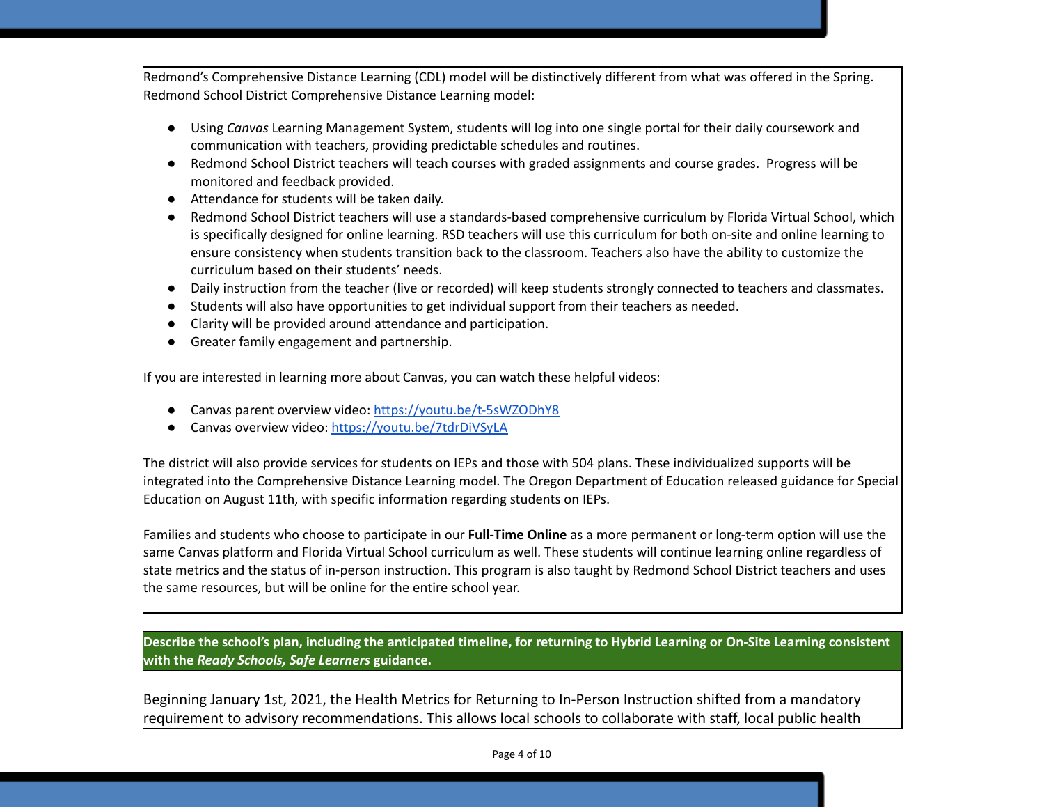Redmond's Comprehensive Distance Learning (CDL) model will be distinctively different from what was offered in the Spring. Redmond School District Comprehensive Distance Learning model:

- Using *Canvas* Learning Management System, students will log into one single portal for their daily coursework and communication with teachers, providing predictable schedules and routines.
- Redmond School District teachers will teach courses with graded assignments and course grades. Progress will be monitored and feedback provided.
- Attendance for students will be taken daily.
- Redmond School District teachers will use a standards-based comprehensive curriculum by Florida Virtual School, which is specifically designed for online learning. RSD teachers will use this curriculum for both on-site and online learning to ensure consistency when students transition back to the classroom. Teachers also have the ability to customize the curriculum based on their students' needs.
- Daily instruction from the teacher (live or recorded) will keep students strongly connected to teachers and classmates.
- Students will also have opportunities to get individual support from their teachers as needed.
- Clarity will be provided around attendance and participation.
- Greater family engagement and partnership.

If you are interested in learning more about Canvas, you can watch these helpful videos:

- Canvas parent overview video: https://youtu.be/t-5sWZODhY8
- Canvas overview video: https://youtu.be/7tdrDiVSyLA

The district will also provide services for students on IEPs and those with 504 plans. These individualized supports will be integrated into the Comprehensive Distance Learning model. The Oregon Department of Education released guidance for Special Education on August 11th, with specific information regarding students on IEPs.

Families and students who choose to participate in our **Full-Time Online** as a more permanent or long-term option will use the same Canvas platform and Florida Virtual School curriculum as well. These students will continue learning online regardless of state metrics and the status of in-person instruction. This program is also taught by Redmond School District teachers and uses the same resources, but will be online for the entire school year.

**Describe the school's plan, including the anticipated timeline, for returning to Hybrid Learning or On-Site Learning consistent with the *Ready Schools, Safe Learners* guidance.**

Beginning January 1st, 2021, the Health Metrics for Returning to In-Person Instruction shifted from a mandatory requirement to advisory recommendations. This allows local schools to collaborate with staff, local public health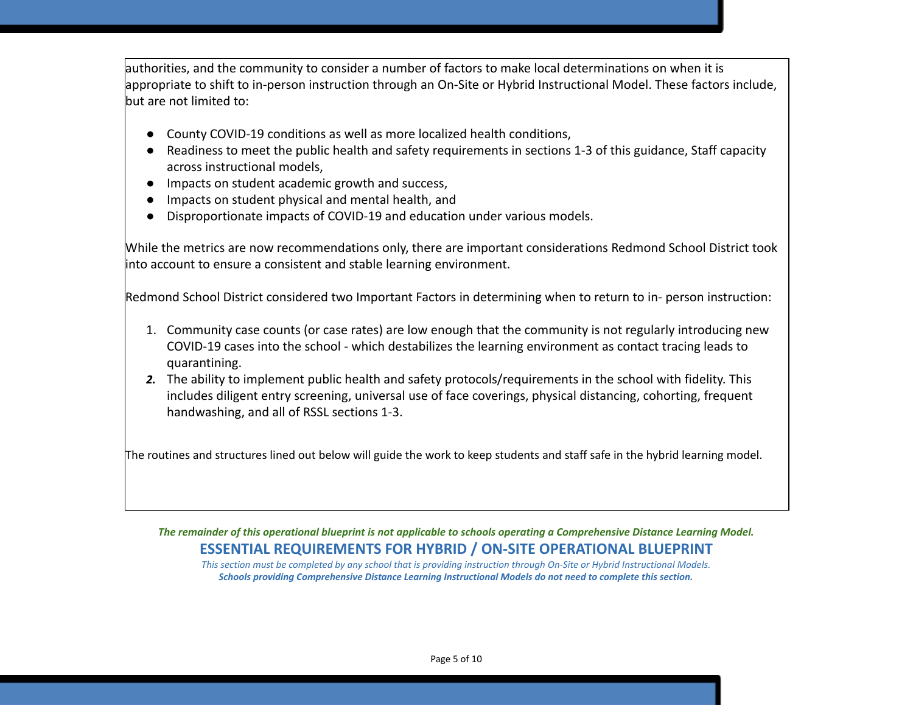authorities, and the community to consider a number of factors to make local determinations on when it is appropriate to shift to in-person instruction through an On-Site or Hybrid Instructional Model. These factors include, but are not limited to:

- County COVID-19 conditions as well as more localized health conditions,
- Readiness to meet the public health and safety requirements in sections 1-3 of this guidance, Staff capacity across instructional models,
- Impacts on student academic growth and success,
- Impacts on student physical and mental health, and
- Disproportionate impacts of COVID-19 and education under various models.

While the metrics are now recommendations only, there are important considerations Redmond School District took into account to ensure a consistent and stable learning environment.

Redmond School District considered two Important Factors in determining when to return to in- person instruction:

1. Community case counts (or case rates) are low enough that the community is not regularly introducing new COVID-19 cases into the school - which destabilizes the learning environment as contact tracing leads to quarantining.
2. The ability to implement public health and safety protocols/requirements in the school with fidelity. This includes diligent entry screening, universal use of face coverings, physical distancing, cohorting, frequent handwashing, and all of RSSL sections 1-3.

The routines and structures lined out below will guide the work to keep students and staff safe in the hybrid learning model.

***The remainder of this operational blueprint is not applicable to schools operating a Comprehensive Distance Learning Model.***

## ESSENTIAL REQUIREMENTS FOR HYBRID / ON-SITE OPERATIONAL BLUEPRINT

*This section must be completed by any school that is providing instruction through On-Site or Hybrid Instructional Models.*

***Schools providing Comprehensive Distance Learning Instructional Models do not need to complete this section.***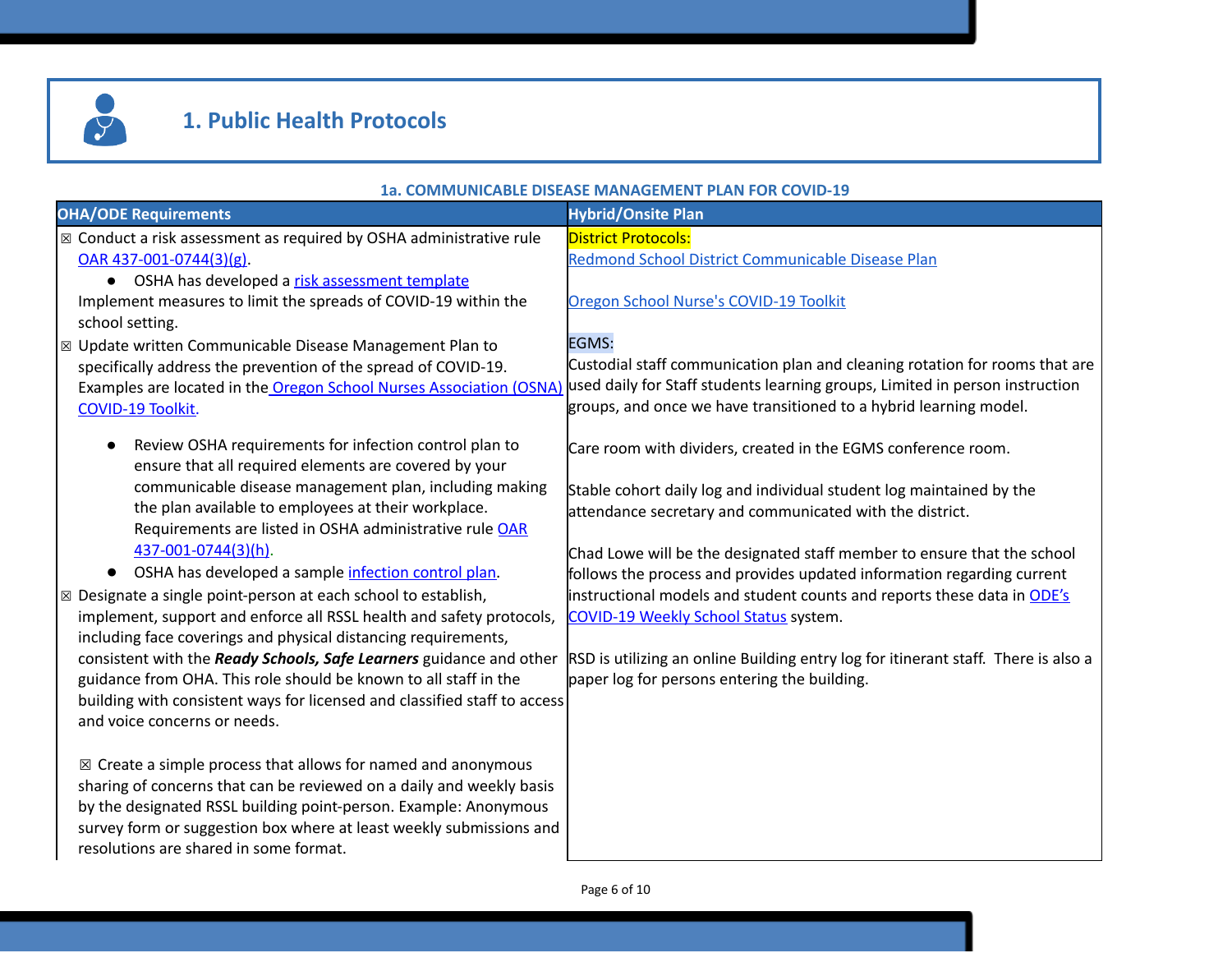## 1. Public Health Protocols

### 1a. COMMUNICABLE DISEASE MANAGEMENT PLAN FOR COVID-19

| OHA/ODE Requirements | Hybrid/Onsite Plan |
|---|---|
| ☒ Conduct a risk assessment as required by OSHA administrative rule OAR 437-001-0744(3)(g).<br>● OSHA has developed a risk assessment template<br>Implement measures to limit the spreads of COVID-19 within the school setting.<br>☒ Update written Communicable Disease Management Plan to specifically address the prevention of the spread of COVID-19. Examples are located in the Oregon School Nurses Association (OSNA) COVID-19 Toolkit.<br>● Review OSHA requirements for infection control plan to ensure that all required elements are covered by your communicable disease management plan, including making the plan available to employees at their workplace. Requirements are listed in OSHA administrative rule OAR 437-001-0744(3)(h).<br>● OSHA has developed a sample infection control plan.<br>☒ Designate a single point-person at each school to establish, implement, support and enforce all RSSL health and safety protocols, including face coverings and physical distancing requirements, consistent with the ***Ready Schools, Safe Learners*** guidance and other guidance from OHA. This role should be known to all staff in the building with consistent ways for licensed and classified staff to access and voice concerns or needs.<br><br>☒ Create a simple process that allows for named and anonymous sharing of concerns that can be reviewed on a daily and weekly basis by the designated RSSL building point-person. Example: Anonymous survey form or suggestion box where at least weekly submissions and resolutions are shared in some format. | District Protocols:<br>Redmond School District Communicable Disease Plan<br><br>Oregon School Nurse's COVID-19 Toolkit<br><br>EGMS:<br>Custodial staff communication plan and cleaning rotation for rooms that are used daily for Staff students learning groups, Limited in person instruction groups, and once we have transitioned to a hybrid learning model.<br><br>Care room with dividers, created in the EGMS conference room.<br><br>Stable cohort daily log and individual student log maintained by the attendance secretary and communicated with the district.<br><br>Chad Lowe will be the designated staff member to ensure that the school follows the process and provides updated information regarding current instructional models and student counts and reports these data in ODE's COVID-19 Weekly School Status system.<br><br>RSD is utilizing an online Building entry log for itinerant staff. There is also a paper log for persons entering the building. |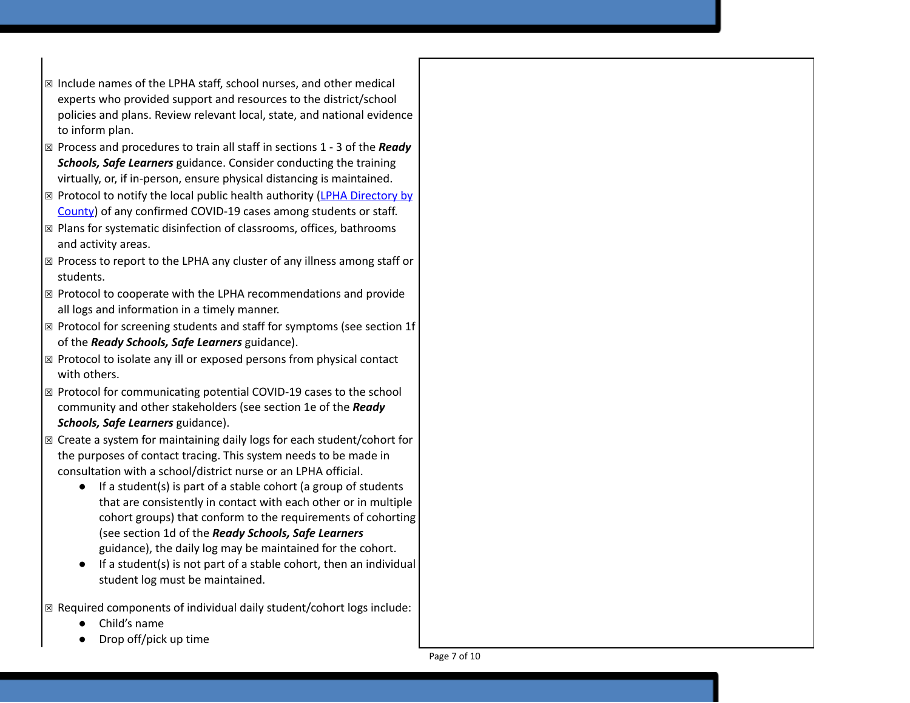- ☒ Include names of the LPHA staff, school nurses, and other medical experts who provided support and resources to the district/school policies and plans. Review relevant local, state, and national evidence to inform plan.
- ☒ Process and procedures to train all staff in sections 1 - 3 of the ***Ready Schools, Safe Learners*** guidance. Consider conducting the training virtually, or, if in-person, ensure physical distancing is maintained.
- ☒ Protocol to notify the local public health authority (LPHA Directory by County) of any confirmed COVID-19 cases among students or staff.
- ☒ Plans for systematic disinfection of classrooms, offices, bathrooms and activity areas.
- ☒ Process to report to the LPHA any cluster of any illness among staff or students.
- ☒ Protocol to cooperate with the LPHA recommendations and provide all logs and information in a timely manner.
- ☒ Protocol for screening students and staff for symptoms (see section 1f of the ***Ready Schools, Safe Learners*** guidance).
- ☒ Protocol to isolate any ill or exposed persons from physical contact with others.
- ☒ Protocol for communicating potential COVID-19 cases to the school community and other stakeholders (see section 1e of the ***Ready Schools, Safe Learners*** guidance).
- ☒ Create a system for maintaining daily logs for each student/cohort for the purposes of contact tracing. This system needs to be made in consultation with a school/district nurse or an LPHA official.
  - If a student(s) is part of a stable cohort (a group of students that are consistently in contact with each other or in multiple cohort groups) that conform to the requirements of cohorting (see section 1d of the ***Ready Schools, Safe Learners*** guidance), the daily log may be maintained for the cohort.
  - If a student(s) is not part of a stable cohort, then an individual student log must be maintained.
- ☒ Required components of individual daily student/cohort logs include:
  - Child's name
  - Drop off/pick up time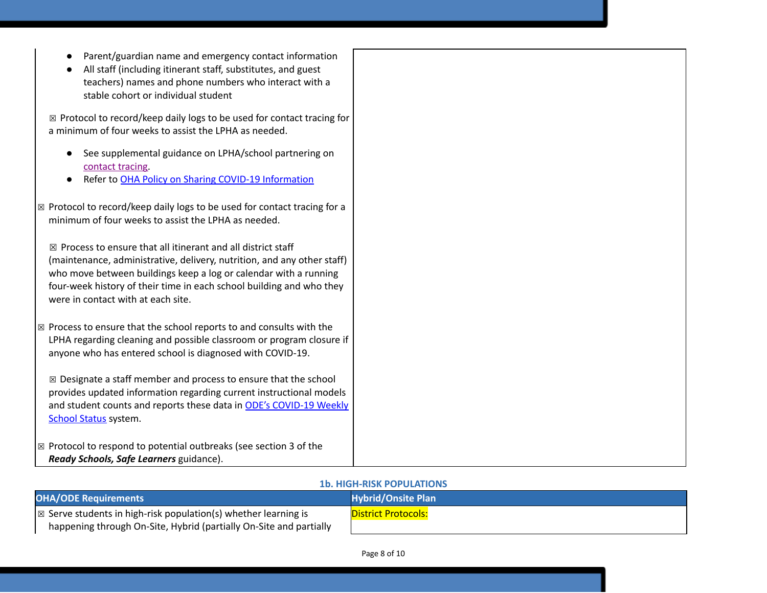| | |
|---|---|
| ● Parent/guardian name and emergency contact information<br>● All staff (including itinerant staff, substitutes, and guest teachers) names and phone numbers who interact with a stable cohort or individual student<br><br>☒ Protocol to record/keep daily logs to be used for contact tracing for a minimum of four weeks to assist the LPHA as needed.<br><br>● See supplemental guidance on LPHA/school partnering on contact tracing.<br>● Refer to OHA Policy on Sharing COVID-19 Information<br><br>☒ Protocol to record/keep daily logs to be used for contact tracing for a minimum of four weeks to assist the LPHA as needed.<br><br>☒ Process to ensure that all itinerant and all district staff (maintenance, administrative, delivery, nutrition, and any other staff) who move between buildings keep a log or calendar with a running four-week history of their time in each school building and who they were in contact with at each site.<br><br>☒ Process to ensure that the school reports to and consults with the LPHA regarding cleaning and possible classroom or program closure if anyone who has entered school is diagnosed with COVID-19.<br><br>☒ Designate a staff member and process to ensure that the school provides updated information regarding current instructional models and student counts and reports these data in ODE's COVID-19 Weekly School Status system.<br><br>☒ Protocol to respond to potential outbreaks (see section 3 of the ***Ready Schools, Safe Learners*** guidance). | |

### 1b. HIGH-RISK POPULATIONS

| OHA/ODE Requirements | Hybrid/Onsite Plan |
|---|---|
| ☒ Serve students in high-risk population(s) whether learning is happening through On-Site, Hybrid (partially On-Site and partially | District Protocols: |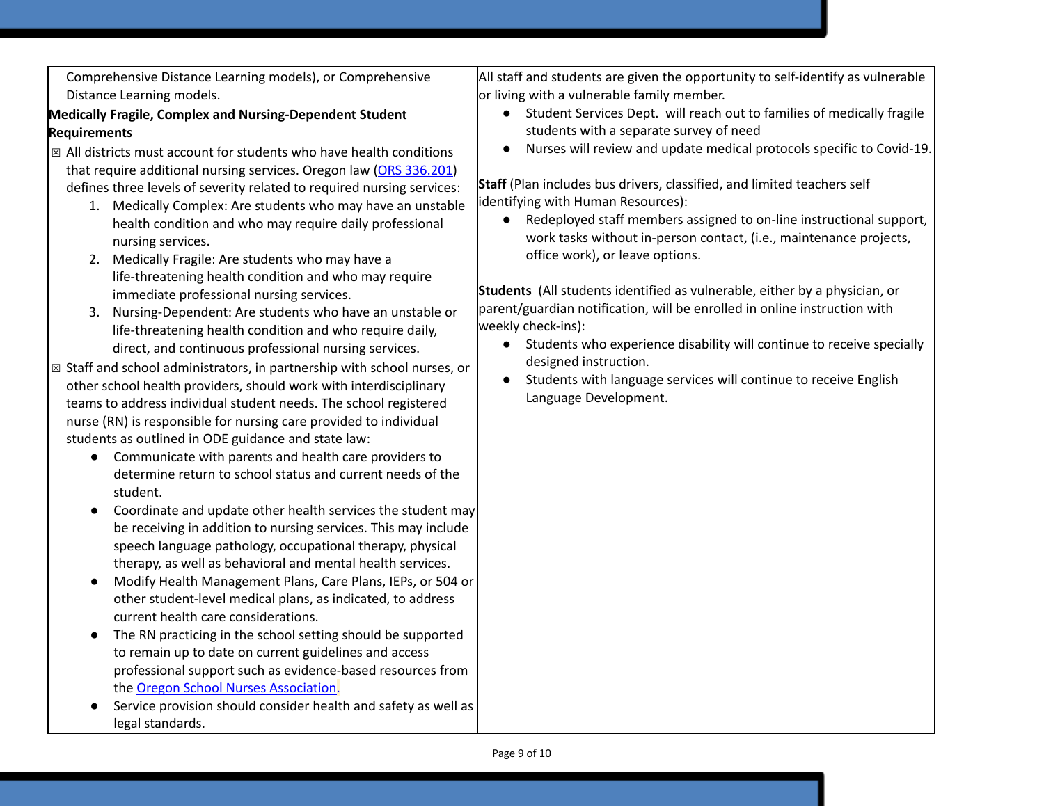| | |
|---|---|
| Comprehensive Distance Learning models), or Comprehensive Distance Learning models.<br><br>**Medically Fragile, Complex and Nursing-Dependent Student Requirements**<br><br>☒ All districts must account for students who have health conditions that require additional nursing services. Oregon law (ORS 336.201) defines three levels of severity related to required nursing services:<br>1. Medically Complex: Are students who may have an unstable health condition and who may require daily professional nursing services.<br>2. Medically Fragile: Are students who may have a life-threatening health condition and who may require immediate professional nursing services.<br>3. Nursing-Dependent: Are students who have an unstable or life-threatening health condition and who require daily, direct, and continuous professional nursing services.<br><br>☒ Staff and school administrators, in partnership with school nurses, or other school health providers, should work with interdisciplinary teams to address individual student needs. The school registered nurse (RN) is responsible for nursing care provided to individual students as outlined in ODE guidance and state law:<br>● Communicate with parents and health care providers to determine return to school status and current needs of the student.<br>● Coordinate and update other health services the student may be receiving in addition to nursing services. This may include speech language pathology, occupational therapy, physical therapy, as well as behavioral and mental health services.<br>● Modify Health Management Plans, Care Plans, IEPs, or 504 or other student-level medical plans, as indicated, to address current health care considerations.<br>● The RN practicing in the school setting should be supported to remain up to date on current guidelines and access professional support such as evidence-based resources from the Oregon School Nurses Association.<br>● Service provision should consider health and safety as well as legal standards. | All staff and students are given the opportunity to self-identify as vulnerable or living with a vulnerable family member.<br>● Student Services Dept. will reach out to families of medically fragile students with a separate survey of need<br>● Nurses will review and update medical protocols specific to Covid-19.<br><br>**Staff** (Plan includes bus drivers, classified, and limited teachers self identifying with Human Resources):<br>● Redeployed staff members assigned to on-line instructional support, work tasks without in-person contact, (i.e., maintenance projects, office work), or leave options.<br><br>**Students** (All students identified as vulnerable, either by a physician, or parent/guardian notification, will be enrolled in online instruction with weekly check-ins):<br>● Students who experience disability will continue to receive specially designed instruction.<br>● Students with language services will continue to receive English Language Development. |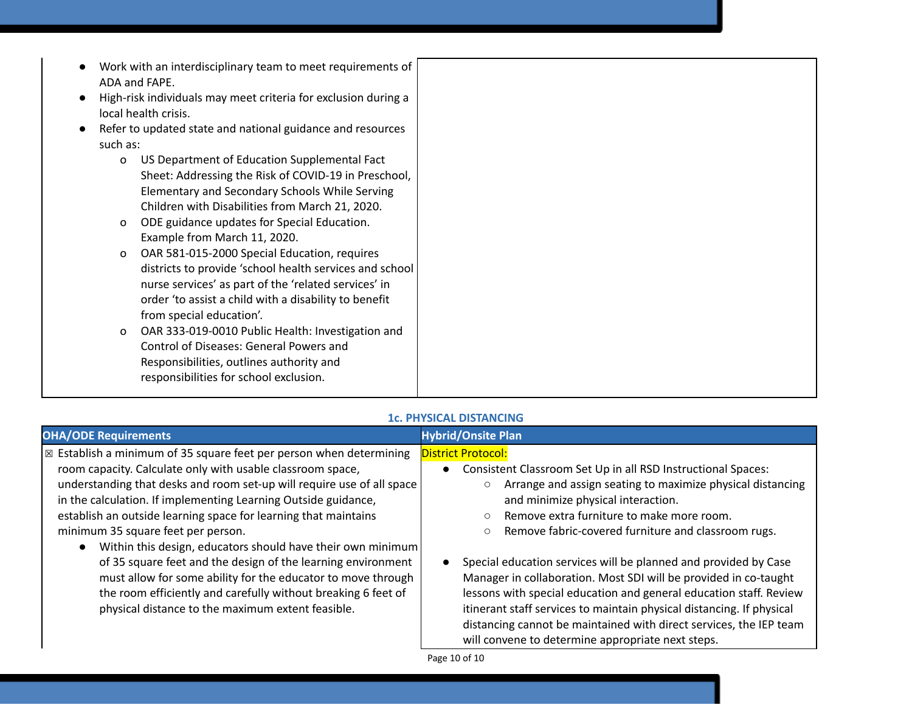| | |
|---|---|
| • Work with an interdisciplinary team to meet requirements of ADA and FAPE.<br>• High-risk individuals may meet criteria for exclusion during a local health crisis.<br>• Refer to updated state and national guidance and resources such as:<br>  o US Department of Education Supplemental Fact Sheet: Addressing the Risk of COVID-19 in Preschool, Elementary and Secondary Schools While Serving Children with Disabilities from March 21, 2020.<br>  o ODE guidance updates for Special Education. Example from March 11, 2020.<br>  o OAR 581-015-2000 Special Education, requires districts to provide 'school health services and school nurse services' as part of the 'related services' in order 'to assist a child with a disability to benefit from special education'.<br>  o OAR 333-019-0010 Public Health: Investigation and Control of Diseases: General Powers and Responsibilities, outlines authority and responsibilities for school exclusion. | |

### 1c. PHYSICAL DISTANCING

| OHA/ODE Requirements | Hybrid/Onsite Plan |
|---|---|
| ☒ Establish a minimum of 35 square feet per person when determining room capacity. Calculate only with usable classroom space, understanding that desks and room set-up will require use of all space in the calculation. If implementing Learning Outside guidance, establish an outside learning space for learning that maintains minimum 35 square feet per person.<br>• Within this design, educators should have their own minimum of 35 square feet and the design of the learning environment must allow for some ability for the educator to move through the room efficiently and carefully without breaking 6 feet of physical distance to the maximum extent feasible. | District Protocol:<br>• Consistent Classroom Set Up in all RSD Instructional Spaces:<br>  ○ Arrange and assign seating to maximize physical distancing and minimize physical interaction.<br>  ○ Remove extra furniture to make more room.<br>  ○ Remove fabric-covered furniture and classroom rugs.<br><br>• Special education services will be planned and provided by Case Manager in collaboration. Most SDI will be provided in co-taught lessons with special education and general education staff. Review itinerant staff services to maintain physical distancing. If physical distancing cannot be maintained with direct services, the IEP team will convene to determine appropriate next steps. |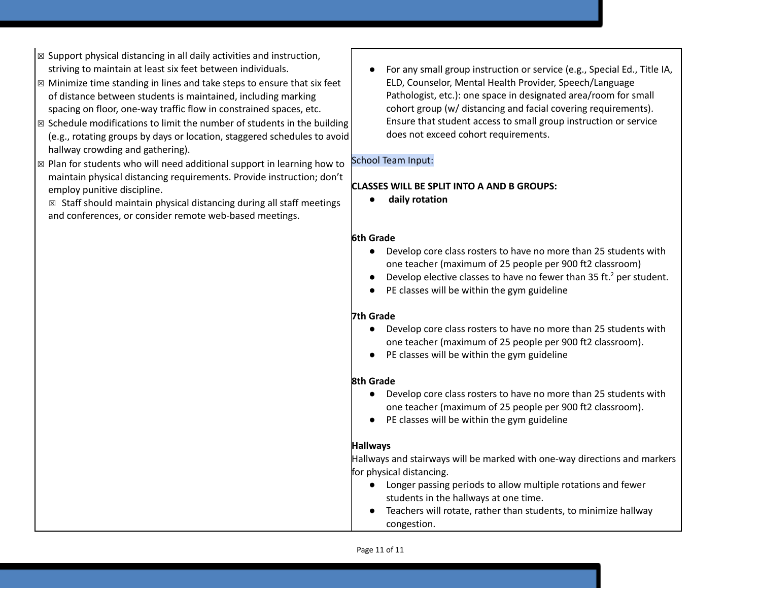☒ Support physical distancing in all daily activities and instruction, striving to maintain at least six feet between individuals.

☒ Minimize time standing in lines and take steps to ensure that six feet of distance between students is maintained, including marking spacing on floor, one-way traffic flow in constrained spaces, etc.

☒ Schedule modifications to limit the number of students in the building (e.g., rotating groups by days or location, staggered schedules to avoid hallway crowding and gathering).

☒ Plan for students who will need additional support in learning how to maintain physical distancing requirements. Provide instruction; don't employ punitive discipline.

☒ Staff should maintain physical distancing during all staff meetings and conferences, or consider remote web-based meetings.

- For any small group instruction or service (e.g., Special Ed., Title IA, ELD, Counselor, Mental Health Provider, Speech/Language Pathologist, etc.): one space in designated area/room for small cohort group (w/ distancing and facial covering requirements). Ensure that student access to small group instruction or service does not exceed cohort requirements.

School Team Input:

**CLASSES WILL BE SPLIT INTO A AND B GROUPS:**

- **daily rotation**

**6th Grade**

- Develop core class rosters to have no more than 25 students with one teacher (maximum of 25 people per 900 ft2 classroom)
- Develop elective classes to have no fewer than 35 $ft.^2$ per student.
- PE classes will be within the gym guideline

**7th Grade**

- Develop core class rosters to have no more than 25 students with one teacher (maximum of 25 people per 900 ft2 classroom).
- PE classes will be within the gym guideline

**8th Grade**

- Develop core class rosters to have no more than 25 students with one teacher (maximum of 25 people per 900 ft2 classroom).
- PE classes will be within the gym guideline

**Hallways**

Hallways and stairways will be marked with one-way directions and markers for physical distancing.

- Longer passing periods to allow multiple rotations and fewer students in the hallways at one time.
- Teachers will rotate, rather than students, to minimize hallway congestion.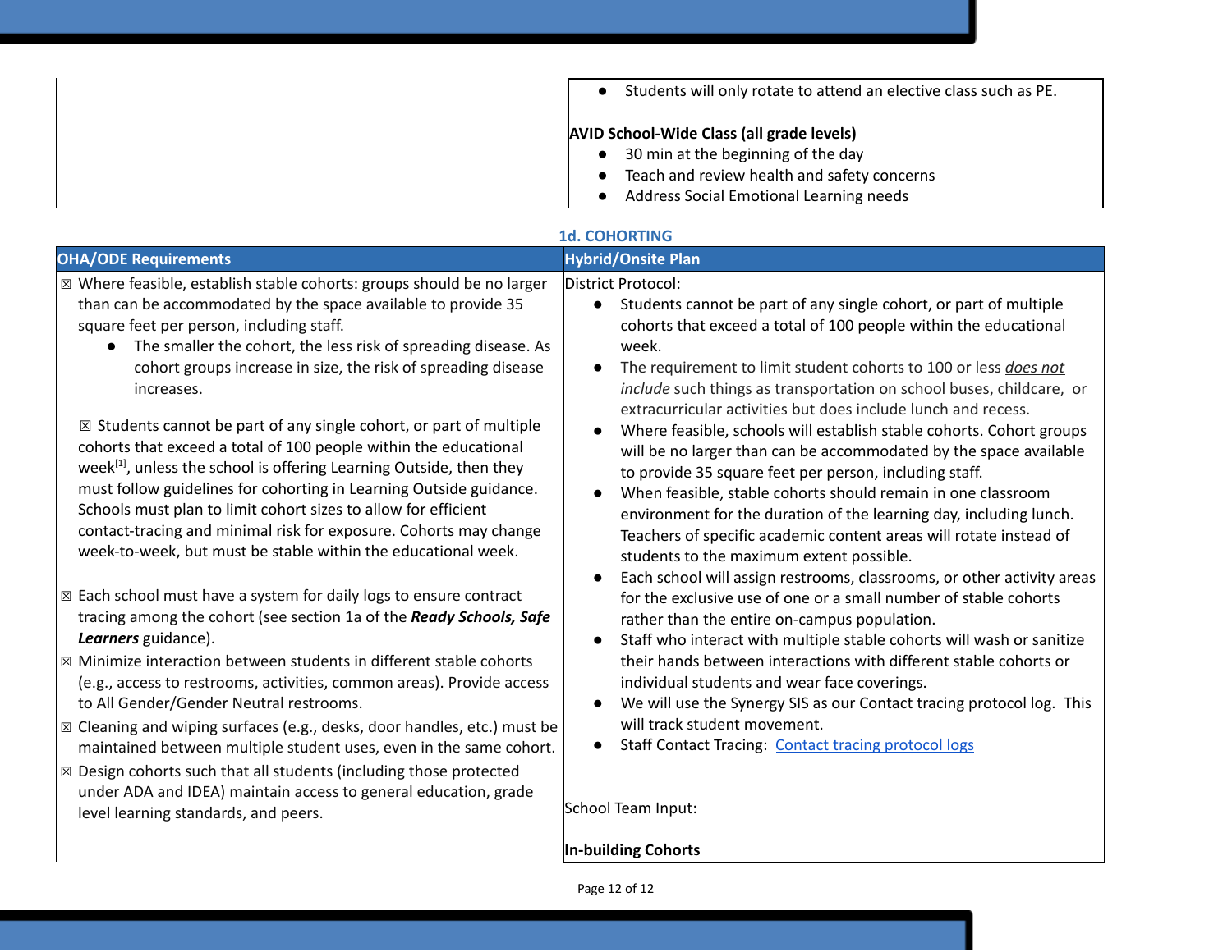| | |
|---|---|
| | • Students will only rotate to attend an elective class such as PE.<br><br>**AVID School-Wide Class (all grade levels)**<br>• 30 min at the beginning of the day<br>• Teach and review health and safety concerns<br>• Address Social Emotional Learning needs |

### 1d. COHORTING

| OHA/ODE Requirements | Hybrid/Onsite Plan |
|---|---|
| ☒ Where feasible, establish stable cohorts: groups should be no larger than can be accommodated by the space available to provide 35 square feet per person, including staff.<br>• The smaller the cohort, the less risk of spreading disease. As cohort groups increase in size, the risk of spreading disease increases.<br><br>☒ Students cannot be part of any single cohort, or part of multiple cohorts that exceed a total of 100 people within the educational week[1], unless the school is offering Learning Outside, then they must follow guidelines for cohorting in Learning Outside guidance. Schools must plan to limit cohort sizes to allow for efficient contact-tracing and minimal risk for exposure. Cohorts may change week-to-week, but must be stable within the educational week.<br><br>☒ Each school must have a system for daily logs to ensure contract tracing among the cohort (see section 1a of the ***Ready Schools, Safe Learners*** guidance).<br>☒ Minimize interaction between students in different stable cohorts (e.g., access to restrooms, activities, common areas). Provide access to All Gender/Gender Neutral restrooms.<br>☒ Cleaning and wiping surfaces (e.g., desks, door handles, etc.) must be maintained between multiple student uses, even in the same cohort.<br>☒ Design cohorts such that all students (including those protected under ADA and IDEA) maintain access to general education, grade level learning standards, and peers. | District Protocol:<br>• Students cannot be part of any single cohort, or part of multiple cohorts that exceed a total of 100 people within the educational week.<br>• The requirement to limit student cohorts to 100 or less ***does not include*** such things as transportation on school buses, childcare, or extracurricular activities but does include lunch and recess.<br>• Where feasible, schools will establish stable cohorts. Cohort groups will be no larger than can be accommodated by the space available to provide 35 square feet per person, including staff.<br>• When feasible, stable cohorts should remain in one classroom environment for the duration of the learning day, including lunch. Teachers of specific academic content areas will rotate instead of students to the maximum extent possible.<br>• Each school will assign restrooms, classrooms, or other activity areas for the exclusive use of one or a small number of stable cohorts rather than the entire on-campus population.<br>• Staff who interact with multiple stable cohorts will wash or sanitize their hands between interactions with different stable cohorts or individual students and wear face coverings.<br>• We will use the Synergy SIS as our Contact tracing protocol log. This will track student movement.<br>• Staff Contact Tracing: Contact tracing protocol logs<br><br>School Team Input:<br><br>**In-building Cohorts** |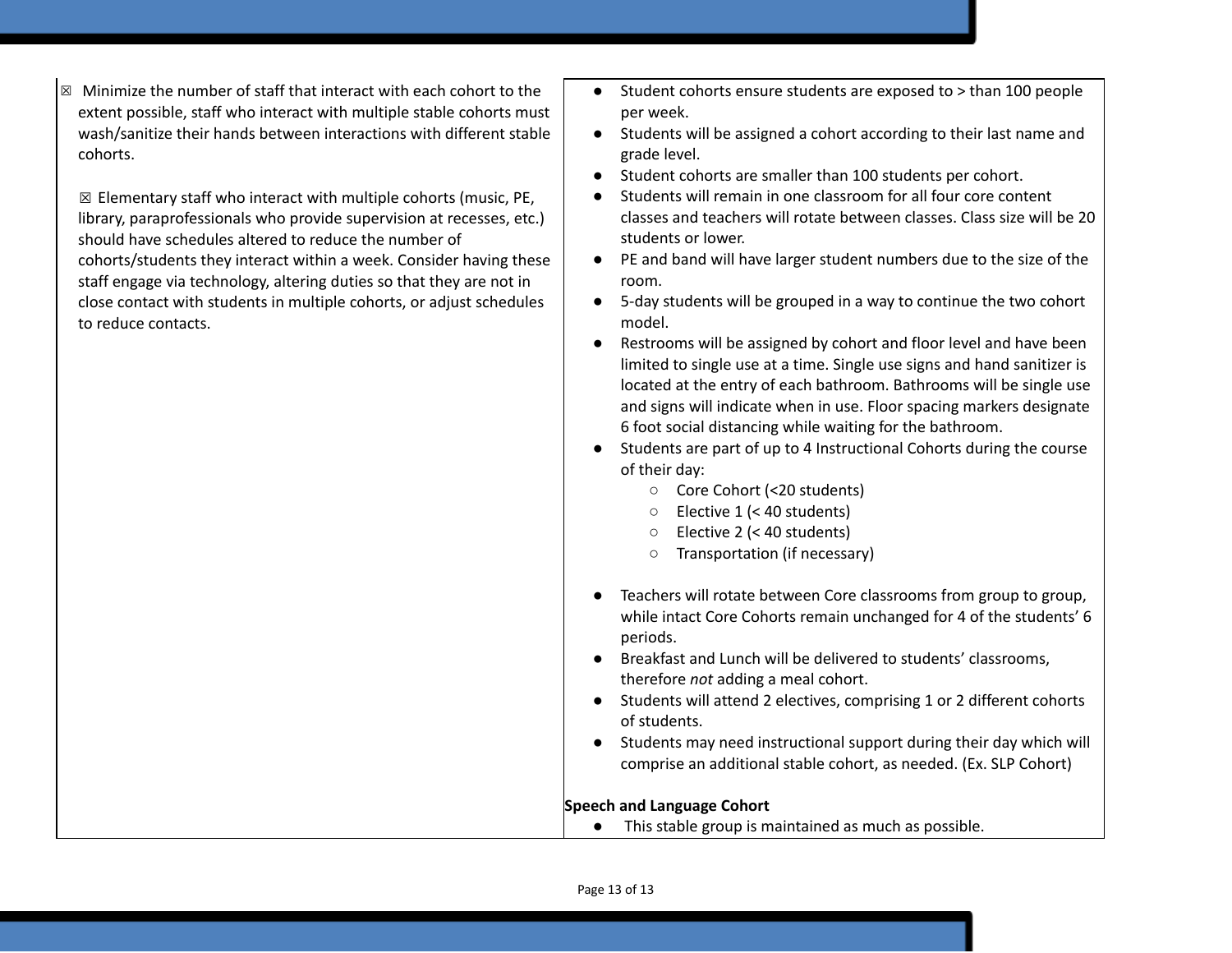| | |
|---|---|
| ☒ Minimize the number of staff that interact with each cohort to the extent possible, staff who interact with multiple stable cohorts must wash/sanitize their hands between interactions with different stable cohorts.<br><br>☒ Elementary staff who interact with multiple cohorts (music, PE, library, paraprofessionals who provide supervision at recesses, etc.) should have schedules altered to reduce the number of cohorts/students they interact within a week. Consider having these staff engage via technology, altering duties so that they are not in close contact with students in multiple cohorts, or adjust schedules to reduce contacts. | ● Student cohorts ensure students are exposed to > than 100 people per week.<br>● Students will be assigned a cohort according to their last name and grade level.<br>● Student cohorts are smaller than 100 students per cohort.<br>● Students will remain in one classroom for all four core content classes and teachers will rotate between classes. Class size will be 20 students or lower.<br>● PE and band will have larger student numbers due to the size of the room.<br>● 5-day students will be grouped in a way to continue the two cohort model.<br>● Restrooms will be assigned by cohort and floor level and have been limited to single use at a time. Single use signs and hand sanitizer is located at the entry of each bathroom. Bathrooms will be single use and signs will indicate when in use. Floor spacing markers designate 6 foot social distancing while waiting for the bathroom.<br>● Students are part of up to 4 Instructional Cohorts during the course of their day:<br>&nbsp;&nbsp;&nbsp;&nbsp;○ Core Cohort (<20 students)<br>&nbsp;&nbsp;&nbsp;&nbsp;○ Elective 1 (< 40 students)<br>&nbsp;&nbsp;&nbsp;&nbsp;○ Elective 2 (< 40 students)<br>&nbsp;&nbsp;&nbsp;&nbsp;○ Transportation (if necessary)<br><br>● Teachers will rotate between Core classrooms from group to group, while intact Core Cohorts remain unchanged for 4 of the students' 6 periods.<br>● Breakfast and Lunch will be delivered to students' classrooms, therefore *not* adding a meal cohort.<br>● Students will attend 2 electives, comprising 1 or 2 different cohorts of students.<br>● Students may need instructional support during their day which will comprise an additional stable cohort, as needed. (Ex. SLP Cohort)<br><br>**Speech and Language Cohort**<br>● This stable group is maintained as much as possible. |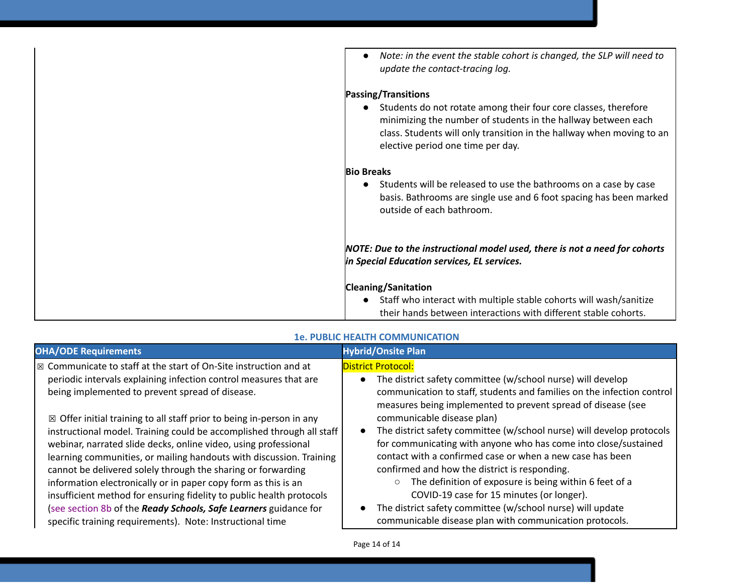| | |
|---|---|
| | • *Note: in the event the stable cohort is changed, the SLP will need to update the contact-tracing log.*<br><br>**Passing/Transitions**<br>• Students do not rotate among their four core classes, therefore minimizing the number of students in the hallway between each class. Students will only transition in the hallway when moving to an elective period one time per day.<br><br>**Bio Breaks**<br>• Students will be released to use the bathrooms on a case by case basis. Bathrooms are single use and 6 foot spacing has been marked outside of each bathroom.<br><br>***NOTE: Due to the instructional model used, there is not a need for cohorts in Special Education services, EL services.***<br><br>**Cleaning/Sanitation**<br>• Staff who interact with multiple stable cohorts will wash/sanitize their hands between interactions with different stable cohorts. |

### 1e. PUBLIC HEALTH COMMUNICATION

| OHA/ODE Requirements | Hybrid/Onsite Plan |
|---|---|
| ☒ Communicate to staff at the start of On-Site instruction and at periodic intervals explaining infection control measures that are being implemented to prevent spread of disease.<br><br>☒ Offer initial training to all staff prior to being in-person in any instructional model. Training could be accomplished through all staff webinar, narrated slide decks, online video, using professional learning communities, or mailing handouts with discussion. Training cannot be delivered solely through the sharing or forwarding information electronically or in paper copy form as this is an insufficient method for ensuring fidelity to public health protocols (see section 8b of the ***Ready Schools, Safe Learners*** guidance for specific training requirements). Note: Instructional time | District Protocol:<br>• The district safety committee (w/school nurse) will develop communication to staff, students and families on the infection control measures being implemented to prevent spread of disease (see communicable disease plan)<br>• The district safety committee (w/school nurse) will develop protocols for communicating with anyone who has come into close/sustained contact with a confirmed case or when a new case has been confirmed and how the district is responding.<br>  ○ The definition of exposure is being within 6 feet of a COVID-19 case for 15 minutes (or longer).<br>• The district safety committee (w/school nurse) will update communicable disease plan with communication protocols. |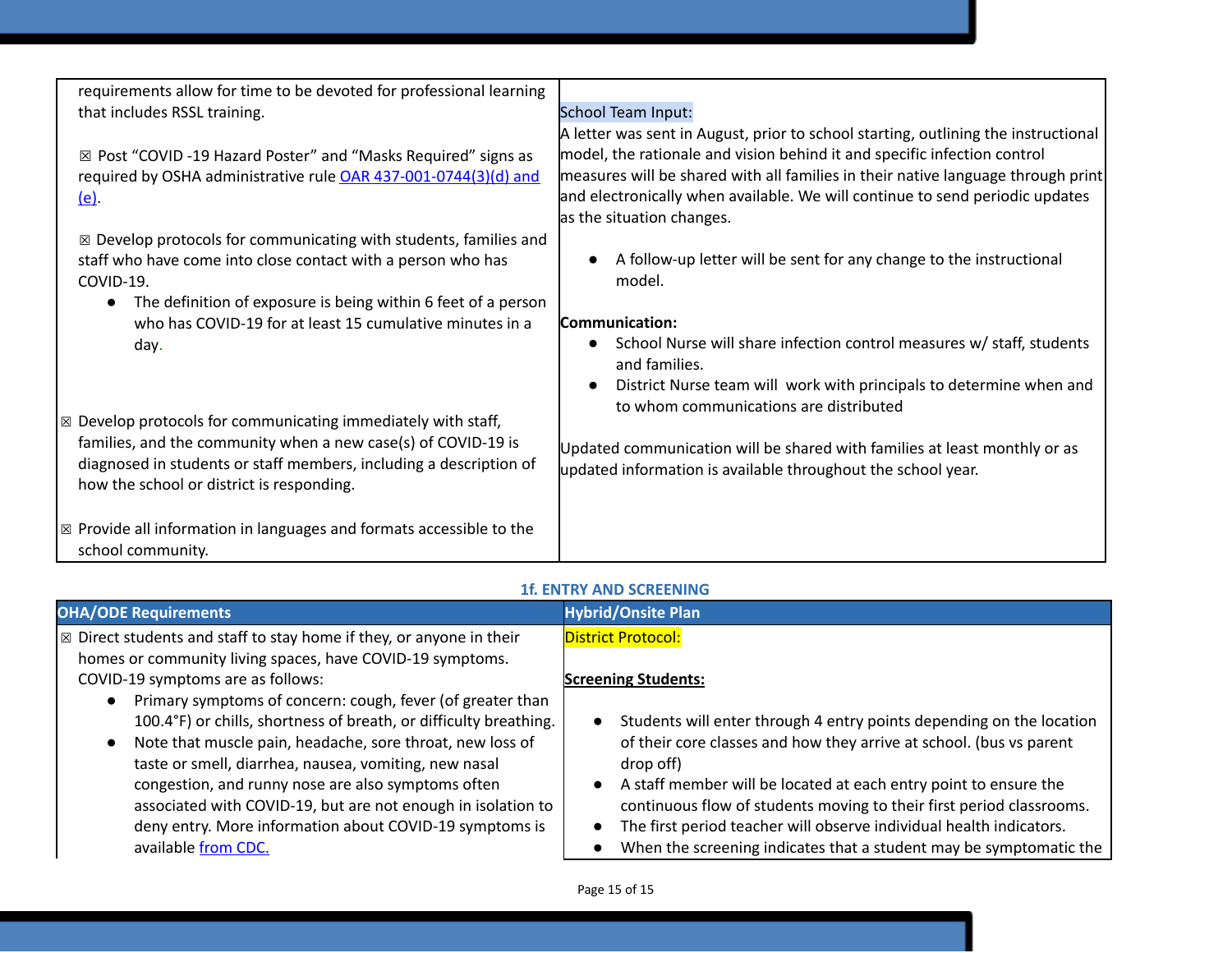| | |
|---|---|
| requirements allow for time to be devoted for professional learning that includes RSSL training.<br><br>☒ Post "COVID -19 Hazard Poster" and "Masks Required" signs as required by OSHA administrative rule [OAR 437-001-0744(3)(d) and (e)](#).<br><br>☒ Develop protocols for communicating with students, families and staff who have come into close contact with a person who has COVID-19.<br>● The definition of exposure is being within 6 feet of a person who has COVID-19 for at least 15 cumulative minutes in a day.<br><br>☒ Develop protocols for communicating immediately with staff, families, and the community when a new case(s) of COVID-19 is diagnosed in students or staff members, including a description of how the school or district is responding.<br><br>☒ Provide all information in languages and formats accessible to the school community. | School Team Input:<br>A letter was sent in August, prior to school starting, outlining the instructional model, the rationale and vision behind it and specific infection control measures will be shared with all families in their native language through print and electronically when available. We will continue to send periodic updates as the situation changes.<br>● A follow-up letter will be sent for any change to the instructional model.<br><br>**Communication:**<br>● School Nurse will share infection control measures w/ staff, students and families.<br>● District Nurse team will work with principals to determine when and to whom communications are distributed<br><br>Updated communication will be shared with families at least monthly or as updated information is available throughout the school year. |

## 1f. ENTRY AND SCREENING

| OHA/ODE Requirements | Hybrid/Onsite Plan |
|---|---|
| ☒ Direct students and staff to stay home if they, or anyone in their homes or community living spaces, have COVID-19 symptoms. COVID-19 symptoms are as follows:<br>● Primary symptoms of concern: cough, fever (of greater than 100.4°F) or chills, shortness of breath, or difficulty breathing.<br>● Note that muscle pain, headache, sore throat, new loss of taste or smell, diarrhea, nausea, vomiting, new nasal congestion, and runny nose are also symptoms often associated with COVID-19, but are not enough in isolation to deny entry. More information about COVID-19 symptoms is available [from CDC.](#) | District Protocol:<br><br>**Screening Students:**<br>● Students will enter through 4 entry points depending on the location of their core classes and how they arrive at school. (bus vs parent drop off)<br>● A staff member will be located at each entry point to ensure the continuous flow of students moving to their first period classrooms.<br>● The first period teacher will observe individual health indicators.<br>● When the screening indicates that a student may be symptomatic the |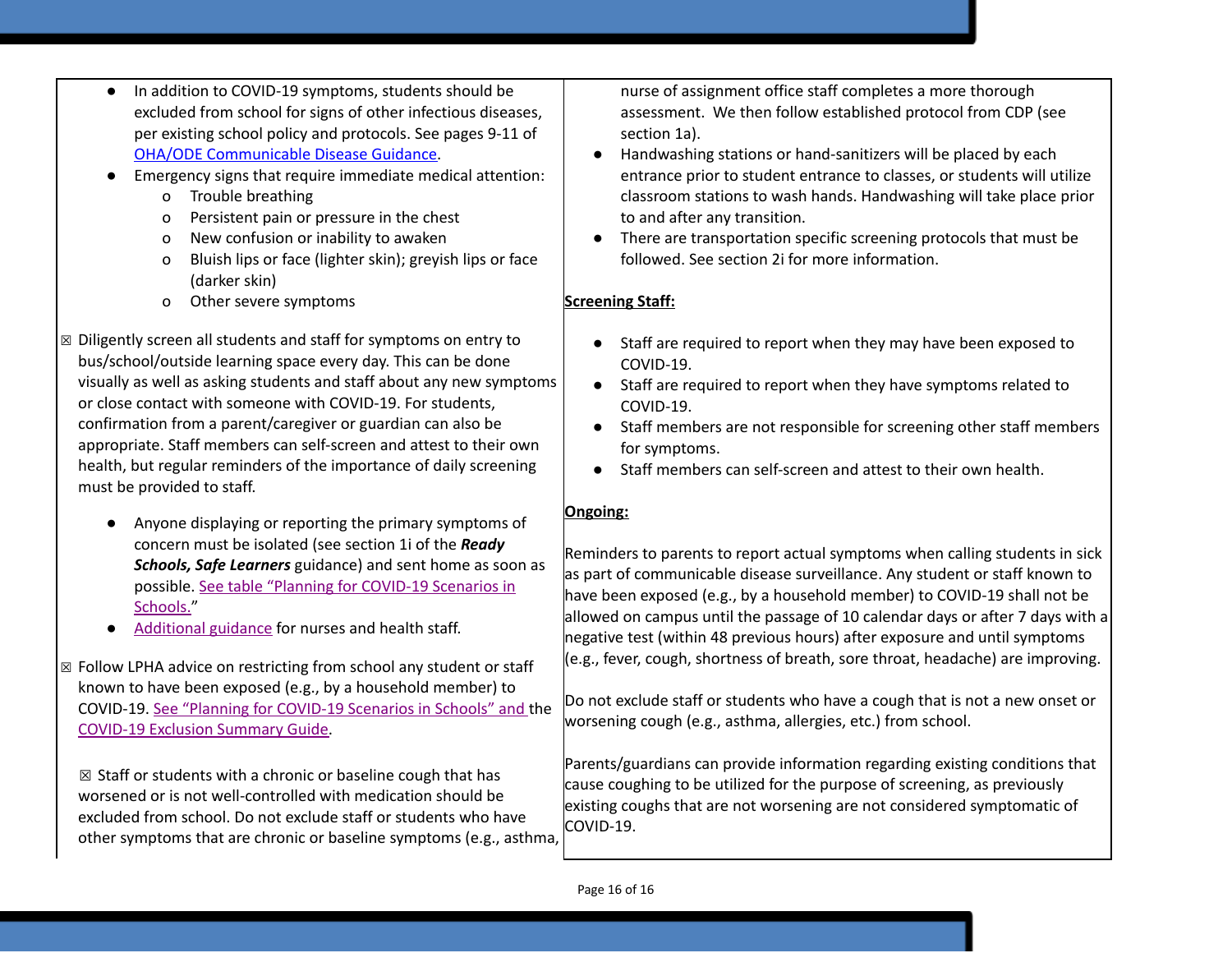| | |
|---|---|
| ● In addition to COVID-19 symptoms, students should be excluded from school for signs of other infectious diseases, per existing school policy and protocols. See pages 9-11 of [OHA/ODE Communicable Disease Guidance](). <br>● Emergency signs that require immediate medical attention: <br>o Trouble breathing <br>o Persistent pain or pressure in the chest <br>o New confusion or inability to awaken <br>o Bluish lips or face (lighter skin); greyish lips or face (darker skin) <br>o Other severe symptoms <br><br>☒ Diligently screen all students and staff for symptoms on entry to bus/school/outside learning space every day. This can be done visually as well as asking students and staff about any new symptoms or close contact with someone with COVID-19. For students, confirmation from a parent/caregiver or guardian can also be appropriate. Staff members can self-screen and attest to their own health, but regular reminders of the importance of daily screening must be provided to staff. <br><br>● Anyone displaying or reporting the primary symptoms of concern must be isolated (see section 1i of the ***Ready Schools, Safe Learners*** guidance) and sent home as soon as possible. [See table "Planning for COVID-19 Scenarios in Schools."]() <br>● [Additional guidance]() for nurses and health staff. <br><br>☒ Follow LPHA advice on restricting from school any student or staff known to have been exposed (e.g., by a household member) to COVID-19. [See "Planning for COVID-19 Scenarios in Schools" and]() the [COVID-19 Exclusion Summary Guide](). <br><br>☒ Staff or students with a chronic or baseline cough that has worsened or is not well-controlled with medication should be excluded from school. Do not exclude staff or students who have other symptoms that are chronic or baseline symptoms (e.g., asthma, | nurse of assignment office staff completes a more thorough assessment. We then follow established protocol from CDP (see section 1a). <br>● Handwashing stations or hand-sanitizers will be placed by each entrance prior to student entrance to classes, or students will utilize classroom stations to wash hands. Handwashing will take place prior to and after any transition. <br>● There are transportation specific screening protocols that must be followed. See section 2i for more information. <br><br>**<u>Screening Staff:</u>** <br><br>● Staff are required to report when they may have been exposed to COVID-19. <br>● Staff are required to report when they have symptoms related to COVID-19. <br>● Staff members are not responsible for screening other staff members for symptoms. <br>● Staff members can self-screen and attest to their own health. <br><br>**<u>Ongoing:</u>** <br><br>Reminders to parents to report actual symptoms when calling students in sick as part of communicable disease surveillance. Any student or staff known to have been exposed (e.g., by a household member) to COVID-19 shall not be allowed on campus until the passage of 10 calendar days or after 7 days with a negative test (within 48 previous hours) after exposure and until symptoms (e.g., fever, cough, shortness of breath, sore throat, headache) are improving. <br><br>Do not exclude staff or students who have a cough that is not a new onset or worsening cough (e.g., asthma, allergies, etc.) from school. <br><br>Parents/guardians can provide information regarding existing conditions that cause coughing to be utilized for the purpose of screening, as previously existing coughs that are not worsening are not considered symptomatic of COVID-19. |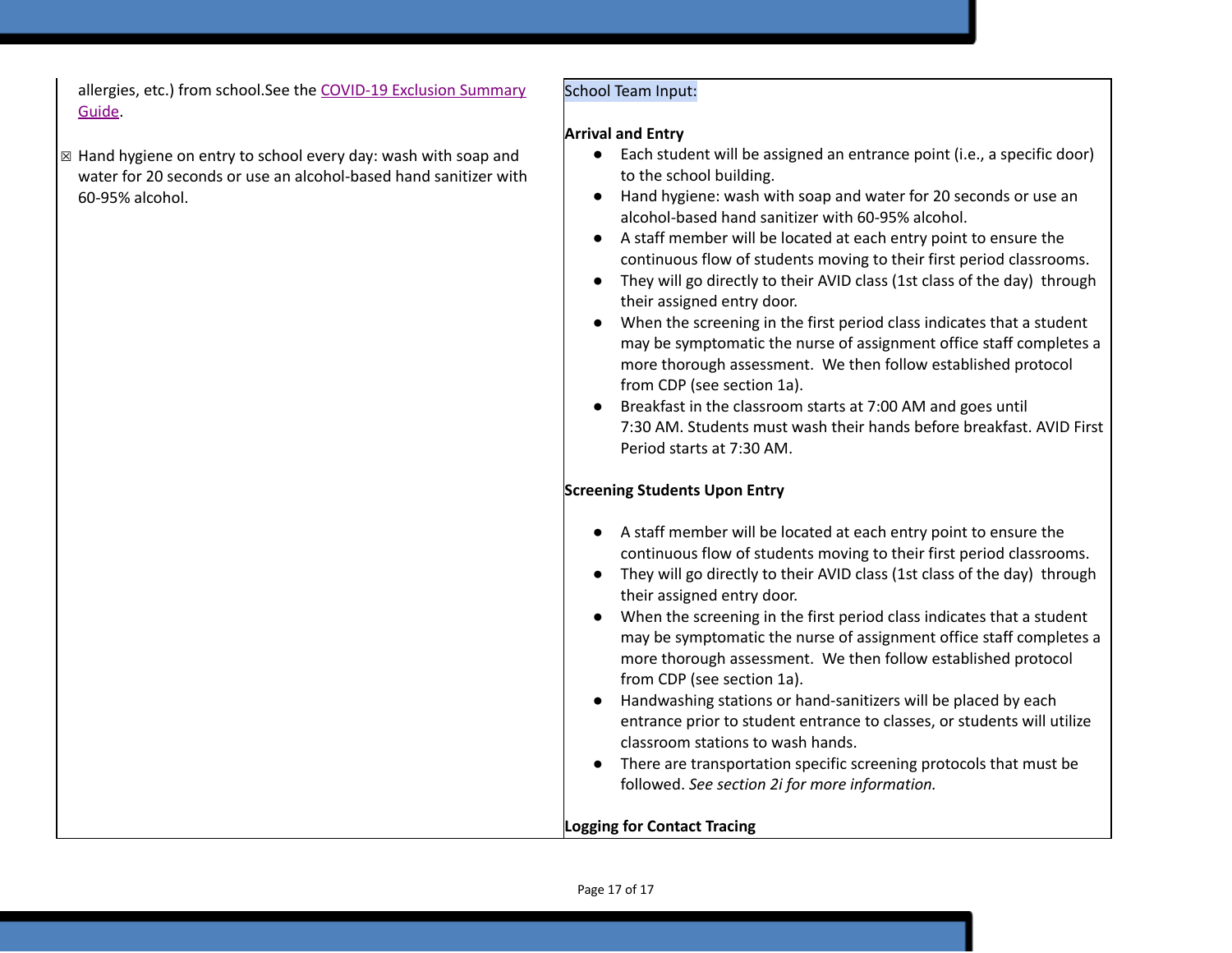| | |
|---|---|
| allergies, etc.) from school.See the [COVID-19 Exclusion Summary Guide](). <br><br> ☒ Hand hygiene on entry to school every day: wash with soap and water for 20 seconds or use an alcohol-based hand sanitizer with 60-95% alcohol. | School Team Input: <br><br> **Arrival and Entry** <br> ● Each student will be assigned an entrance point (i.e., a specific door) to the school building. <br> ● Hand hygiene: wash with soap and water for 20 seconds or use an alcohol-based hand sanitizer with 60-95% alcohol. <br> ● A staff member will be located at each entry point to ensure the continuous flow of students moving to their first period classrooms. <br> ● They will go directly to their AVID class (1st class of the day) through their assigned entry door. <br> ● When the screening in the first period class indicates that a student may be symptomatic the nurse of assignment office staff completes a more thorough assessment. We then follow established protocol from CDP (see section 1a). <br> ● Breakfast in the classroom starts at 7:00 AM and goes until 7:30 AM. Students must wash their hands before breakfast. AVID First Period starts at 7:30 AM. <br><br> **Screening Students Upon Entry** <br><br> ● A staff member will be located at each entry point to ensure the continuous flow of students moving to their first period classrooms. <br> ● They will go directly to their AVID class (1st class of the day) through their assigned entry door. <br> ● When the screening in the first period class indicates that a student may be symptomatic the nurse of assignment office staff completes a more thorough assessment. We then follow established protocol from CDP (see section 1a). <br> ● Handwashing stations or hand-sanitizers will be placed by each entrance prior to student entrance to classes, or students will utilize classroom stations to wash hands. <br> ● There are transportation specific screening protocols that must be followed. *See section 2i for more information.* <br><br> **Logging for Contact Tracing** |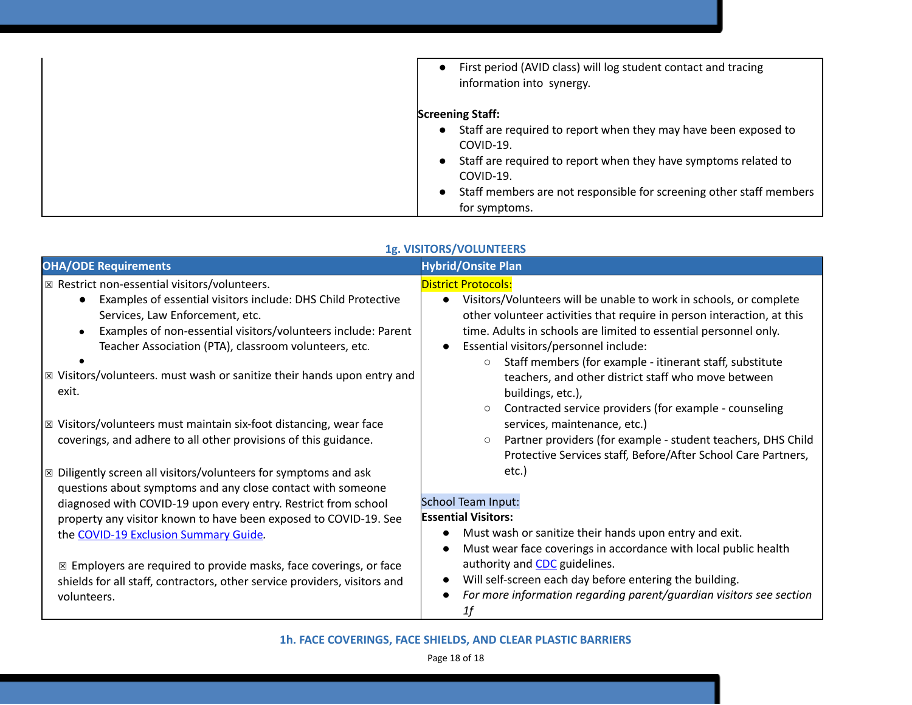| | |
|---|---|
| | • First period (AVID class) will log student contact and tracing information into synergy.<br><br>**Screening Staff:**<br>• Staff are required to report when they may have been exposed to COVID-19.<br>• Staff are required to report when they have symptoms related to COVID-19.<br>• Staff members are not responsible for screening other staff members for symptoms. |

### 1g. VISITORS/VOLUNTEERS

| OHA/ODE Requirements | Hybrid/Onsite Plan |
|---|---|
| ☒ Restrict non-essential visitors/volunteers.<br>• Examples of essential visitors include: DHS Child Protective Services, Law Enforcement, etc.<br>• Examples of non-essential visitors/volunteers include: Parent Teacher Association (PTA), classroom volunteers, etc.<br>•<br>☒ Visitors/volunteers. must wash or sanitize their hands upon entry and exit.<br><br>☒ Visitors/volunteers must maintain six-foot distancing, wear face coverings, and adhere to all other provisions of this guidance.<br><br>☒ Diligently screen all visitors/volunteers for symptoms and ask questions about symptoms and any close contact with someone diagnosed with COVID-19 upon every entry. Restrict from school property any visitor known to have been exposed to COVID-19. See the [COVID-19 Exclusion Summary Guide](COVID-19 Exclusion Summary Guide).<br><br>☒ Employers are required to provide masks, face coverings, or face shields for all staff, contractors, other service providers, visitors and volunteers. | District Protocols:<br>• Visitors/Volunteers will be unable to work in schools, or complete other volunteer activities that require in person interaction, at this time. Adults in schools are limited to essential personnel only.<br>• Essential visitors/personnel include:<br>  ○ Staff members (for example - itinerant staff, substitute teachers, and other district staff who move between buildings, etc.),<br>  ○ Contracted service providers (for example - counseling services, maintenance, etc.)<br>  ○ Partner providers (for example - student teachers, DHS Child Protective Services staff, Before/After School Care Partners, etc.)<br><br>School Team Input:<br>**Essential Visitors:**<br>• Must wash or sanitize their hands upon entry and exit.<br>• Must wear face coverings in accordance with local public health authority and [CDC](CDC) guidelines.<br>• Will self-screen each day before entering the building.<br>• *For more information regarding parent/guardian visitors see section 1f* |

### 1h. FACE COVERINGS, FACE SHIELDS, AND CLEAR PLASTIC BARRIERS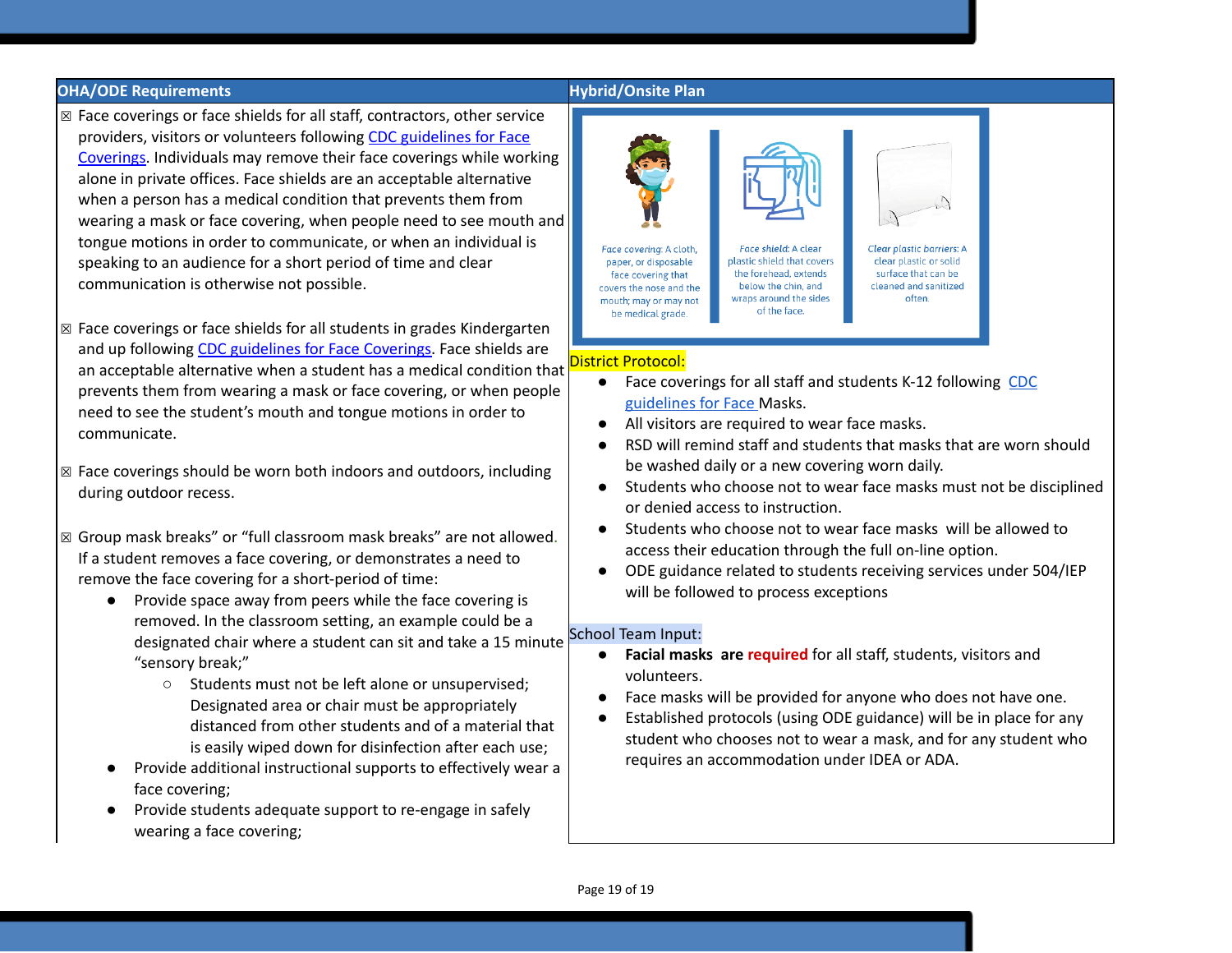| OHA/ODE Requirements | Hybrid/Onsite Plan |
|---|---|
| ☒ Face coverings or face shields for all staff, contractors, other service providers, visitors or volunteers following [CDC guidelines for Face Coverings](). Individuals may remove their face coverings while working alone in private offices. Face shields are an acceptable alternative when a person has a medical condition that prevents them from wearing a mask or face covering, when people need to see mouth and tongue motions in order to communicate, or when an individual is speaking to an audience for a short period of time and clear communication is otherwise not possible.<br><br>☒ Face coverings or face shields for all students in grades Kindergarten and up following [CDC guidelines for Face Coverings](). Face shields are an acceptable alternative when a student has a medical condition that prevents them from wearing a mask or face covering, or when people need to see the student's mouth and tongue motions in order to communicate.<br><br>☒ Face coverings should be worn both indoors and outdoors, including during outdoor recess.<br><br>☒ Group mask breaks" or "full classroom mask breaks" are not allowed. If a student removes a face covering, or demonstrates a need to remove the face covering for a short-period of time:<br>• Provide space away from peers while the face covering is removed. In the classroom setting, an example could be a designated chair where a student can sit and take a 15 minute "sensory break;"<br>&nbsp;&nbsp;&nbsp;&nbsp;○ Students must not be left alone or unsupervised; Designated area or chair must be appropriately distanced from other students and of a material that is easily wiped down for disinfection after each use;<br>• Provide additional instructional supports to effectively wear a face covering;<br>• Provide students adequate support to re-engage in safely wearing a face covering; | *Face covering*: A cloth, paper, or disposable face covering that covers the nose and the mouth; may or may not be medical grade.<br>*Face shield*: A clear plastic shield that covers the forehead, extends below the chin, and wraps around the sides of the face.<br>*Clear plastic barriers*: A clear plastic or solid surface that can be cleaned and sanitized often.<br><br>District Protocol:<br>• Face coverings for all staff and students K-12 following [CDC guidelines for Face]() Masks.<br>• All visitors are required to wear face masks.<br>• RSD will remind staff and students that masks that are worn should be washed daily or a new covering worn daily.<br>• Students who choose not to wear face masks must not be disciplined or denied access to instruction.<br>• Students who choose not to wear face masks will be allowed to access their education through the full on-line option.<br>• ODE guidance related to students receiving services under 504/IEP will be followed to process exceptions<br><br>School Team Input:<br>• **Facial masks are required** for all staff, students, visitors and volunteers.<br>• Face masks will be provided for anyone who does not have one.<br>• Established protocols (using ODE guidance) will be in place for any student who chooses not to wear a mask, and for any student who requires an accommodation under IDEA or ADA. |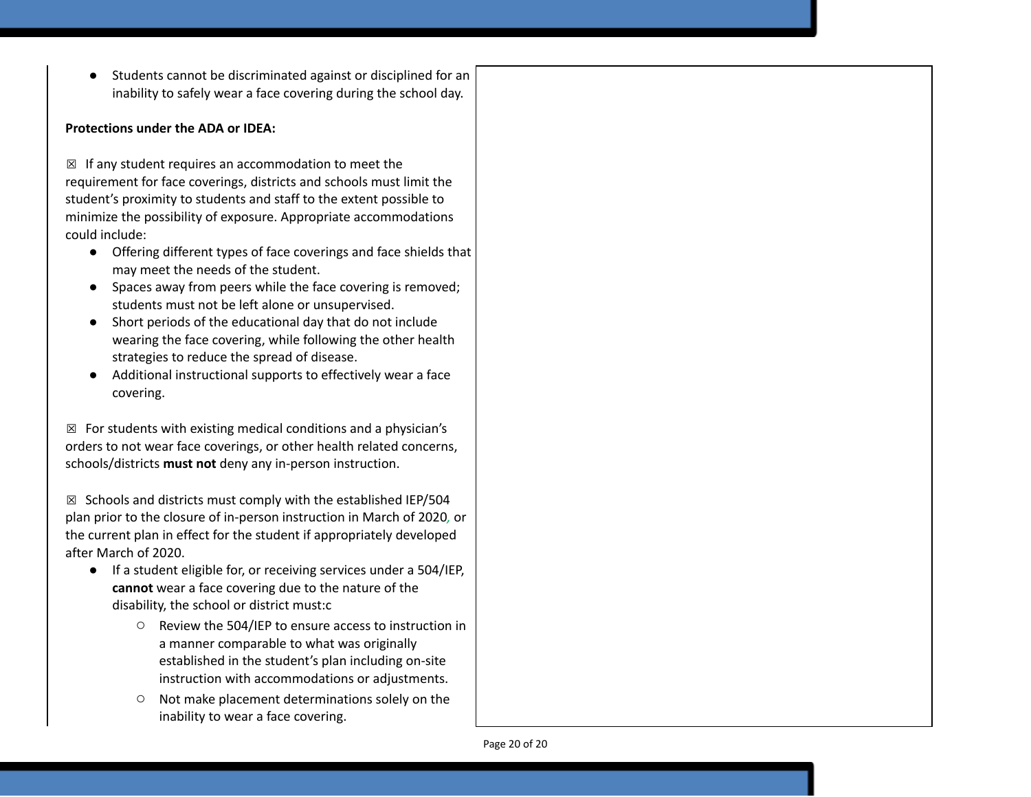- Students cannot be discriminated against or disciplined for an inability to safely wear a face covering during the school day.

**Protections under the ADA or IDEA:**

☒ If any student requires an accommodation to meet the requirement for face coverings, districts and schools must limit the student's proximity to students and staff to the extent possible to minimize the possibility of exposure. Appropriate accommodations could include:

- Offering different types of face coverings and face shields that may meet the needs of the student.
- Spaces away from peers while the face covering is removed; students must not be left alone or unsupervised.
- Short periods of the educational day that do not include wearing the face covering, while following the other health strategies to reduce the spread of disease.
- Additional instructional supports to effectively wear a face covering.

☒ For students with existing medical conditions and a physician's orders to not wear face coverings, or other health related concerns, schools/districts **must not** deny any in-person instruction.

☒ Schools and districts must comply with the established IEP/504 plan prior to the closure of in-person instruction in March of 2020, or the current plan in effect for the student if appropriately developed after March of 2020.

- If a student eligible for, or receiving services under a 504/IEP, **cannot** wear a face covering due to the nature of the disability, the school or district must:c
  - Review the 504/IEP to ensure access to instruction in a manner comparable to what was originally established in the student's plan including on-site instruction with accommodations or adjustments.
  - Not make placement determinations solely on the inability to wear a face covering.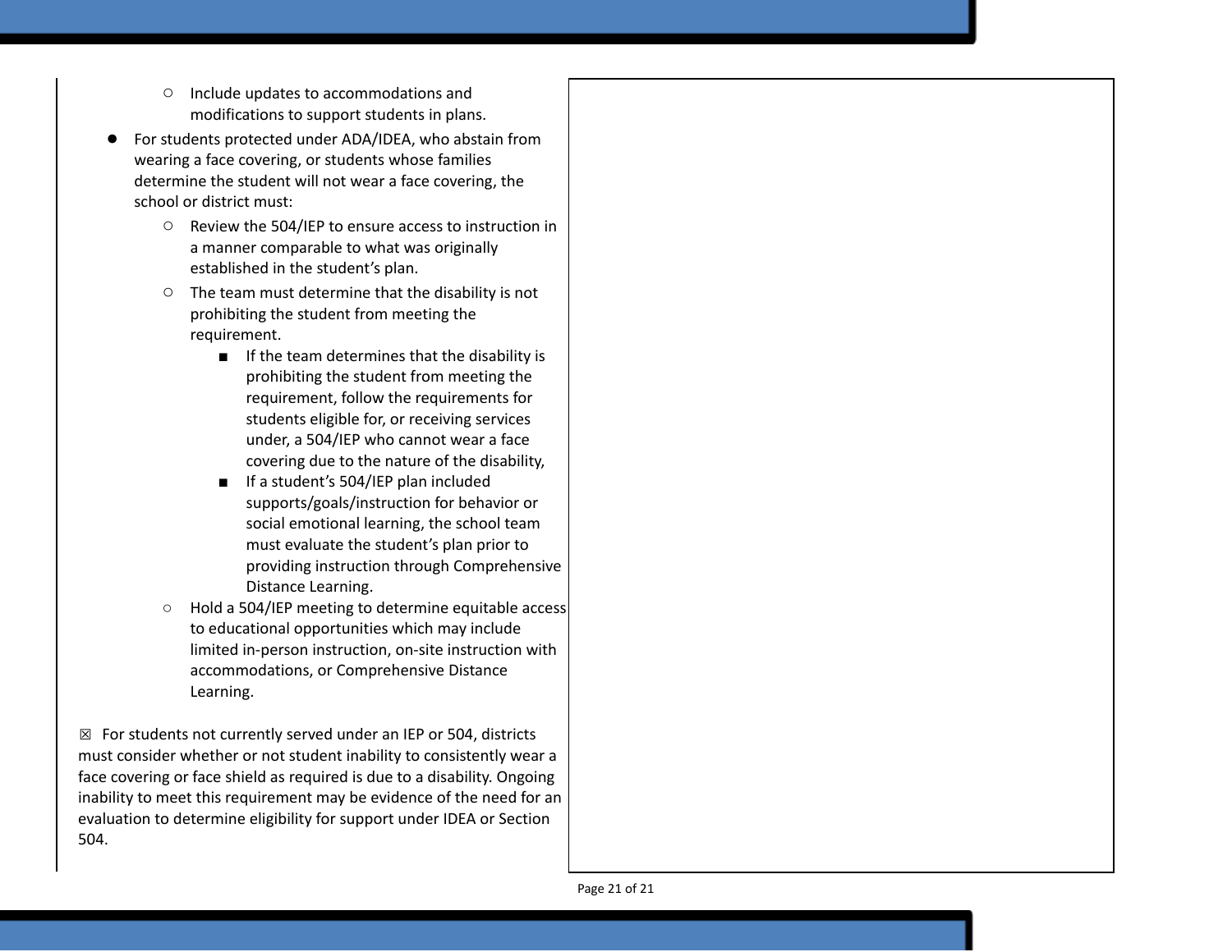- Include updates to accommodations and modifications to support students in plans.
- For students protected under ADA/IDEA, who abstain from wearing a face covering, or students whose families determine the student will not wear a face covering, the school or district must:
  - Review the 504/IEP to ensure access to instruction in a manner comparable to what was originally established in the student's plan.
  - The team must determine that the disability is not prohibiting the student from meeting the requirement.
    - If the team determines that the disability is prohibiting the student from meeting the requirement, follow the requirements for students eligible for, or receiving services under, a 504/IEP who cannot wear a face covering due to the nature of the disability,
    - If a student's 504/IEP plan included supports/goals/instruction for behavior or social emotional learning, the school team must evaluate the student's plan prior to providing instruction through Comprehensive Distance Learning.
  - Hold a 504/IEP meeting to determine equitable access to educational opportunities which may include limited in-person instruction, on-site instruction with accommodations, or Comprehensive Distance Learning.

☒ For students not currently served under an IEP or 504, districts must consider whether or not student inability to consistently wear a face covering or face shield as required is due to a disability. Ongoing inability to meet this requirement may be evidence of the need for an evaluation to determine eligibility for support under IDEA or Section 504.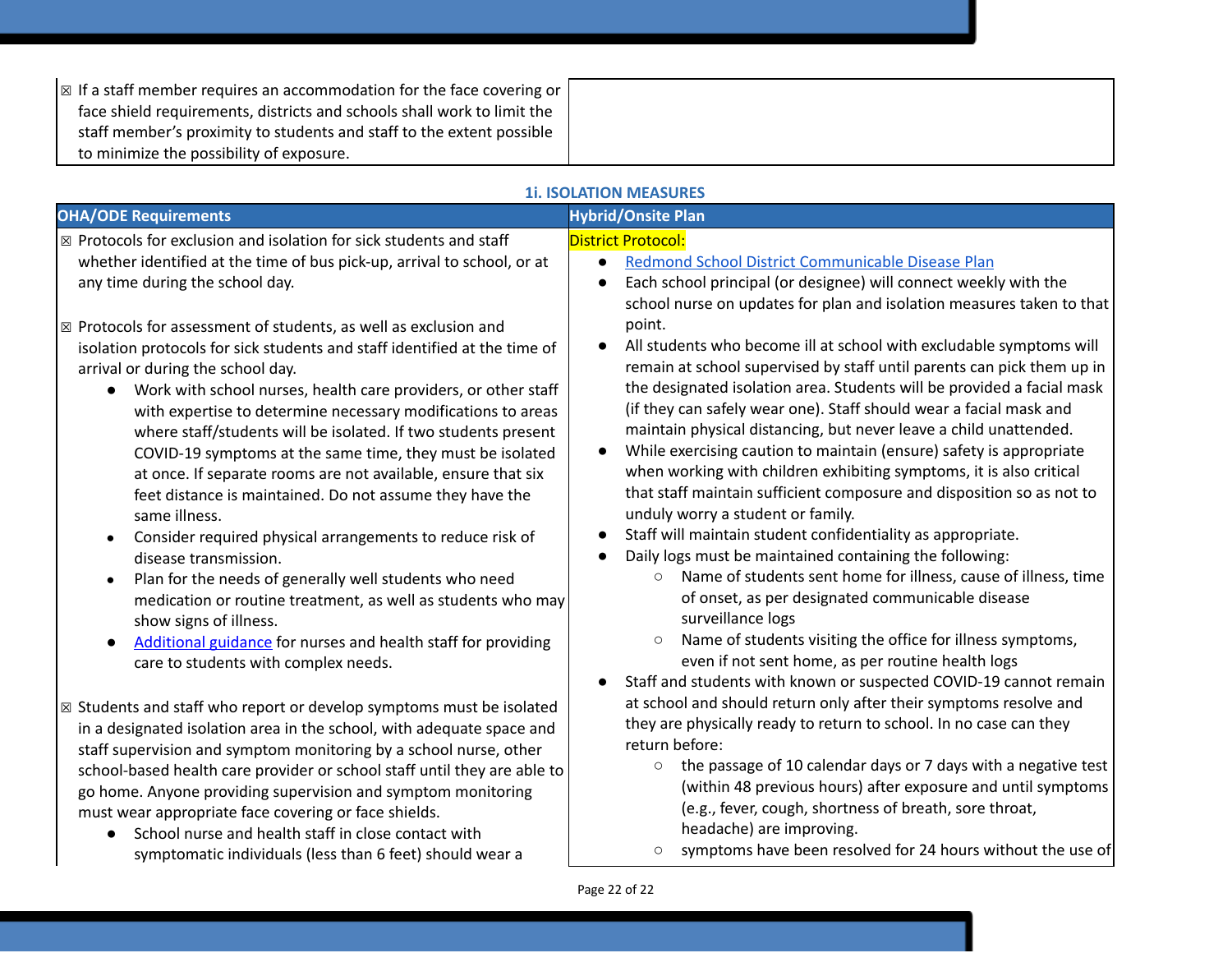| | |
|---|---|
| ☒ If a staff member requires an accommodation for the face covering or face shield requirements, districts and schools shall work to limit the staff member's proximity to students and staff to the extent possible to minimize the possibility of exposure. | |

### 1i. ISOLATION MEASURES

| OHA/ODE Requirements | Hybrid/Onsite Plan |
|---|---|
| ☒ Protocols for exclusion and isolation for sick students and staff whether identified at the time of bus pick-up, arrival to school, or at any time during the school day.<br><br>☒ Protocols for assessment of students, as well as exclusion and isolation protocols for sick students and staff identified at the time of arrival or during the school day.<br>• Work with school nurses, health care providers, or other staff with expertise to determine necessary modifications to areas where staff/students will be isolated. If two students present COVID-19 symptoms at the same time, they must be isolated at once. If separate rooms are not available, ensure that six feet distance is maintained. Do not assume they have the same illness.<br>• Consider required physical arrangements to reduce risk of disease transmission.<br>• Plan for the needs of generally well students who need medication or routine treatment, as well as students who may show signs of illness.<br>• Additional guidance for nurses and health staff for providing care to students with complex needs.<br><br>☒ Students and staff who report or develop symptoms must be isolated in a designated isolation area in the school, with adequate space and staff supervision and symptom monitoring by a school nurse, other school-based health care provider or school staff until they are able to go home. Anyone providing supervision and symptom monitoring must wear appropriate face covering or face shields.<br>• School nurse and health staff in close contact with symptomatic individuals (less than 6 feet) should wear a | District Protocol:<br>• Redmond School District Communicable Disease Plan<br>• Each school principal (or designee) will connect weekly with the school nurse on updates for plan and isolation measures taken to that point.<br>• All students who become ill at school with excludable symptoms will remain at school supervised by staff until parents can pick them up in the designated isolation area. Students will be provided a facial mask (if they can safely wear one). Staff should wear a facial mask and maintain physical distancing, but never leave a child unattended.<br>• While exercising caution to maintain (ensure) safety is appropriate when working with children exhibiting symptoms, it is also critical that staff maintain sufficient composure and disposition so as not to unduly worry a student or family.<br>• Staff will maintain student confidentiality as appropriate.<br>• Daily logs must be maintained containing the following:<br>&nbsp;&nbsp;○ Name of students sent home for illness, cause of illness, time of onset, as per designated communicable disease surveillance logs<br>&nbsp;&nbsp;○ Name of students visiting the office for illness symptoms, even if not sent home, as per routine health logs<br>• Staff and students with known or suspected COVID-19 cannot remain at school and should return only after their symptoms resolve and they are physically ready to return to school. In no case can they return before:<br>&nbsp;&nbsp;○ the passage of 10 calendar days or 7 days with a negative test (within 48 previous hours) after exposure and until symptoms (e.g., fever, cough, shortness of breath, sore throat, headache) are improving.<br>&nbsp;&nbsp;○ symptoms have been resolved for 24 hours without the use of |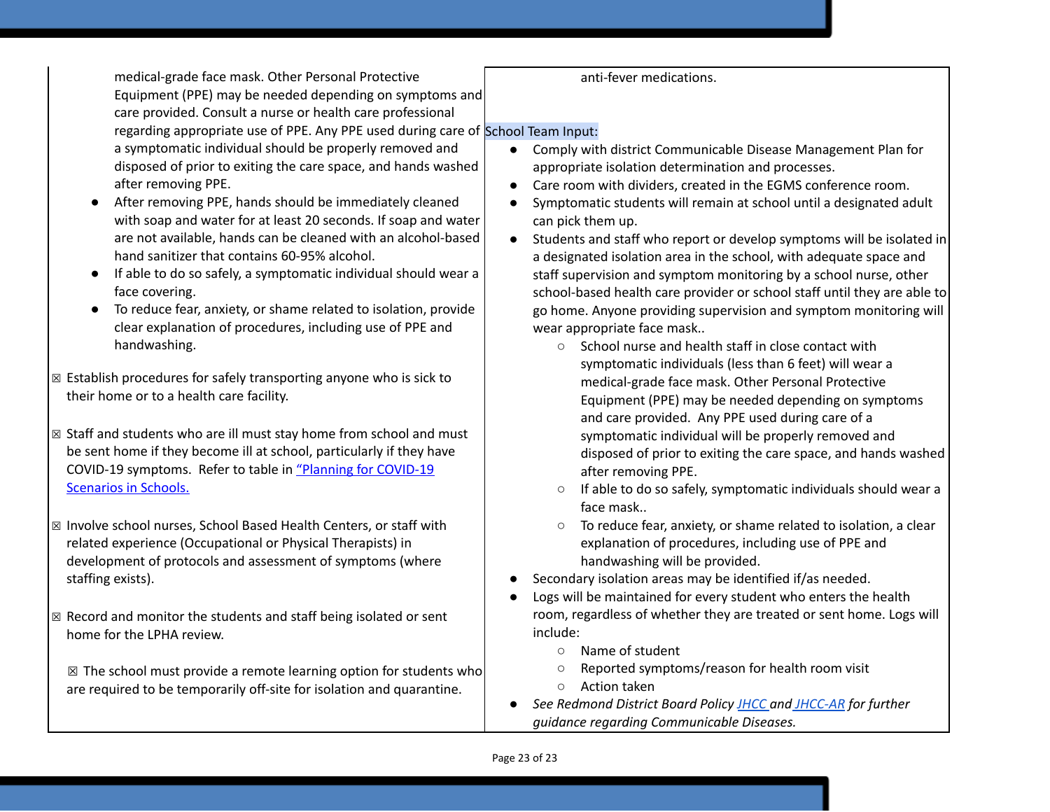| | |
|---|---|
| medical-grade face mask. Other Personal Protective Equipment (PPE) may be needed depending on symptoms and care provided. Consult a nurse or health care professional regarding appropriate use of PPE. Any PPE used during care of a symptomatic individual should be properly removed and disposed of prior to exiting the care space, and hands washed after removing PPE.<br>● After removing PPE, hands should be immediately cleaned with soap and water for at least 20 seconds. If soap and water are not available, hands can be cleaned with an alcohol-based hand sanitizer that contains 60-95% alcohol.<br>● If able to do so safely, a symptomatic individual should wear a face covering.<br>● To reduce fear, anxiety, or shame related to isolation, provide clear explanation of procedures, including use of PPE and handwashing.<br><br>☒ Establish procedures for safely transporting anyone who is sick to their home or to a health care facility.<br><br>☒ Staff and students who are ill must stay home from school and must be sent home if they become ill at school, particularly if they have COVID-19 symptoms. Refer to table in "Planning for COVID-19 Scenarios in Schools.<br><br>☒ Involve school nurses, School Based Health Centers, or staff with related experience (Occupational or Physical Therapists) in development of protocols and assessment of symptoms (where staffing exists).<br><br>☒ Record and monitor the students and staff being isolated or sent home for the LPHA review.<br><br>☒ The school must provide a remote learning option for students who are required to be temporarily off-site for isolation and quarantine. | anti-fever medications.<br><br>School Team Input:<br>● Comply with district Communicable Disease Management Plan for appropriate isolation determination and processes.<br>● Care room with dividers, created in the EGMS conference room.<br>● Symptomatic students will remain at school until a designated adult can pick them up.<br>● Students and staff who report or develop symptoms will be isolated in a designated isolation area in the school, with adequate space and staff supervision and symptom monitoring by a school nurse, other school-based health care provider or school staff until they are able to go home. Anyone providing supervision and symptom monitoring will wear appropriate face mask..<br>  ○ School nurse and health staff in close contact with symptomatic individuals (less than 6 feet) will wear a medical-grade face mask. Other Personal Protective Equipment (PPE) may be needed depending on symptoms and care provided. Any PPE used during care of a symptomatic individual will be properly removed and disposed of prior to exiting the care space, and hands washed after removing PPE.<br>  ○ If able to do so safely, symptomatic individuals should wear a face mask..<br>  ○ To reduce fear, anxiety, or shame related to isolation, a clear explanation of procedures, including use of PPE and handwashing will be provided.<br>● Secondary isolation areas may be identified if/as needed.<br>● Logs will be maintained for every student who enters the health room, regardless of whether they are treated or sent home. Logs will include:<br>  ○ Name of student<br>  ○ Reported symptoms/reason for health room visit<br>  ○ Action taken<br>● *See Redmond District Board Policy JHCC and JHCC-AR for further guidance regarding Communicable Diseases.* |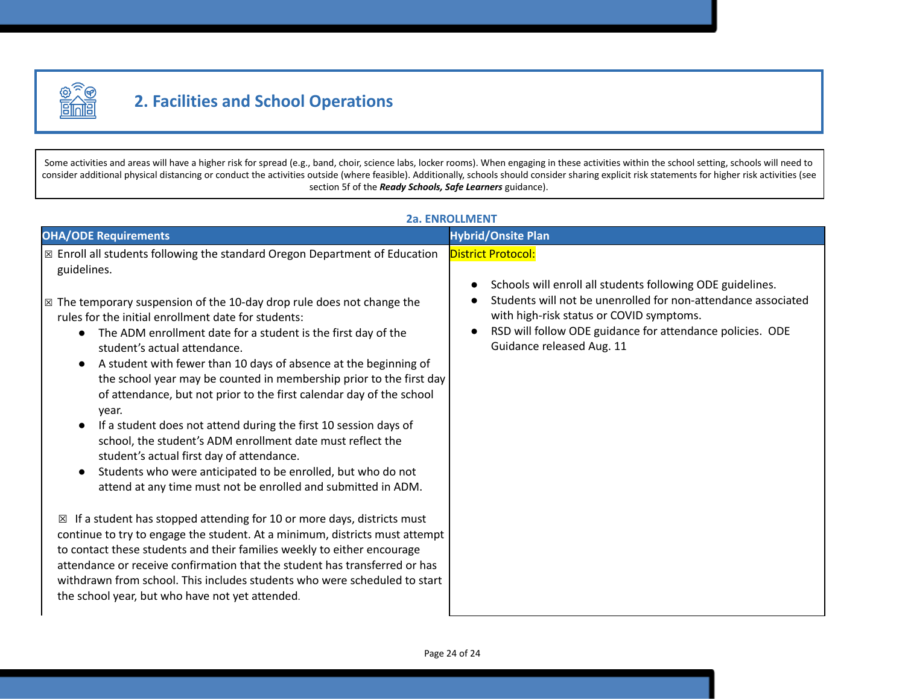## 2. Facilities and School Operations

Some activities and areas will have a higher risk for spread (e.g., band, choir, science labs, locker rooms). When engaging in these activities within the school setting, schools will need to consider additional physical distancing or conduct the activities outside (where feasible). Additionally, schools should consider sharing explicit risk statements for higher risk activities (see section 5f of the ***Ready Schools, Safe Learners*** guidance).

### 2a. ENROLLMENT

| OHA/ODE Requirements | Hybrid/Onsite Plan |
|---|---|
| ☒ Enroll all students following the standard Oregon Department of Education guidelines.<br><br>☒ The temporary suspension of the 10-day drop rule does not change the rules for the initial enrollment date for students:<br>● The ADM enrollment date for a student is the first day of the student's actual attendance.<br>● A student with fewer than 10 days of absence at the beginning of the school year may be counted in membership prior to the first day of attendance, but not prior to the first calendar day of the school year.<br>● If a student does not attend during the first 10 session days of school, the student's ADM enrollment date must reflect the student's actual first day of attendance.<br>● Students who were anticipated to be enrolled, but who do not attend at any time must not be enrolled and submitted in ADM.<br><br>☒ If a student has stopped attending for 10 or more days, districts must continue to try to engage the student. At a minimum, districts must attempt to contact these students and their families weekly to either encourage attendance or receive confirmation that the student has transferred or has withdrawn from school. This includes students who were scheduled to start the school year, but who have not yet attended. | District Protocol:<br><br>● Schools will enroll all students following ODE guidelines.<br>● Students will not be unenrolled for non-attendance associated with high-risk status or COVID symptoms.<br>● RSD will follow ODE guidance for attendance policies. ODE Guidance released Aug. 11 |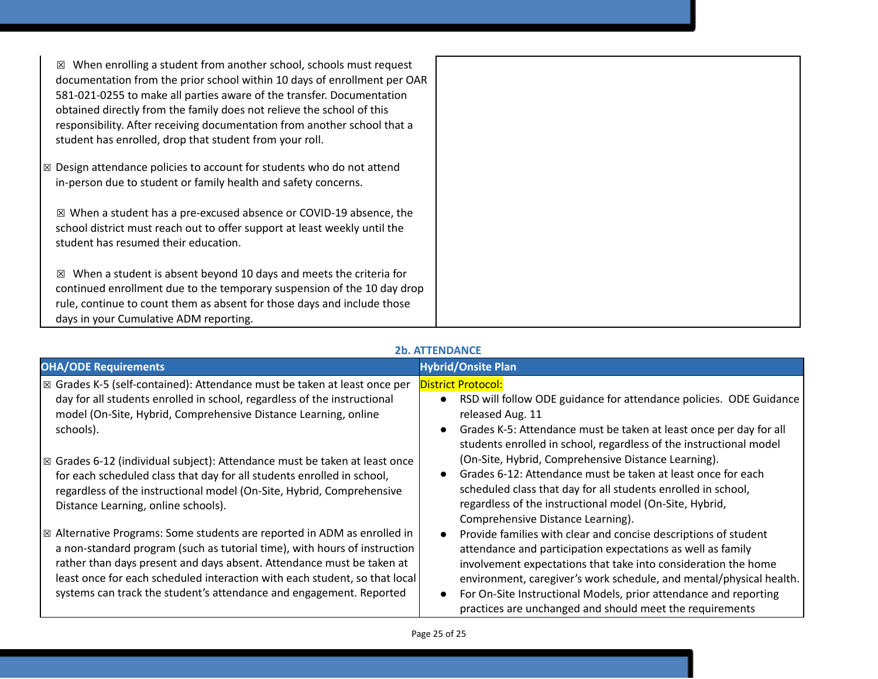| | |
|---|---|
| ☒ When enrolling a student from another school, schools must request documentation from the prior school within 10 days of enrollment per OAR 581-021-0255 to make all parties aware of the transfer. Documentation obtained directly from the family does not relieve the school of this responsibility. After receiving documentation from another school that a student has enrolled, drop that student from your roll.<br><br>☒ Design attendance policies to account for students who do not attend in-person due to student or family health and safety concerns.<br><br>☒ When a student has a pre-excused absence or COVID-19 absence, the school district must reach out to offer support at least weekly until the student has resumed their education.<br><br>☒ When a student is absent beyond 10 days and meets the criteria for continued enrollment due to the temporary suspension of the 10 day drop rule, continue to count them as absent for those days and include those days in your Cumulative ADM reporting. | |

### 2b. ATTENDANCE

| OHA/ODE Requirements | Hybrid/Onsite Plan |
|---|---|
| ☒ Grades K-5 (self-contained): Attendance must be taken at least once per day for all students enrolled in school, regardless of the instructional model (On-Site, Hybrid, Comprehensive Distance Learning, online schools).<br><br>☒ Grades 6-12 (individual subject): Attendance must be taken at least once for each scheduled class that day for all students enrolled in school, regardless of the instructional model (On-Site, Hybrid, Comprehensive Distance Learning, online schools).<br><br>☒ Alternative Programs: Some students are reported in ADM as enrolled in a non-standard program (such as tutorial time), with hours of instruction rather than days present and days absent. Attendance must be taken at least once for each scheduled interaction with each student, so that local systems can track the student's attendance and engagement. Reported | District Protocol:<br>• RSD will follow ODE guidance for attendance policies. ODE Guidance released Aug. 11<br>• Grades K-5: Attendance must be taken at least once per day for all students enrolled in school, regardless of the instructional model (On-Site, Hybrid, Comprehensive Distance Learning).<br>• Grades 6-12: Attendance must be taken at least once for each scheduled class that day for all students enrolled in school, regardless of the instructional model (On-Site, Hybrid, Comprehensive Distance Learning).<br>• Provide families with clear and concise descriptions of student attendance and participation expectations as well as family involvement expectations that take into consideration the home environment, caregiver's work schedule, and mental/physical health.<br>• For On-Site Instructional Models, prior attendance and reporting practices are unchanged and should meet the requirements |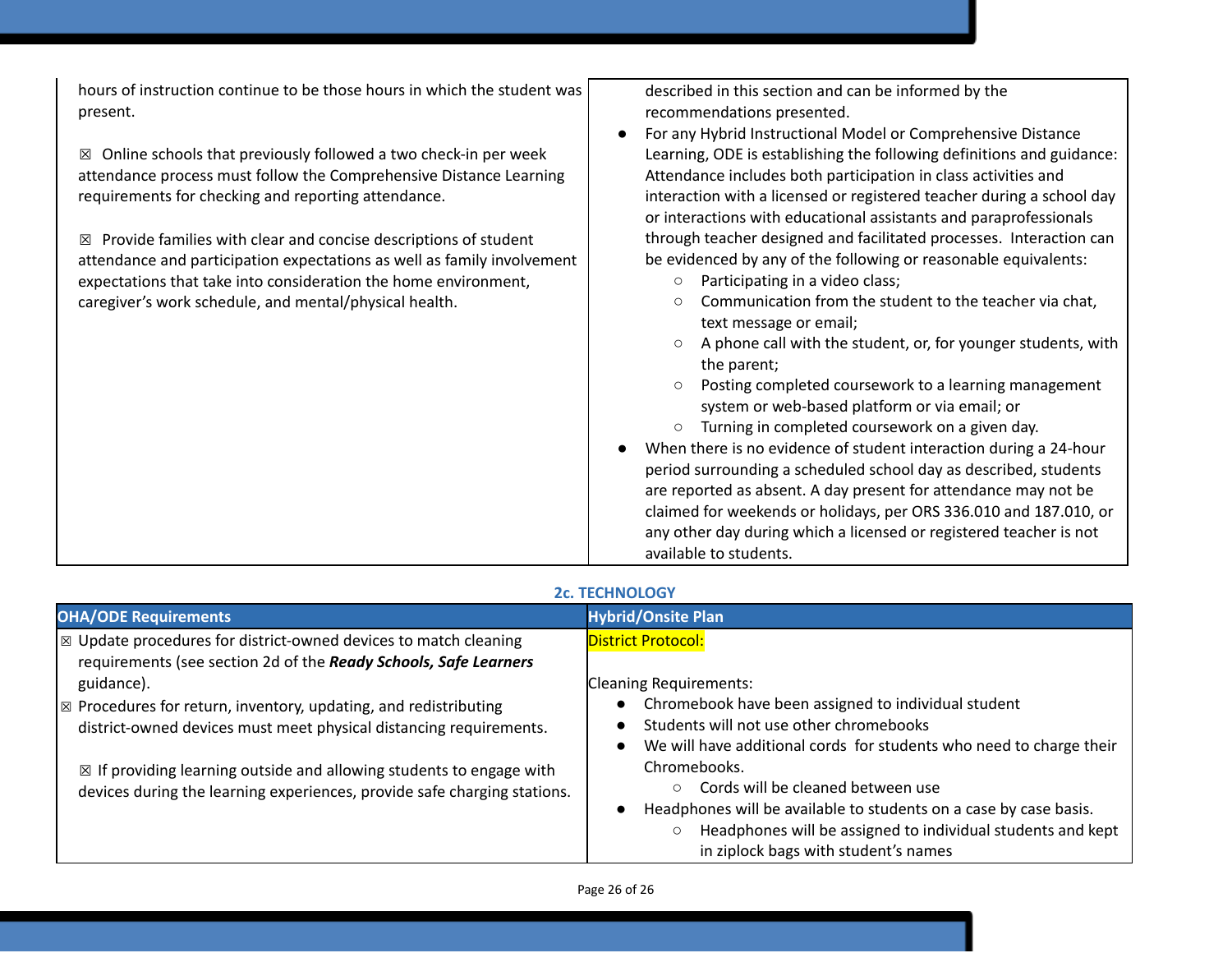| | |
|---|---|
| hours of instruction continue to be those hours in which the student was present.<br><br>☒ Online schools that previously followed a two check-in per week attendance process must follow the Comprehensive Distance Learning requirements for checking and reporting attendance.<br><br>☒ Provide families with clear and concise descriptions of student attendance and participation expectations as well as family involvement expectations that take into consideration the home environment, caregiver's work schedule, and mental/physical health. | described in this section and can be informed by the recommendations presented.<br>● For any Hybrid Instructional Model or Comprehensive Distance Learning, ODE is establishing the following definitions and guidance: Attendance includes both participation in class activities and interaction with a licensed or registered teacher during a school day or interactions with educational assistants and paraprofessionals through teacher designed and facilitated processes. Interaction can be evidenced by any of the following or reasonable equivalents:<br>○ Participating in a video class;<br>○ Communication from the student to the teacher via chat, text message or email;<br>○ A phone call with the student, or, for younger students, with the parent;<br>○ Posting completed coursework to a learning management system or web-based platform or via email; or<br>○ Turning in completed coursework on a given day.<br>● When there is no evidence of student interaction during a 24-hour period surrounding a scheduled school day as described, students are reported as absent. A day present for attendance may not be claimed for weekends or holidays, per ORS 336.010 and 187.010, or any other day during which a licensed or registered teacher is not available to students. |

### 2c. TECHNOLOGY

| OHA/ODE Requirements | Hybrid/Onsite Plan |
|---|---|
| ☒ Update procedures for district-owned devices to match cleaning requirements (see section 2d of the ***Ready Schools, Safe Learners*** guidance).<br>☒ Procedures for return, inventory, updating, and redistributing district-owned devices must meet physical distancing requirements.<br><br>☒ If providing learning outside and allowing students to engage with devices during the learning experiences, provide safe charging stations. | District Protocol:<br><br>Cleaning Requirements:<br>● Chromebook have been assigned to individual student<br>● Students will not use other chromebooks<br>● We will have additional cords for students who need to charge their Chromebooks.<br>○ Cords will be cleaned between use<br>● Headphones will be available to students on a case by case basis.<br>○ Headphones will be assigned to individual students and kept in ziplock bags with student's names |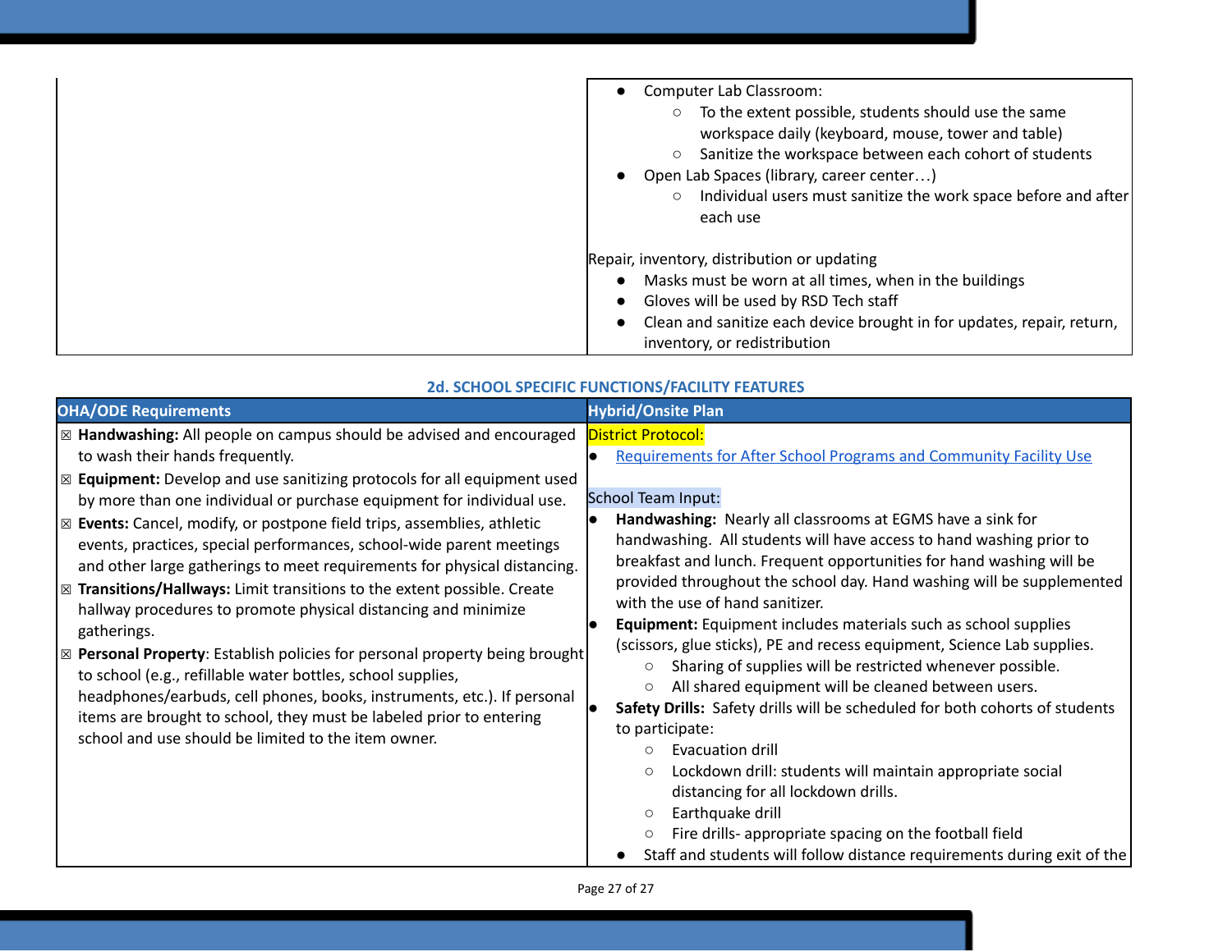| | |
|---|---|
| | • Computer Lab Classroom:<br>  ○ To the extent possible, students should use the same workspace daily (keyboard, mouse, tower and table)<br>  ○ Sanitize the workspace between each cohort of students<br>• Open Lab Spaces (library, career center…)<br>  ○ Individual users must sanitize the work space before and after each use<br><br>Repair, inventory, distribution or updating<br>• Masks must be worn at all times, when in the buildings<br>• Gloves will be used by RSD Tech staff<br>• Clean and sanitize each device brought in for updates, repair, return, inventory, or redistribution |

### 2d. SCHOOL SPECIFIC FUNCTIONS/FACILITY FEATURES

| OHA/ODE Requirements | Hybrid/Onsite Plan |
|---|---|
| ☒ **Handwashing:** All people on campus should be advised and encouraged to wash their hands frequently.<br>☒ **Equipment:** Develop and use sanitizing protocols for all equipment used by more than one individual or purchase equipment for individual use.<br>☒ **Events:** Cancel, modify, or postpone field trips, assemblies, athletic events, practices, special performances, school-wide parent meetings and other large gatherings to meet requirements for physical distancing.<br>☒ **Transitions/Hallways:** Limit transitions to the extent possible. Create hallway procedures to promote physical distancing and minimize gatherings.<br>☒ **Personal Property**: Establish policies for personal property being brought to school (e.g., refillable water bottles, school supplies, headphones/earbuds, cell phones, books, instruments, etc.). If personal items are brought to school, they must be labeled prior to entering school and use should be limited to the item owner. | District Protocol:<br>• Requirements for After School Programs and Community Facility Use<br><br>School Team Input:<br>• **Handwashing:** Nearly all classrooms at EGMS have a sink for handwashing. All students will have access to hand washing prior to breakfast and lunch. Frequent opportunities for hand washing will be provided throughout the school day. Hand washing will be supplemented with the use of hand sanitizer.<br>• **Equipment:** Equipment includes materials such as school supplies (scissors, glue sticks), PE and recess equipment, Science Lab supplies.<br>  ○ Sharing of supplies will be restricted whenever possible.<br>  ○ All shared equipment will be cleaned between users.<br>• **Safety Drills:** Safety drills will be scheduled for both cohorts of students to participate:<br>  ○ Evacuation drill<br>  ○ Lockdown drill: students will maintain appropriate social distancing for all lockdown drills.<br>  ○ Earthquake drill<br>  ○ Fire drills- appropriate spacing on the football field<br>• Staff and students will follow distance requirements during exit of the |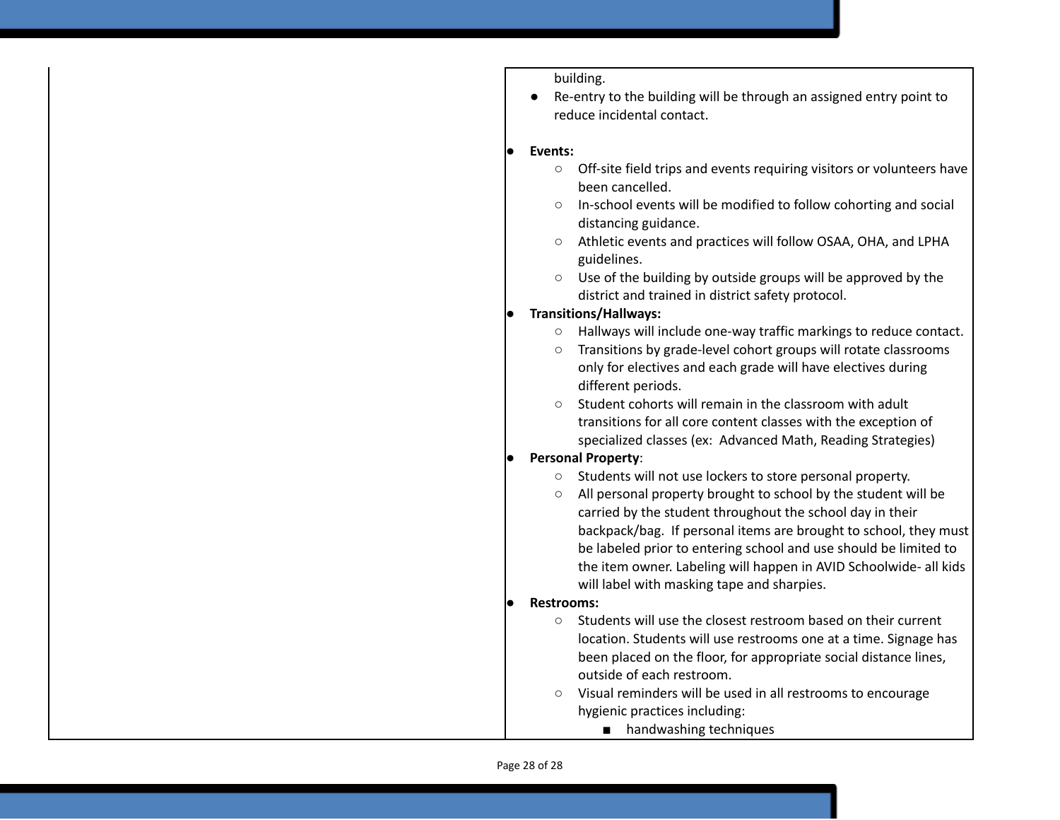| | |
|---|---|
| | building.<br>• Re-entry to the building will be through an assigned entry point to reduce incidental contact.<br><br>• **Events:**<br>◦ Off-site field trips and events requiring visitors or volunteers have been cancelled.<br>◦ In-school events will be modified to follow cohorting and social distancing guidance.<br>◦ Athletic events and practices will follow OSAA, OHA, and LPHA guidelines.<br>◦ Use of the building by outside groups will be approved by the district and trained in district safety protocol.<br>• **Transitions/Hallways:**<br>◦ Hallways will include one-way traffic markings to reduce contact.<br>◦ Transitions by grade-level cohort groups will rotate classrooms only for electives and each grade will have electives during different periods.<br>◦ Student cohorts will remain in the classroom with adult transitions for all core content classes with the exception of specialized classes (ex: Advanced Math, Reading Strategies)<br>• **Personal Property**:<br>◦ Students will not use lockers to store personal property.<br>◦ All personal property brought to school by the student will be carried by the student throughout the school day in their backpack/bag. If personal items are brought to school, they must be labeled prior to entering school and use should be limited to the item owner. Labeling will happen in AVID Schoolwide- all kids will label with masking tape and sharpies.<br>• **Restrooms:**<br>◦ Students will use the closest restroom based on their current location. Students will use restrooms one at a time. Signage has been placed on the floor, for appropriate social distance lines, outside of each restroom.<br>◦ Visual reminders will be used in all restrooms to encourage hygienic practices including:<br>▪ handwashing techniques |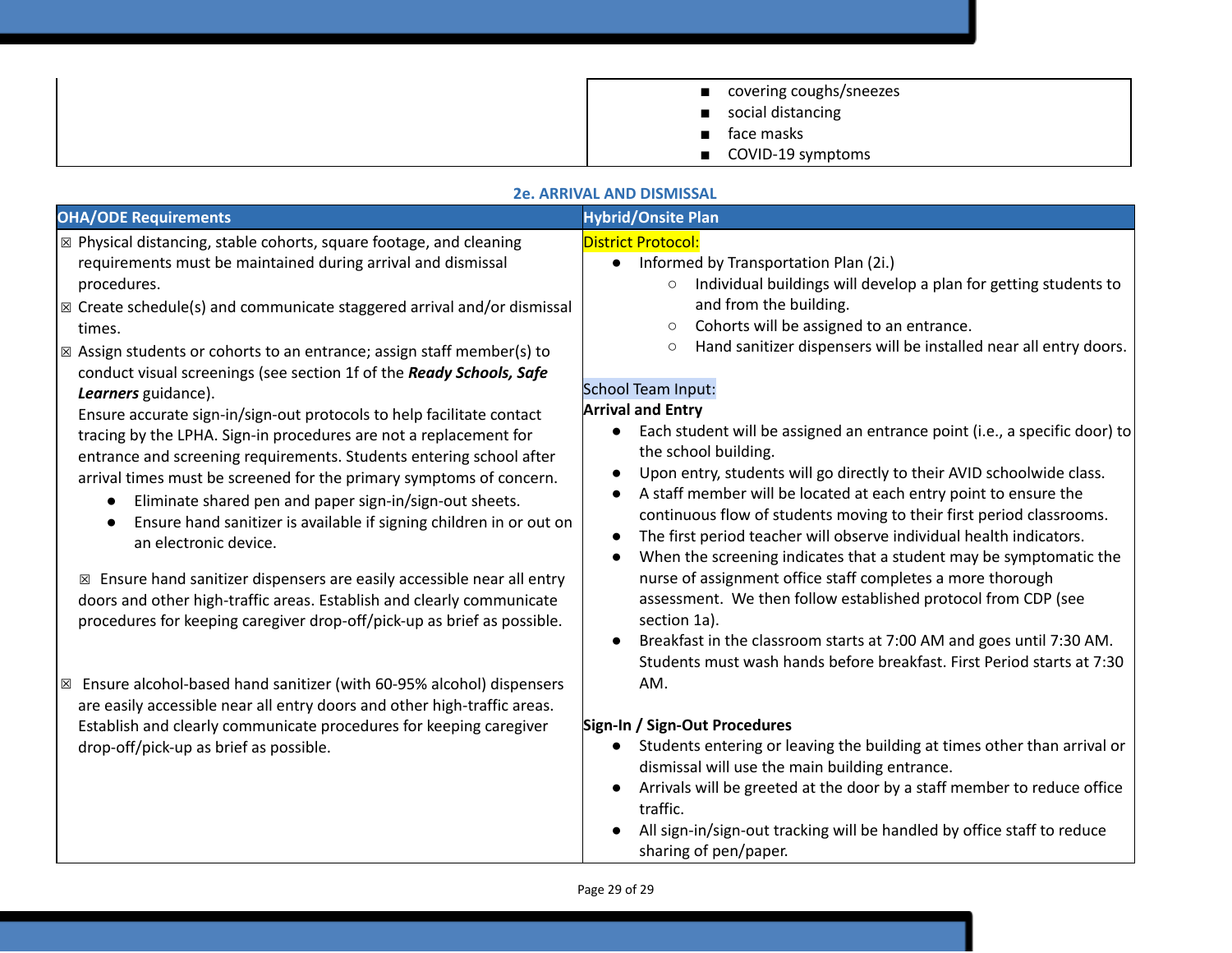| | |
|---|---|
| | ■ covering coughs/sneezes<br>■ social distancing<br>■ face masks<br>■ COVID-19 symptoms |

**2e. ARRIVAL AND DISMISSAL**

| OHA/ODE Requirements | Hybrid/Onsite Plan |
|---|---|
| ☒ Physical distancing, stable cohorts, square footage, and cleaning requirements must be maintained during arrival and dismissal procedures.<br>☒ Create schedule(s) and communicate staggered arrival and/or dismissal times.<br>☒ Assign students or cohorts to an entrance; assign staff member(s) to conduct visual screenings (see section 1f of the ***Ready Schools, Safe Learners*** guidance).<br>Ensure accurate sign-in/sign-out protocols to help facilitate contact tracing by the LPHA. Sign-in procedures are not a replacement for entrance and screening requirements. Students entering school after arrival times must be screened for the primary symptoms of concern.<br>● Eliminate shared pen and paper sign-in/sign-out sheets.<br>● Ensure hand sanitizer is available if signing children in or out on an electronic device.<br><br>☒ Ensure hand sanitizer dispensers are easily accessible near all entry doors and other high-traffic areas. Establish and clearly communicate procedures for keeping caregiver drop-off/pick-up as brief as possible.<br><br>☒ Ensure alcohol-based hand sanitizer (with 60-95% alcohol) dispensers are easily accessible near all entry doors and other high-traffic areas. Establish and clearly communicate procedures for keeping caregiver drop-off/pick-up as brief as possible. | District Protocol:<br>● Informed by Transportation Plan (2i.)<br>○ Individual buildings will develop a plan for getting students to and from the building.<br>○ Cohorts will be assigned to an entrance.<br>○ Hand sanitizer dispensers will be installed near all entry doors.<br><br>School Team Input:<br>**Arrival and Entry**<br>● Each student will be assigned an entrance point (i.e., a specific door) to the school building.<br>● Upon entry, students will go directly to their AVID schoolwide class.<br>● A staff member will be located at each entry point to ensure the continuous flow of students moving to their first period classrooms.<br>● The first period teacher will observe individual health indicators.<br>● When the screening indicates that a student may be symptomatic the nurse of assignment office staff completes a more thorough assessment. We then follow established protocol from CDP (see section 1a).<br>● Breakfast in the classroom starts at 7:00 AM and goes until 7:30 AM. Students must wash hands before breakfast. First Period starts at 7:30 AM.<br><br>**Sign-In / Sign-Out Procedures**<br>● Students entering or leaving the building at times other than arrival or dismissal will use the main building entrance.<br>● Arrivals will be greeted at the door by a staff member to reduce office traffic.<br>● All sign-in/sign-out tracking will be handled by office staff to reduce sharing of pen/paper. |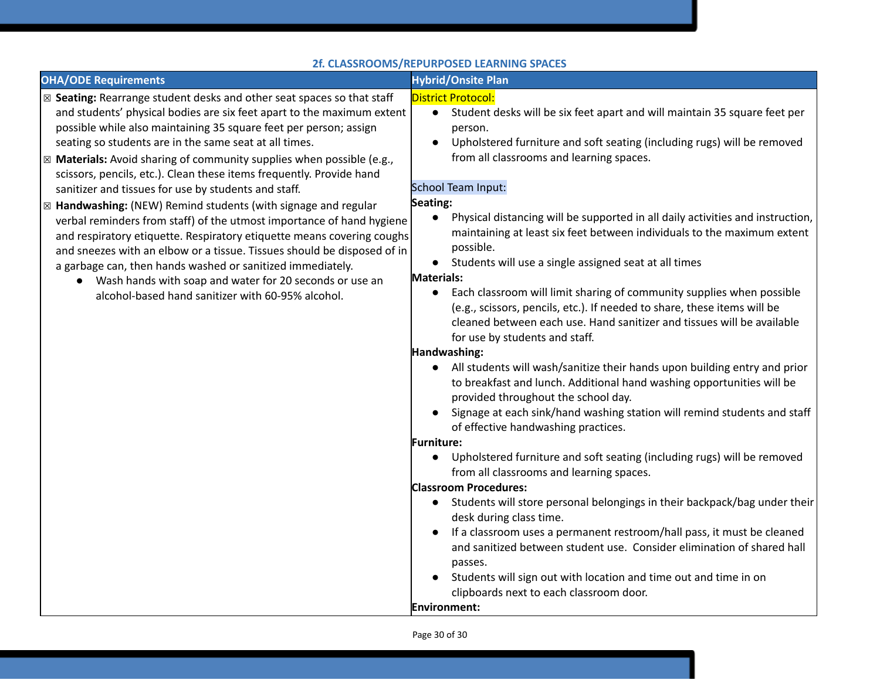### 2f. CLASSROOMS/REPURPOSED LEARNING SPACES

| OHA/ODE Requirements | Hybrid/Onsite Plan |
|---|---|
| ☒ **Seating:** Rearrange student desks and other seat spaces so that staff and students' physical bodies are six feet apart to the maximum extent possible while also maintaining 35 square feet per person; assign seating so students are in the same seat at all times.<br>☒ **Materials:** Avoid sharing of community supplies when possible (e.g., scissors, pencils, etc.). Clean these items frequently. Provide hand sanitizer and tissues for use by students and staff.<br>☒ **Handwashing:** (NEW) Remind students (with signage and regular verbal reminders from staff) of the utmost importance of hand hygiene and respiratory etiquette. Respiratory etiquette means covering coughs and sneezes with an elbow or a tissue. Tissues should be disposed of in a garbage can, then hands washed or sanitized immediately.<br>● Wash hands with soap and water for 20 seconds or use an alcohol-based hand sanitizer with 60-95% alcohol. | District Protocol:<br>● Student desks will be six feet apart and will maintain 35 square feet per person.<br>● Upholstered furniture and soft seating (including rugs) will be removed from all classrooms and learning spaces.<br><br>School Team Input:<br>**Seating:**<br>● Physical distancing will be supported in all daily activities and instruction, maintaining at least six feet between individuals to the maximum extent possible.<br>● Students will use a single assigned seat at all times<br>**Materials:**<br>● Each classroom will limit sharing of community supplies when possible (e.g., scissors, pencils, etc.). If needed to share, these items will be cleaned between each use. Hand sanitizer and tissues will be available for use by students and staff.<br>**Handwashing:**<br>● All students will wash/sanitize their hands upon building entry and prior to breakfast and lunch. Additional hand washing opportunities will be provided throughout the school day.<br>● Signage at each sink/hand washing station will remind students and staff of effective handwashing practices.<br>**Furniture:**<br>● Upholstered furniture and soft seating (including rugs) will be removed from all classrooms and learning spaces.<br>**Classroom Procedures:**<br>● Students will store personal belongings in their backpack/bag under their desk during class time.<br>● If a classroom uses a permanent restroom/hall pass, it must be cleaned and sanitized between student use. Consider elimination of shared hall passes.<br>● Students will sign out with location and time out and time in on clipboards next to each classroom door.<br>**Environment:** |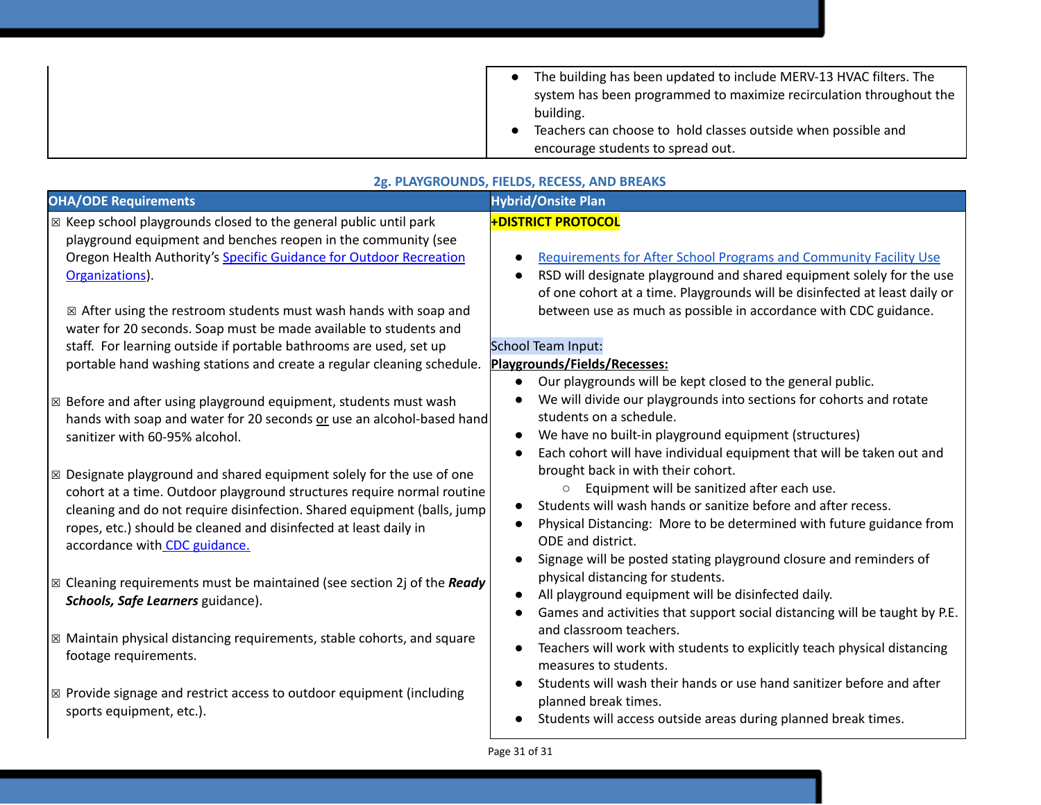| | |
|---|---|
| | • The building has been updated to include MERV-13 HVAC filters. The system has been programmed to maximize recirculation throughout the building.<br>• Teachers can choose to hold classes outside when possible and encourage students to spread out. |

### 2g. PLAYGROUNDS, FIELDS, RECESS, AND BREAKS

| OHA/ODE Requirements | Hybrid/Onsite Plan |
|---|---|
| ☒ Keep school playgrounds closed to the general public until park playground equipment and benches reopen in the community (see Oregon Health Authority's [Specific Guidance for Outdoor Recreation Organizations](#)).<br><br>☒ After using the restroom students must wash hands with soap and water for 20 seconds. Soap must be made available to students and staff. For learning outside if portable bathrooms are used, set up portable hand washing stations and create a regular cleaning schedule.<br><br>☒ Before and after using playground equipment, students must wash hands with soap and water for 20 seconds <u>or</u> use an alcohol-based hand sanitizer with 60-95% alcohol.<br><br>☒ Designate playground and shared equipment solely for the use of one cohort at a time. Outdoor playground structures require normal routine cleaning and do not require disinfection. Shared equipment (balls, jump ropes, etc.) should be cleaned and disinfected at least daily in accordance with [CDC guidance.](#)<br><br>☒ Cleaning requirements must be maintained (see section 2j of the ***Ready Schools, Safe Learners*** guidance).<br><br>☒ Maintain physical distancing requirements, stable cohorts, and square footage requirements.<br><br>☒ Provide signage and restrict access to outdoor equipment (including sports equipment, etc.). | **+DISTRICT PROTOCOL**<br><br>• [Requirements for After School Programs and Community Facility Use](#)<br>• RSD will designate playground and shared equipment solely for the use of one cohort at a time. Playgrounds will be disinfected at least daily or between use as much as possible in accordance with CDC guidance.<br><br>School Team Input:<br>**<u>Playgrounds/Fields/Recesses:</u>**<br>• Our playgrounds will be kept closed to the general public.<br>• We will divide our playgrounds into sections for cohorts and rotate students on a schedule.<br>• We have no built-in playground equipment (structures)<br>• Each cohort will have individual equipment that will be taken out and brought back in with their cohort.<br>&nbsp;&nbsp;&nbsp;&nbsp;○ Equipment will be sanitized after each use.<br>• Students will wash hands or sanitize before and after recess.<br>• Physical Distancing: More to be determined with future guidance from ODE and district.<br>• Signage will be posted stating playground closure and reminders of physical distancing for students.<br>• All playground equipment will be disinfected daily.<br>• Games and activities that support social distancing will be taught by P.E. and classroom teachers.<br>• Teachers will work with students to explicitly teach physical distancing measures to students.<br>• Students will wash their hands or use hand sanitizer before and after planned break times.<br>• Students will access outside areas during planned break times. |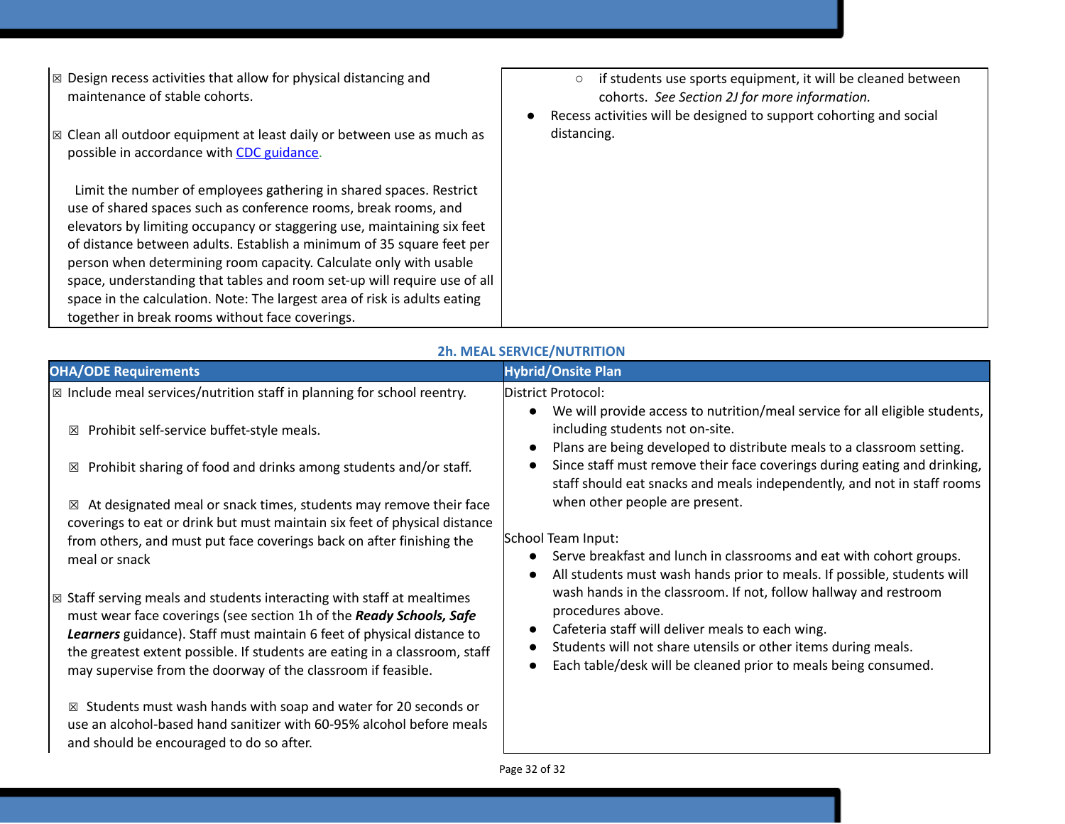| | |
|---|---|
| ☒ Design recess activities that allow for physical distancing and maintenance of stable cohorts.<br><br>☒ Clean all outdoor equipment at least daily or between use as much as possible in accordance with [CDC guidance](). <br><br>Limit the number of employees gathering in shared spaces. Restrict use of shared spaces such as conference rooms, break rooms, and elevators by limiting occupancy or staggering use, maintaining six feet of distance between adults. Establish a minimum of 35 square feet per person when determining room capacity. Calculate only with usable space, understanding that tables and room set-up will require use of all space in the calculation. Note: The largest area of risk is adults eating together in break rooms without face coverings. | ○ if students use sports equipment, it will be cleaned between cohorts. *See Section 2J for more information.*<br>● Recess activities will be designed to support cohorting and social distancing. |

### 2h. MEAL SERVICE/NUTRITION

| OHA/ODE Requirements | Hybrid/Onsite Plan |
|---|---|
| ☒ Include meal services/nutrition staff in planning for school reentry.<br><br>☒ Prohibit self-service buffet-style meals.<br><br>☒ Prohibit sharing of food and drinks among students and/or staff.<br><br>☒ At designated meal or snack times, students may remove their face coverings to eat or drink but must maintain six feet of physical distance from others, and must put face coverings back on after finishing the meal or snack<br><br>☒ Staff serving meals and students interacting with staff at mealtimes must wear face coverings (see section 1h of the ***Ready Schools, Safe Learners*** guidance). Staff must maintain 6 feet of physical distance to the greatest extent possible. If students are eating in a classroom, staff may supervise from the doorway of the classroom if feasible.<br><br>☒ Students must wash hands with soap and water for 20 seconds or use an alcohol-based hand sanitizer with 60-95% alcohol before meals and should be encouraged to do so after. | District Protocol:<br>● We will provide access to nutrition/meal service for all eligible students, including students not on-site.<br>● Plans are being developed to distribute meals to a classroom setting.<br>● Since staff must remove their face coverings during eating and drinking, staff should eat snacks and meals independently, and not in staff rooms when other people are present.<br><br>School Team Input:<br>● Serve breakfast and lunch in classrooms and eat with cohort groups.<br>● All students must wash hands prior to meals. If possible, students will wash hands in the classroom. If not, follow hallway and restroom procedures above.<br>● Cafeteria staff will deliver meals to each wing.<br>● Students will not share utensils or other items during meals.<br>● Each table/desk will be cleaned prior to meals being consumed. |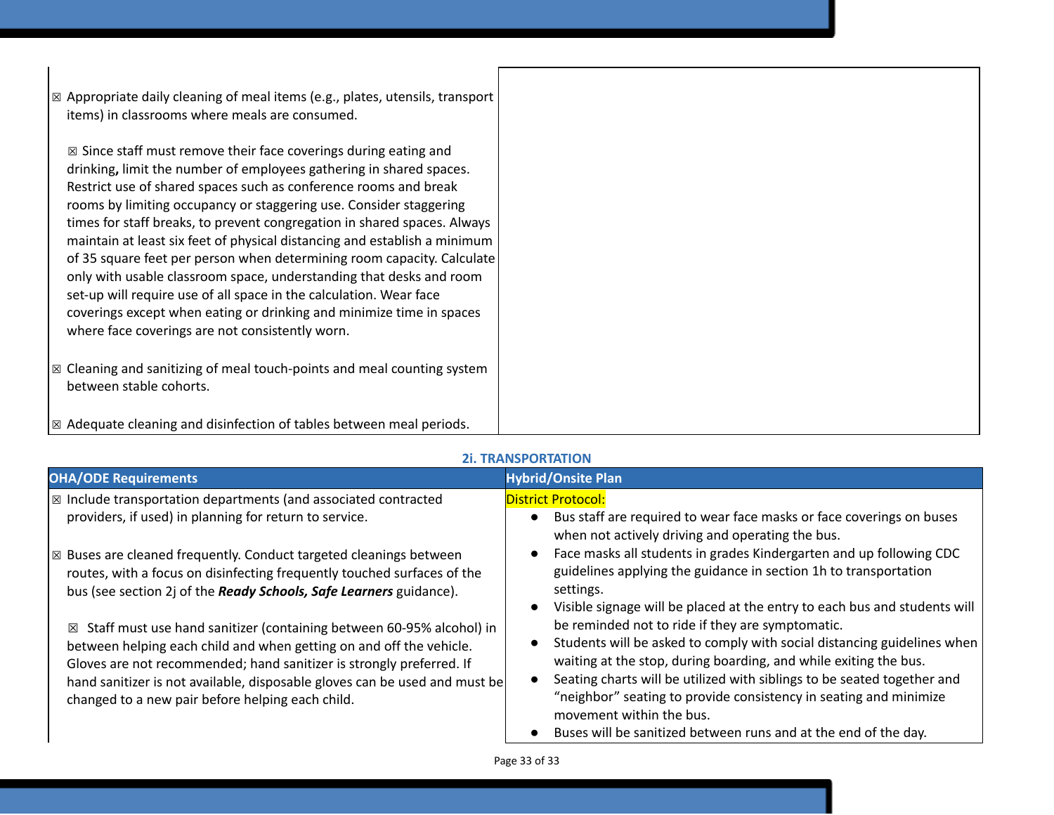| | |
|---|---|
| ☒ Appropriate daily cleaning of meal items (e.g., plates, utensils, transport items) in classrooms where meals are consumed.<br><br>☒ Since staff must remove their face coverings during eating and drinking**,** limit the number of employees gathering in shared spaces. Restrict use of shared spaces such as conference rooms and break rooms by limiting occupancy or staggering use. Consider staggering times for staff breaks, to prevent congregation in shared spaces. Always maintain at least six feet of physical distancing and establish a minimum of 35 square feet per person when determining room capacity. Calculate only with usable classroom space, understanding that desks and room set-up will require use of all space in the calculation. Wear face coverings except when eating or drinking and minimize time in spaces where face coverings are not consistently worn.<br><br>☒ Cleaning and sanitizing of meal touch-points and meal counting system between stable cohorts.<br><br>☒ Adequate cleaning and disinfection of tables between meal periods. | |

### 2i. TRANSPORTATION

| OHA/ODE Requirements | Hybrid/Onsite Plan |
|---|---|
| ☒ Include transportation departments (and associated contracted providers, if used) in planning for return to service.<br><br>☒ Buses are cleaned frequently. Conduct targeted cleanings between routes, with a focus on disinfecting frequently touched surfaces of the bus (see section 2j of the ***Ready Schools, Safe Learners*** guidance).<br><br>☒ Staff must use hand sanitizer (containing between 60-95% alcohol) in between helping each child and when getting on and off the vehicle. Gloves are not recommended; hand sanitizer is strongly preferred. If hand sanitizer is not available, disposable gloves can be used and must be changed to a new pair before helping each child. | District Protocol:<br>• Bus staff are required to wear face masks or face coverings on buses when not actively driving and operating the bus.<br>• Face masks all students in grades Kindergarten and up following CDC guidelines applying the guidance in section 1h to transportation settings.<br>• Visible signage will be placed at the entry to each bus and students will be reminded not to ride if they are symptomatic.<br>• Students will be asked to comply with social distancing guidelines when waiting at the stop, during boarding, and while exiting the bus.<br>• Seating charts will be utilized with siblings to be seated together and "neighbor" seating to provide consistency in seating and minimize movement within the bus.<br>• Buses will be sanitized between runs and at the end of the day. |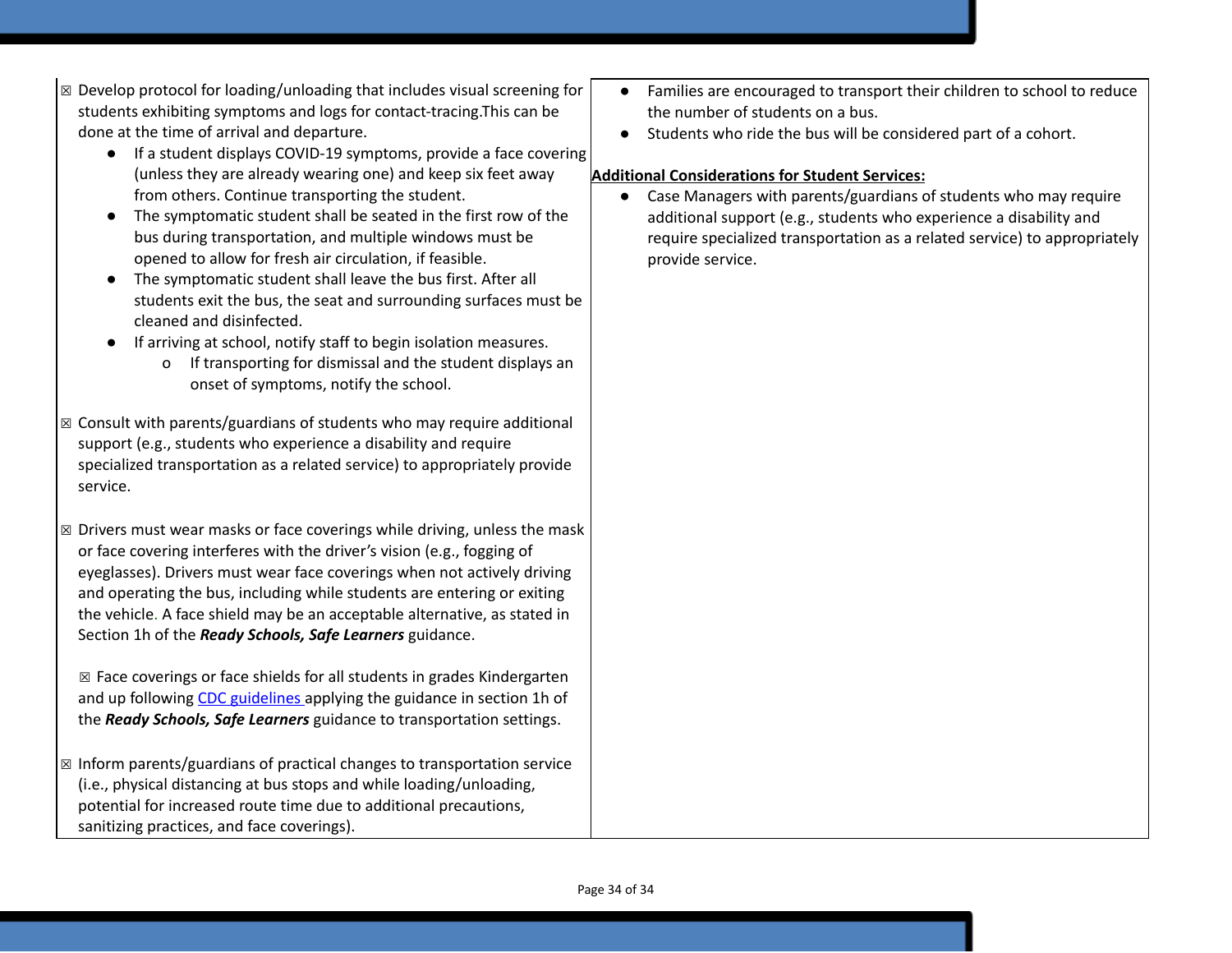| | |
|---|---|
| ☒ Develop protocol for loading/unloading that includes visual screening for students exhibiting symptoms and logs for contact-tracing.This can be done at the time of arrival and departure.<br>● If a student displays COVID-19 symptoms, provide a face covering (unless they are already wearing one) and keep six feet away from others. Continue transporting the student.<br>● The symptomatic student shall be seated in the first row of the bus during transportation, and multiple windows must be opened to allow for fresh air circulation, if feasible.<br>● The symptomatic student shall leave the bus first. After all students exit the bus, the seat and surrounding surfaces must be cleaned and disinfected.<br>● If arriving at school, notify staff to begin isolation measures.<br>o If transporting for dismissal and the student displays an onset of symptoms, notify the school.<br><br>☒ Consult with parents/guardians of students who may require additional support (e.g., students who experience a disability and require specialized transportation as a related service) to appropriately provide service.<br><br>☒ Drivers must wear masks or face coverings while driving, unless the mask or face covering interferes with the driver's vision (e.g., fogging of eyeglasses). Drivers must wear face coverings when not actively driving and operating the bus, including while students are entering or exiting the vehicle. A face shield may be an acceptable alternative, as stated in Section 1h of the ***Ready Schools, Safe Learners*** guidance.<br><br>☒ Face coverings or face shields for all students in grades Kindergarten and up following CDC guidelines applying the guidance in section 1h of the ***Ready Schools, Safe Learners*** guidance to transportation settings.<br><br>☒ Inform parents/guardians of practical changes to transportation service (i.e., physical distancing at bus stops and while loading/unloading, potential for increased route time due to additional precautions, sanitizing practices, and face coverings). | ● Families are encouraged to transport their children to school to reduce the number of students on a bus.<br>● Students who ride the bus will be considered part of a cohort.<br><br>**Additional Considerations for Student Services:**<br>● Case Managers with parents/guardians of students who may require additional support (e.g., students who experience a disability and require specialized transportation as a related service) to appropriately provide service. |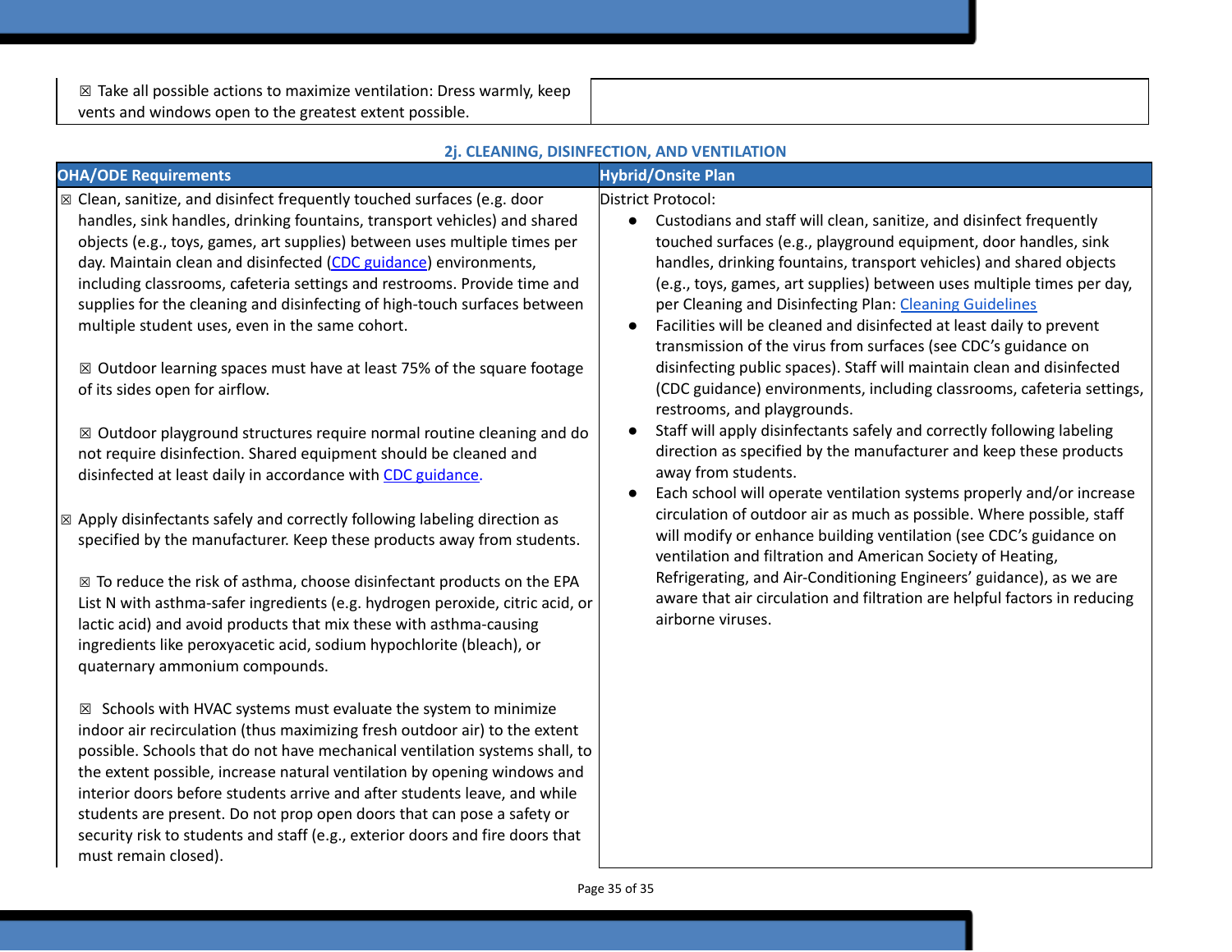| | |
|---|---|
| ☒ Take all possible actions to maximize ventilation: Dress warmly, keep vents and windows open to the greatest extent possible. | |

### 2j. CLEANING, DISINFECTION, AND VENTILATION

| OHA/ODE Requirements | Hybrid/Onsite Plan |
|---|---|
| ☒ Clean, sanitize, and disinfect frequently touched surfaces (e.g. door handles, sink handles, drinking fountains, transport vehicles) and shared objects (e.g., toys, games, art supplies) between uses multiple times per day. Maintain clean and disinfected (CDC guidance) environments, including classrooms, cafeteria settings and restrooms. Provide time and supplies for the cleaning and disinfecting of high-touch surfaces between multiple student uses, even in the same cohort.<br><br>☒ Outdoor learning spaces must have at least 75% of the square footage of its sides open for airflow.<br><br>☒ Outdoor playground structures require normal routine cleaning and do not require disinfection. Shared equipment should be cleaned and disinfected at least daily in accordance with CDC guidance.<br><br>☒ Apply disinfectants safely and correctly following labeling direction as specified by the manufacturer. Keep these products away from students.<br><br>☒ To reduce the risk of asthma, choose disinfectant products on the EPA List N with asthma-safer ingredients (e.g. hydrogen peroxide, citric acid, or lactic acid) and avoid products that mix these with asthma-causing ingredients like peroxyacetic acid, sodium hypochlorite (bleach), or quaternary ammonium compounds.<br><br>☒ Schools with HVAC systems must evaluate the system to minimize indoor air recirculation (thus maximizing fresh outdoor air) to the extent possible. Schools that do not have mechanical ventilation systems shall, to the extent possible, increase natural ventilation by opening windows and interior doors before students arrive and after students leave, and while students are present. Do not prop open doors that can pose a safety or security risk to students and staff (e.g., exterior doors and fire doors that must remain closed). | District Protocol:<br>• Custodians and staff will clean, sanitize, and disinfect frequently touched surfaces (e.g., playground equipment, door handles, sink handles, drinking fountains, transport vehicles) and shared objects (e.g., toys, games, art supplies) between uses multiple times per day, per Cleaning and Disinfecting Plan: Cleaning Guidelines<br>• Facilities will be cleaned and disinfected at least daily to prevent transmission of the virus from surfaces (see CDC's guidance on disinfecting public spaces). Staff will maintain clean and disinfected (CDC guidance) environments, including classrooms, cafeteria settings, restrooms, and playgrounds.<br>• Staff will apply disinfectants safely and correctly following labeling direction as specified by the manufacturer and keep these products away from students.<br>• Each school will operate ventilation systems properly and/or increase circulation of outdoor air as much as possible. Where possible, staff will modify or enhance building ventilation (see CDC's guidance on ventilation and filtration and American Society of Heating, Refrigerating, and Air-Conditioning Engineers' guidance), as we are aware that air circulation and filtration are helpful factors in reducing airborne viruses. |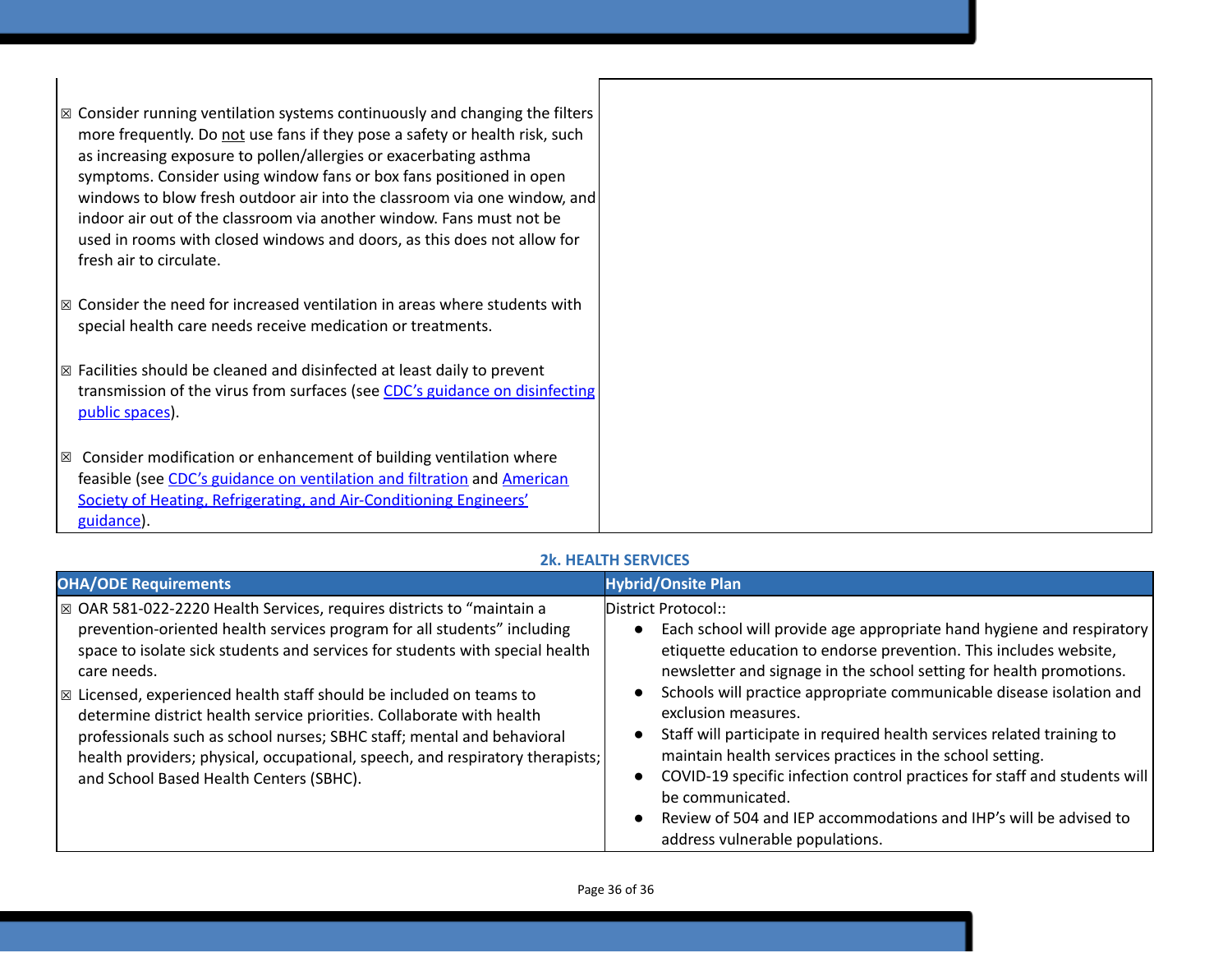| | |
|---|---|
| ☒ Consider running ventilation systems continuously and changing the filters more frequently. Do not use fans if they pose a safety or health risk, such as increasing exposure to pollen/allergies or exacerbating asthma symptoms. Consider using window fans or box fans positioned in open windows to blow fresh outdoor air into the classroom via one window, and indoor air out of the classroom via another window. Fans must not be used in rooms with closed windows and doors, as this does not allow for fresh air to circulate.<br><br>☒ Consider the need for increased ventilation in areas where students with special health care needs receive medication or treatments.<br><br>☒ Facilities should be cleaned and disinfected at least daily to prevent transmission of the virus from surfaces (see CDC's guidance on disinfecting public spaces).<br><br>☒ Consider modification or enhancement of building ventilation where feasible (see CDC's guidance on ventilation and filtration and American Society of Heating, Refrigerating, and Air-Conditioning Engineers' guidance). | |

## 2k. HEALTH SERVICES

| OHA/ODE Requirements | Hybrid/Onsite Plan |
|---|---|
| ☒ OAR 581-022-2220 Health Services, requires districts to "maintain a prevention-oriented health services program for all students" including space to isolate sick students and services for students with special health care needs.<br>☒ Licensed, experienced health staff should be included on teams to determine district health service priorities. Collaborate with health professionals such as school nurses; SBHC staff; mental and behavioral health providers; physical, occupational, speech, and respiratory therapists; and School Based Health Centers (SBHC). | District Protocol::<br>• Each school will provide age appropriate hand hygiene and respiratory etiquette education to endorse prevention. This includes website, newsletter and signage in the school setting for health promotions.<br>• Schools will practice appropriate communicable disease isolation and exclusion measures.<br>• Staff will participate in required health services related training to maintain health services practices in the school setting.<br>• COVID-19 specific infection control practices for staff and students will be communicated.<br>• Review of 504 and IEP accommodations and IHP's will be advised to address vulnerable populations. |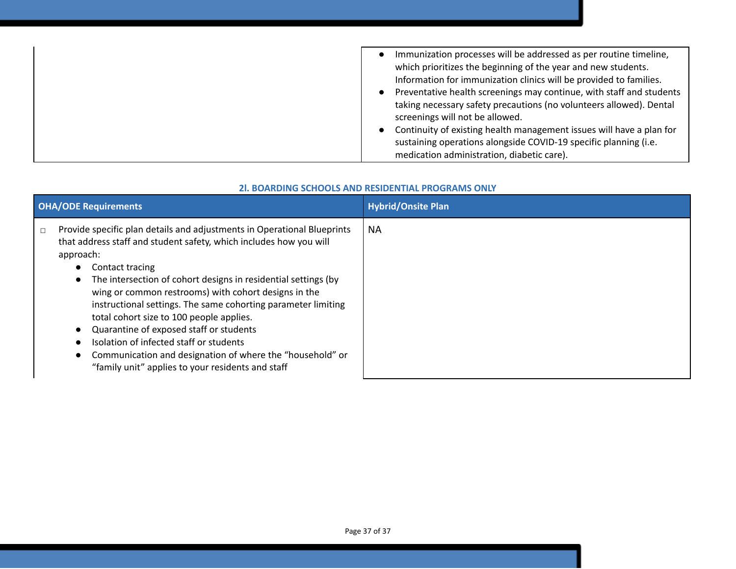| | |
|---|---|
| | • Immunization processes will be addressed as per routine timeline, which prioritizes the beginning of the year and new students. Information for immunization clinics will be provided to families.<br>• Preventative health screenings may continue, with staff and students taking necessary safety precautions (no volunteers allowed). Dental screenings will not be allowed.<br>• Continuity of existing health management issues will have a plan for sustaining operations alongside COVID-19 specific planning (i.e. medication administration, diabetic care). |

### 2l. BOARDING SCHOOLS AND RESIDENTIAL PROGRAMS ONLY

| OHA/ODE Requirements | Hybrid/Onsite Plan |
|---|---|
| ☐ Provide specific plan details and adjustments in Operational Blueprints that address staff and student safety, which includes how you will approach:<br>• Contact tracing<br>• The intersection of cohort designs in residential settings (by wing or common restrooms) with cohort designs in the instructional settings. The same cohorting parameter limiting total cohort size to 100 people applies.<br>• Quarantine of exposed staff or students<br>• Isolation of infected staff or students<br>• Communication and designation of where the "household" or "family unit" applies to your residents and staff | NA |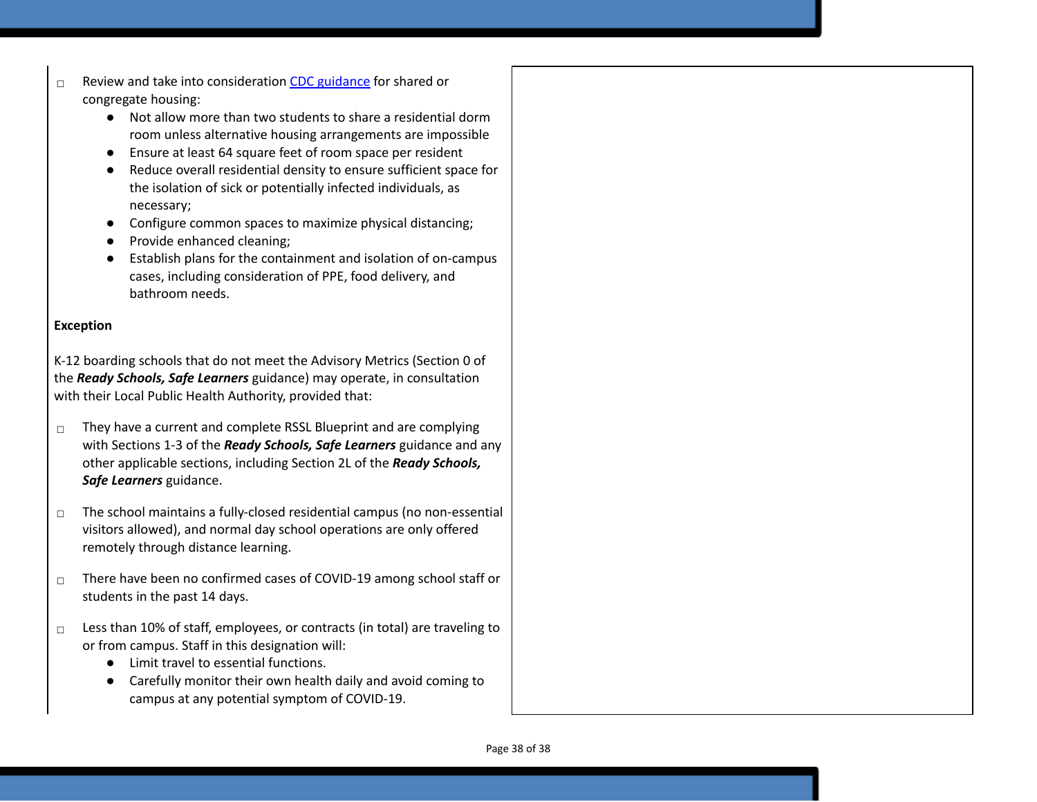- ☐ Review and take into consideration [CDC guidance](CDC guidance) for shared or congregate housing:
  - Not allow more than two students to share a residential dorm room unless alternative housing arrangements are impossible
  - Ensure at least 64 square feet of room space per resident
  - Reduce overall residential density to ensure sufficient space for the isolation of sick or potentially infected individuals, as necessary;
  - Configure common spaces to maximize physical distancing;
  - Provide enhanced cleaning;
  - Establish plans for the containment and isolation of on-campus cases, including consideration of PPE, food delivery, and bathroom needs.

**Exception**

K-12 boarding schools that do not meet the Advisory Metrics (Section 0 of the ***Ready Schools, Safe Learners*** guidance) may operate, in consultation with their Local Public Health Authority, provided that:

- ☐ They have a current and complete RSSL Blueprint and are complying with Sections 1-3 of the ***Ready Schools, Safe Learners*** guidance and any other applicable sections, including Section 2L of the ***Ready Schools, Safe Learners*** guidance.

- ☐ The school maintains a fully-closed residential campus (no non-essential visitors allowed), and normal day school operations are only offered remotely through distance learning.

- ☐ There have been no confirmed cases of COVID-19 among school staff or students in the past 14 days.

- ☐ Less than 10% of staff, employees, or contracts (in total) are traveling to or from campus. Staff in this designation will:
  - Limit travel to essential functions.
  - Carefully monitor their own health daily and avoid coming to campus at any potential symptom of COVID-19.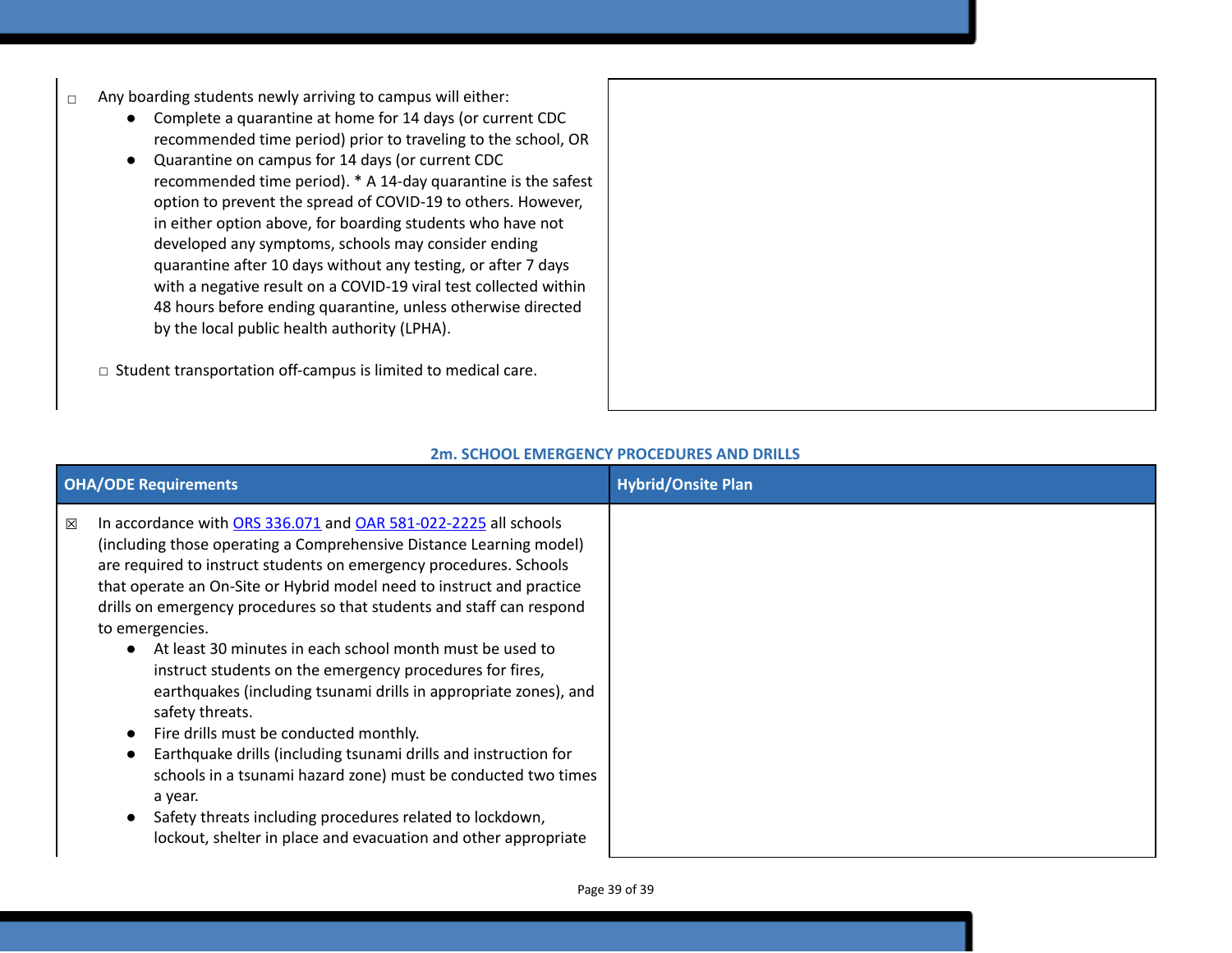| | |
|---|---|
| ☐ Any boarding students newly arriving to campus will either:<br>● Complete a quarantine at home for 14 days (or current CDC recommended time period) prior to traveling to the school, OR<br>● Quarantine on campus for 14 days (or current CDC recommended time period). * A 14-day quarantine is the safest option to prevent the spread of COVID-19 to others. However, in either option above, for boarding students who have not developed any symptoms, schools may consider ending quarantine after 10 days without any testing, or after 7 days with a negative result on a COVID-19 viral test collected within 48 hours before ending quarantine, unless otherwise directed by the local public health authority (LPHA).<br><br>☐ Student transportation off-campus is limited to medical care. | |

### 2m. SCHOOL EMERGENCY PROCEDURES AND DRILLS

| OHA/ODE Requirements | Hybrid/Onsite Plan |
|---|---|
| ☒ In accordance with ORS 336.071 and OAR 581-022-2225 all schools (including those operating a Comprehensive Distance Learning model) are required to instruct students on emergency procedures. Schools that operate an On-Site or Hybrid model need to instruct and practice drills on emergency procedures so that students and staff can respond to emergencies.<br>● At least 30 minutes in each school month must be used to instruct students on the emergency procedures for fires, earthquakes (including tsunami drills in appropriate zones), and safety threats.<br>● Fire drills must be conducted monthly.<br>● Earthquake drills (including tsunami drills and instruction for schools in a tsunami hazard zone) must be conducted two times a year.<br>● Safety threats including procedures related to lockdown, lockout, shelter in place and evacuation and other appropriate | |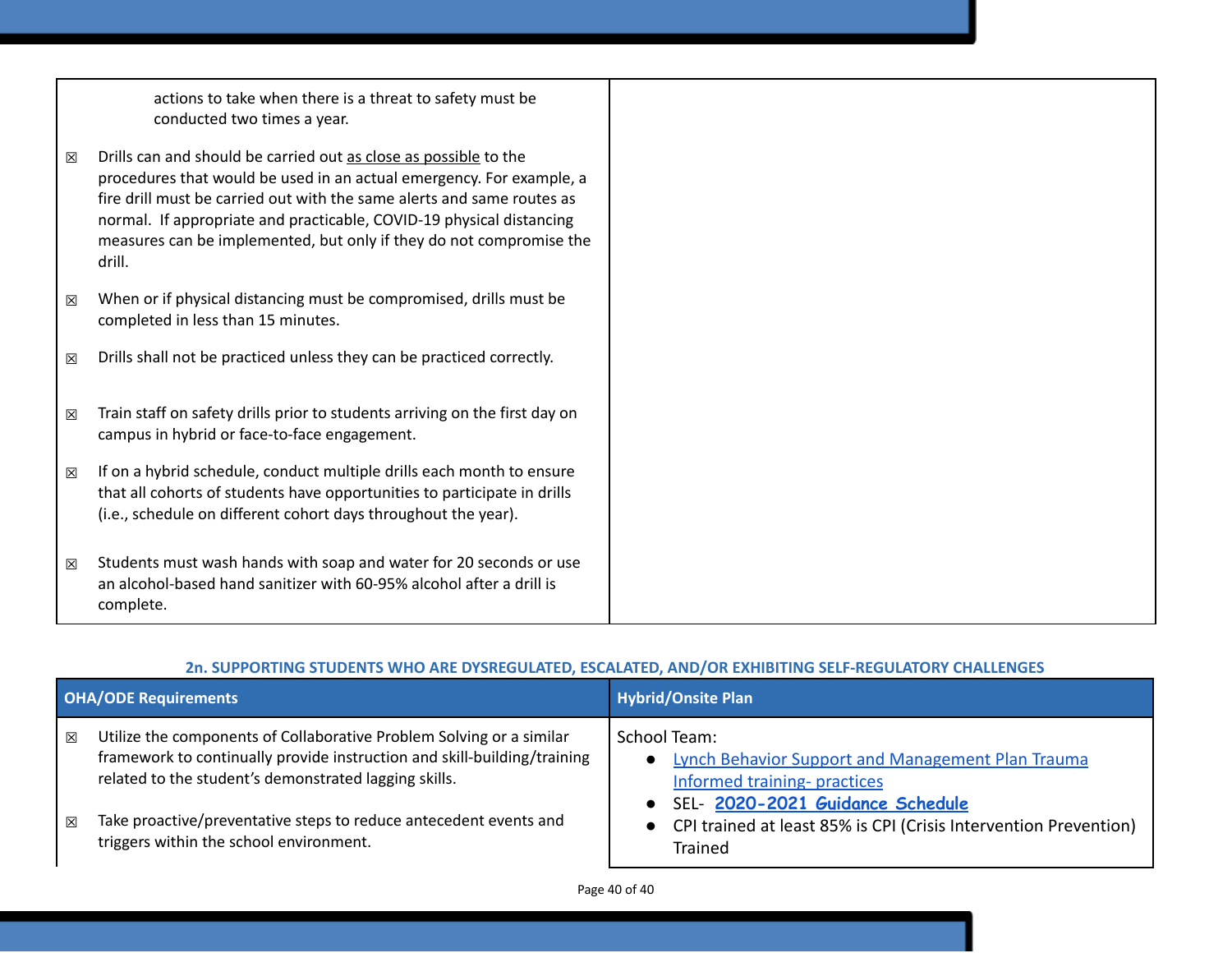| | |
|---|---|
| actions to take when there is a threat to safety must be conducted two times a year.<br><br>☒ Drills can and should be carried out as close as possible to the procedures that would be used in an actual emergency. For example, a fire drill must be carried out with the same alerts and same routes as normal. If appropriate and practicable, COVID-19 physical distancing measures can be implemented, but only if they do not compromise the drill.<br><br>☒ When or if physical distancing must be compromised, drills must be completed in less than 15 minutes.<br><br>☒ Drills shall not be practiced unless they can be practiced correctly.<br><br>☒ Train staff on safety drills prior to students arriving on the first day on campus in hybrid or face-to-face engagement.<br><br>☒ If on a hybrid schedule, conduct multiple drills each month to ensure that all cohorts of students have opportunities to participate in drills (i.e., schedule on different cohort days throughout the year).<br><br>☒ Students must wash hands with soap and water for 20 seconds or use an alcohol-based hand sanitizer with 60-95% alcohol after a drill is complete. | |

### 2n. SUPPORTING STUDENTS WHO ARE DYSREGULATED, ESCALATED, AND/OR EXHIBITING SELF-REGULATORY CHALLENGES

| OHA/ODE Requirements | Hybrid/Onsite Plan |
|---|---|
| ☒ Utilize the components of Collaborative Problem Solving or a similar framework to continually provide instruction and skill-building/training related to the student's demonstrated lagging skills.<br><br>☒ Take proactive/preventative steps to reduce antecedent events and triggers within the school environment. | School Team:<br>• Lynch Behavior Support and Management Plan Trauma Informed training- practices<br>• SEL- **2020-2021 Guidance Schedule**<br>• CPI trained at least 85% is CPI (Crisis Intervention Prevention) Trained |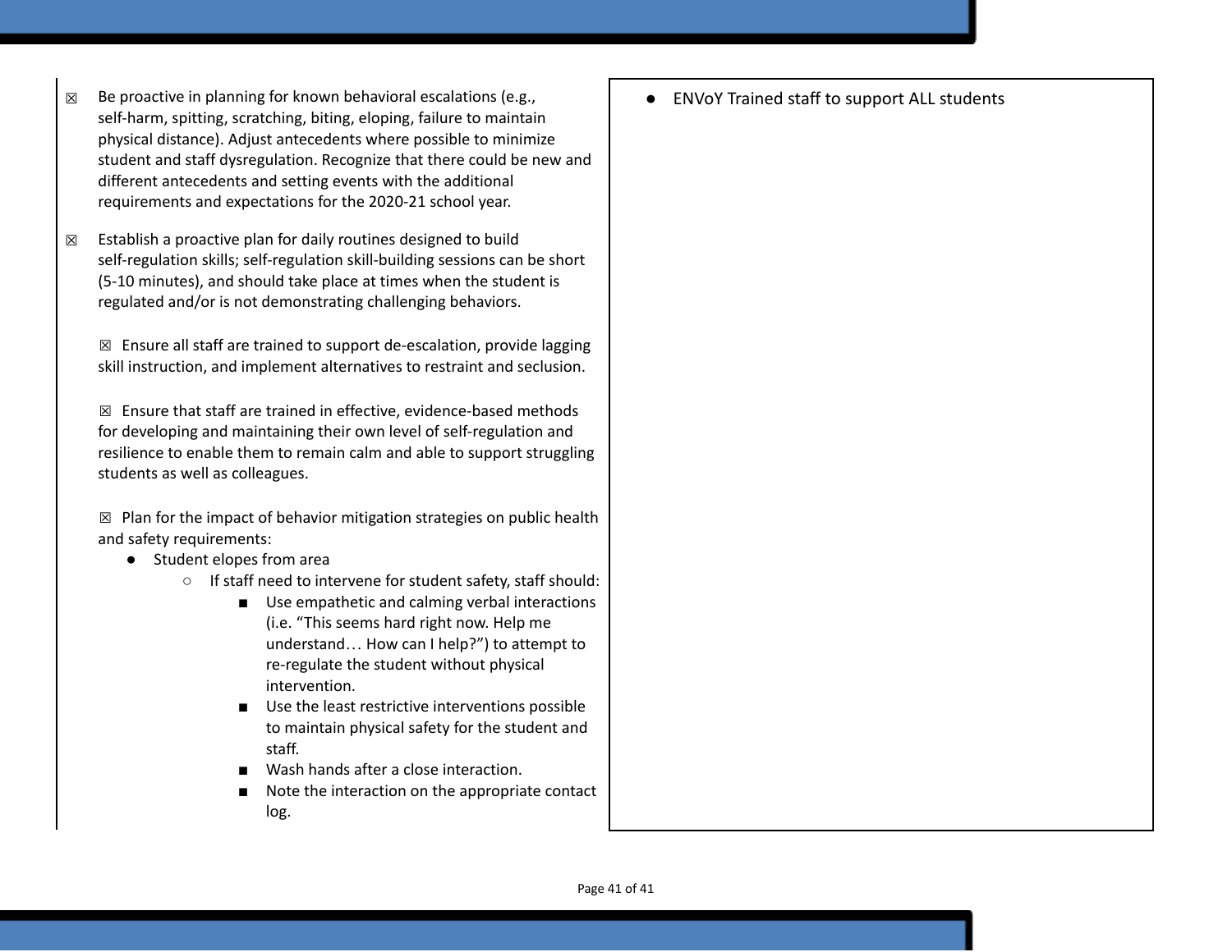| | |
|---|---|
| ☒ Be proactive in planning for known behavioral escalations (e.g., self-harm, spitting, scratching, biting, eloping, failure to maintain physical distance). Adjust antecedents where possible to minimize student and staff dysregulation. Recognize that there could be new and different antecedents and setting events with the additional requirements and expectations for the 2020-21 school year.<br><br>☒ Establish a proactive plan for daily routines designed to build self-regulation skills; self-regulation skill-building sessions can be short (5-10 minutes), and should take place at times when the student is regulated and/or is not demonstrating challenging behaviors.<br><br>☒ Ensure all staff are trained to support de-escalation, provide lagging skill instruction, and implement alternatives to restraint and seclusion.<br><br>☒ Ensure that staff are trained in effective, evidence-based methods for developing and maintaining their own level of self-regulation and resilience to enable them to remain calm and able to support struggling students as well as colleagues.<br><br>☒ Plan for the impact of behavior mitigation strategies on public health and safety requirements:<br>• Student elopes from area<br>&nbsp;&nbsp;○ If staff need to intervene for student safety, staff should:<br>&nbsp;&nbsp;&nbsp;&nbsp;■ Use empathetic and calming verbal interactions (i.e. "This seems hard right now. Help me understand… How can I help?") to attempt to re-regulate the student without physical intervention.<br>&nbsp;&nbsp;&nbsp;&nbsp;■ Use the least restrictive interventions possible to maintain physical safety for the student and staff.<br>&nbsp;&nbsp;&nbsp;&nbsp;■ Wash hands after a close interaction.<br>&nbsp;&nbsp;&nbsp;&nbsp;■ Note the interaction on the appropriate contact log. | • ENVoY Trained staff to support ALL students |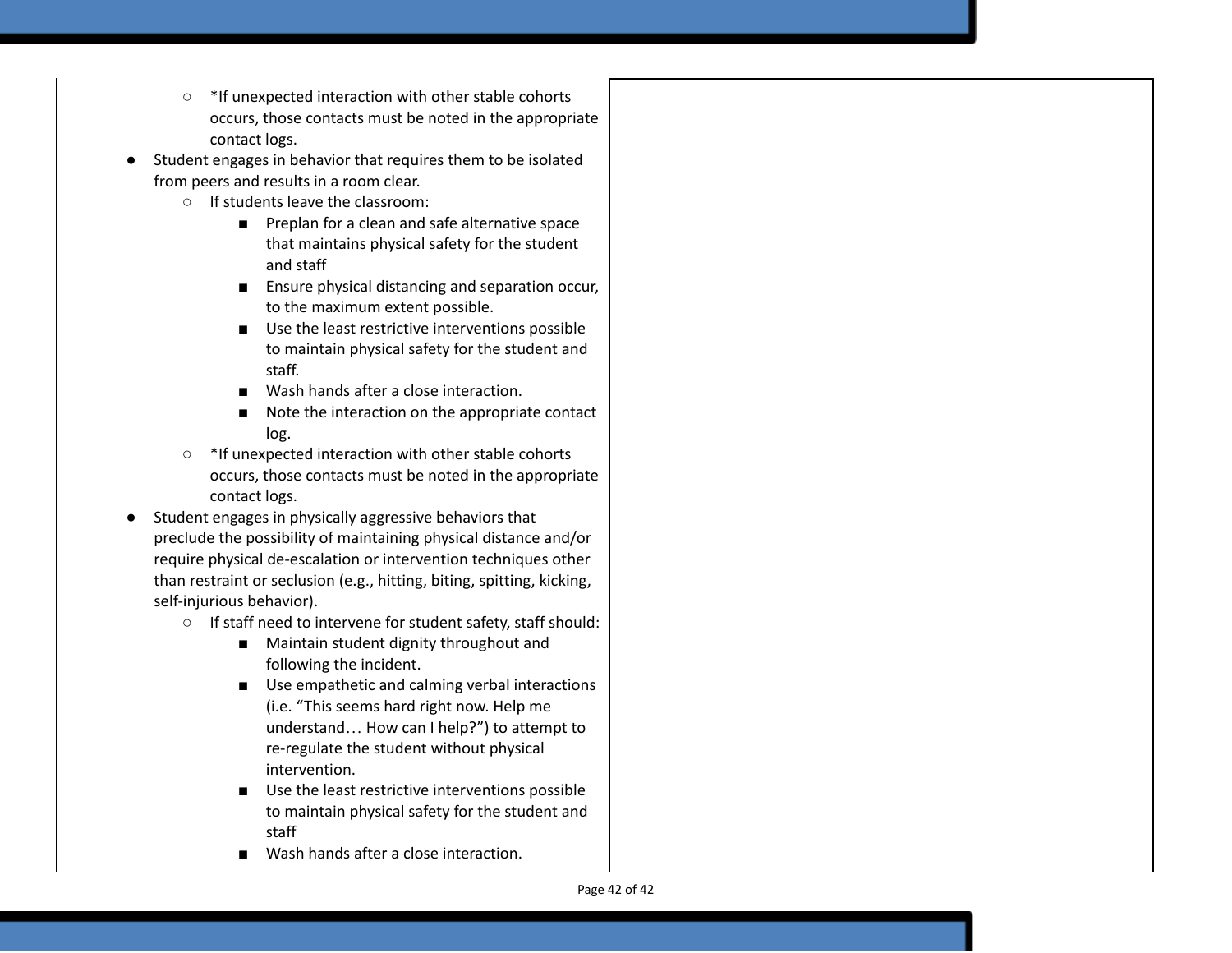- *If unexpected interaction with other stable cohorts occurs, those contacts must be noted in the appropriate contact logs.
- Student engages in behavior that requires them to be isolated from peers and results in a room clear.
    - If students leave the classroom:
        - Preplan for a clean and safe alternative space that maintains physical safety for the student and staff
        - Ensure physical distancing and separation occur, to the maximum extent possible.
        - Use the least restrictive interventions possible to maintain physical safety for the student and staff.
        - Wash hands after a close interaction.
        - Note the interaction on the appropriate contact log.
    - *If unexpected interaction with other stable cohorts occurs, those contacts must be noted in the appropriate contact logs.
- Student engages in physically aggressive behaviors that preclude the possibility of maintaining physical distance and/or require physical de-escalation or intervention techniques other than restraint or seclusion (e.g., hitting, biting, spitting, kicking, self-injurious behavior).
    - If staff need to intervene for student safety, staff should:
        - Maintain student dignity throughout and following the incident.
        - Use empathetic and calming verbal interactions (i.e. "This seems hard right now. Help me understand… How can I help?") to attempt to re-regulate the student without physical intervention.
        - Use the least restrictive interventions possible to maintain physical safety for the student and staff
        - Wash hands after a close interaction.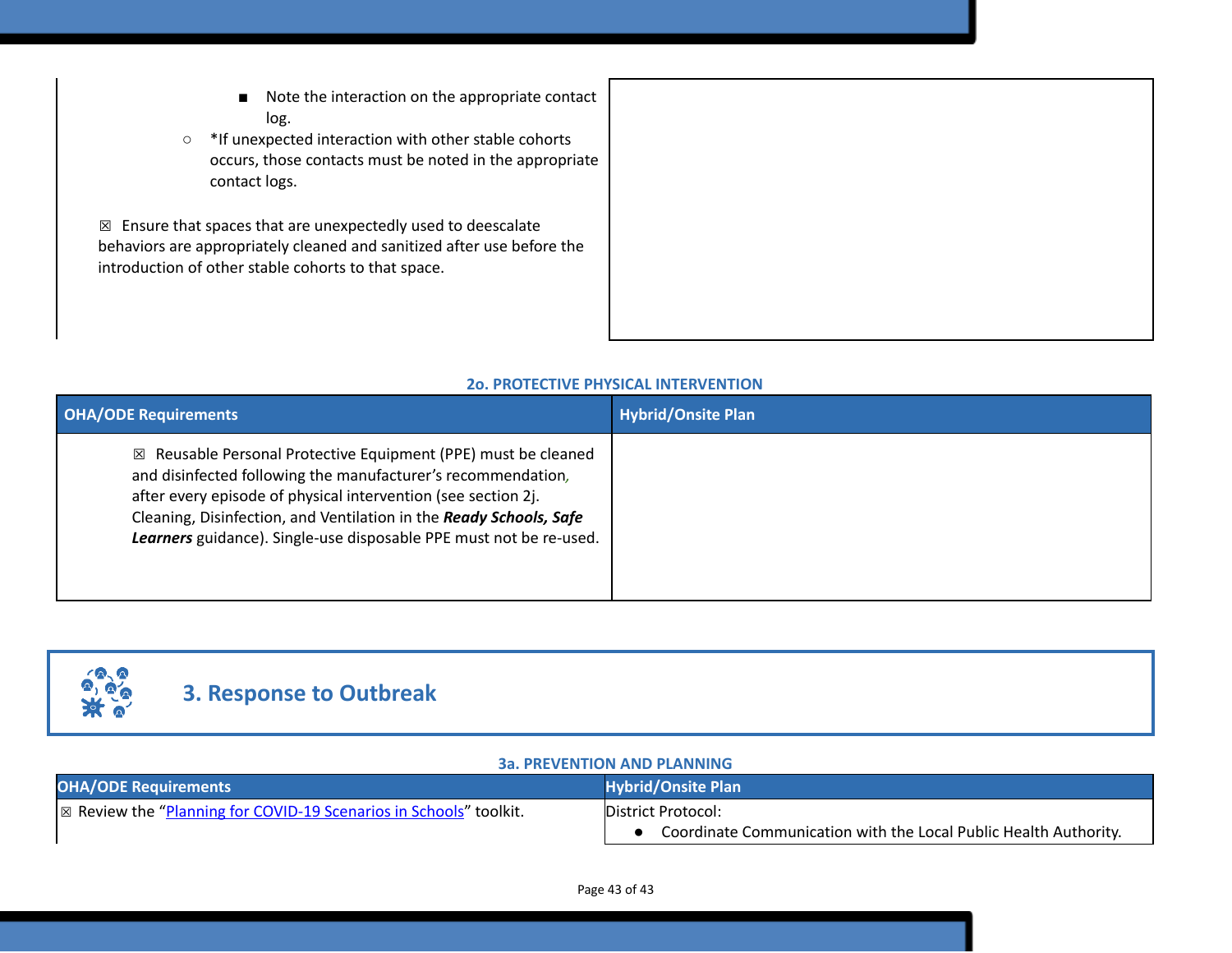| | |
|---|---|
| ■ Note the interaction on the appropriate contact log.<br>○ *If unexpected interaction with other stable cohorts occurs, those contacts must be noted in the appropriate contact logs.<br><br>☒ Ensure that spaces that are unexpectedly used to deescalate behaviors are appropriately cleaned and sanitized after use before the introduction of other stable cohorts to that space. | |

**2o. PROTECTIVE PHYSICAL INTERVENTION**

| OHA/ODE Requirements | Hybrid/Onsite Plan |
|---|---|
| ☒ Reusable Personal Protective Equipment (PPE) must be cleaned and disinfected following the manufacturer's recommendation, after every episode of physical intervention (see section 2j. Cleaning, Disinfection, and Ventilation in the ***Ready Schools, Safe Learners*** guidance). Single-use disposable PPE must not be re-used. | |

## 3. Response to Outbreak

**3a. PREVENTION AND PLANNING**

| OHA/ODE Requirements | Hybrid/Onsite Plan |
|---|---|
| ☒ Review the "Planning for COVID-19 Scenarios in Schools" toolkit. | District Protocol:<br>● Coordinate Communication with the Local Public Health Authority. |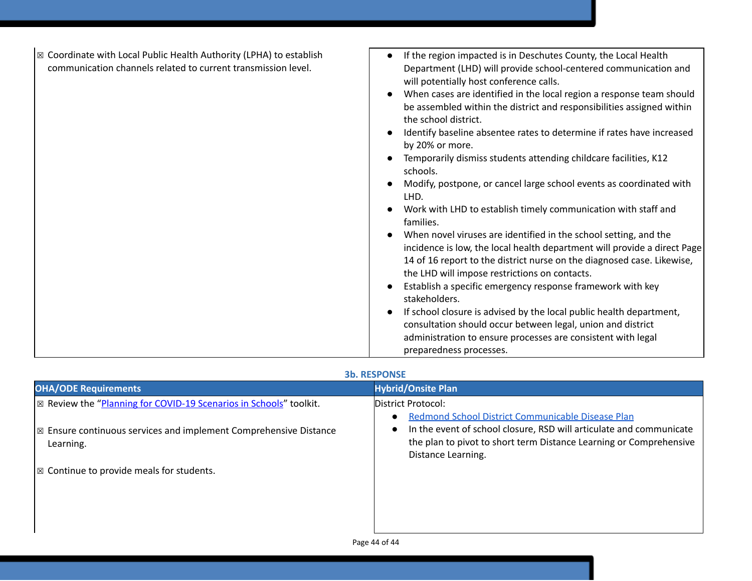| | |
|---|---|
| ☒ Coordinate with Local Public Health Authority (LPHA) to establish communication channels related to current transmission level. | • If the region impacted is in Deschutes County, the Local Health Department (LHD) will provide school-centered communication and will potentially host conference calls.<br>• When cases are identified in the local region a response team should be assembled within the district and responsibilities assigned within the school district.<br>• Identify baseline absentee rates to determine if rates have increased by 20% or more.<br>• Temporarily dismiss students attending childcare facilities, K12 schools.<br>• Modify, postpone, or cancel large school events as coordinated with LHD.<br>• Work with LHD to establish timely communication with staff and families.<br>• When novel viruses are identified in the school setting, and the incidence is low, the local health department will provide a direct Page 14 of 16 report to the district nurse on the diagnosed case. Likewise, the LHD will impose restrictions on contacts.<br>• Establish a specific emergency response framework with key stakeholders.<br>• If school closure is advised by the local public health department, consultation should occur between legal, union and district administration to ensure processes are consistent with legal preparedness processes. |

### 3b. RESPONSE

| OHA/ODE Requirements | Hybrid/Onsite Plan |
|---|---|
| ☒ Review the "Planning for COVID-19 Scenarios in Schools" toolkit.<br><br>☒ Ensure continuous services and implement Comprehensive Distance Learning.<br><br>☒ Continue to provide meals for students. | District Protocol:<br>• Redmond School District Communicable Disease Plan<br>• In the event of school closure, RSD will articulate and communicate the plan to pivot to short term Distance Learning or Comprehensive Distance Learning. |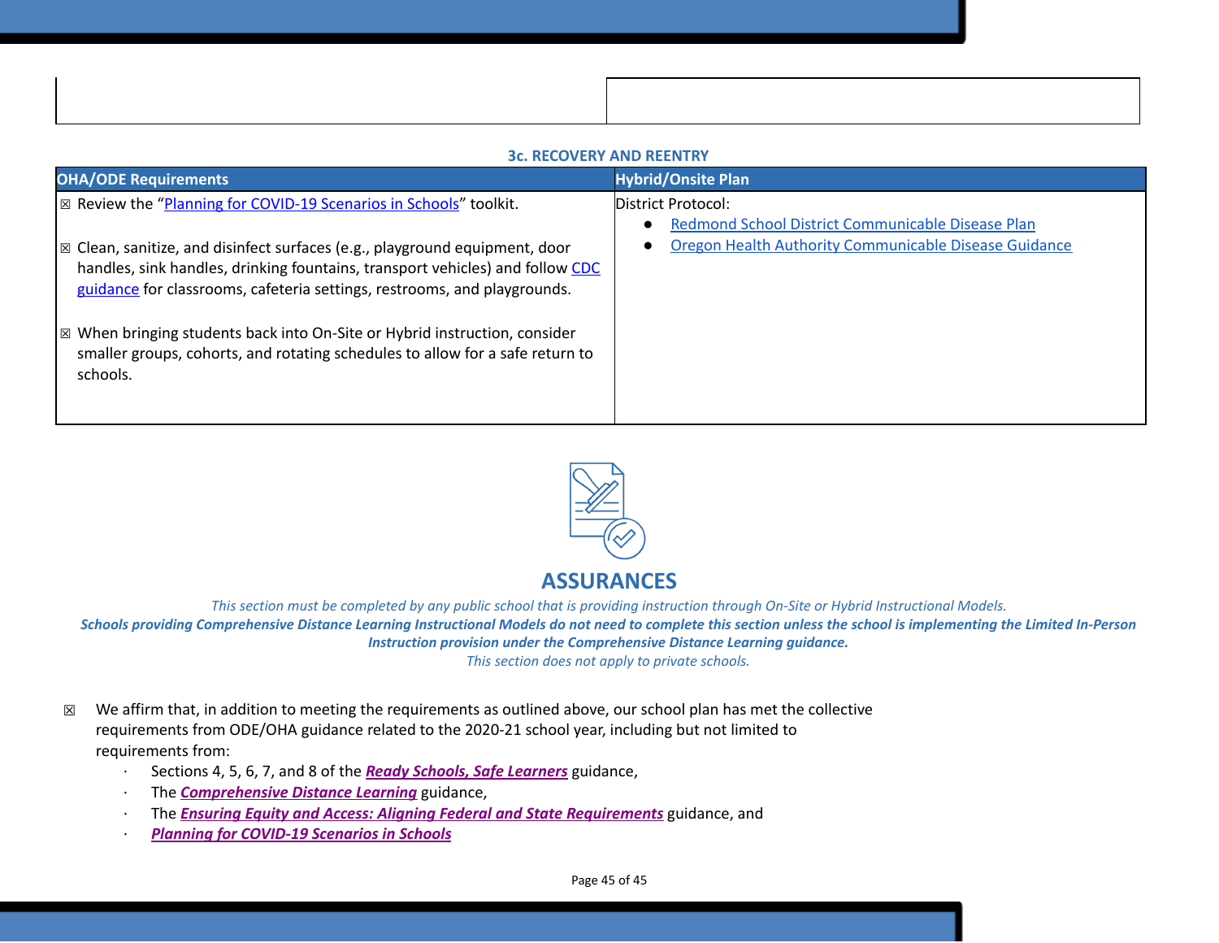| | |
|---|---|
| | |

### 3c. RECOVERY AND REENTRY

| OHA/ODE Requirements | Hybrid/Onsite Plan |
|---|---|
| ☒ Review the "Planning for COVID-19 Scenarios in Schools" toolkit.<br><br>☒ Clean, sanitize, and disinfect surfaces (e.g., playground equipment, door handles, sink handles, drinking fountains, transport vehicles) and follow CDC guidance for classrooms, cafeteria settings, restrooms, and playgrounds.<br><br>☒ When bringing students back into On-Site or Hybrid instruction, consider smaller groups, cohorts, and rotating schedules to allow for a safe return to schools. | District Protocol:<br>● Redmond School District Communicable Disease Plan<br>● Oregon Health Authority Communicable Disease Guidance |

## ASSURANCES

*This section must be completed by any public school that is providing instruction through On-Site or Hybrid Instructional Models.*

***Schools providing Comprehensive Distance Learning Instructional Models do not need to complete this section unless the school is implementing the Limited In-Person Instruction provision under the Comprehensive Distance Learning guidance.***

*This section does not apply to private schools.*

☒ We affirm that, in addition to meeting the requirements as outlined above, our school plan has met the collective requirements from ODE/OHA guidance related to the 2020-21 school year, including but not limited to requirements from:

- Sections 4, 5, 6, 7, and 8 of the ***Ready Schools, Safe Learners*** guidance,
- The ***Comprehensive Distance Learning*** guidance,
- The ***Ensuring Equity and Access: Aligning Federal and State Requirements*** guidance, and
- ***Planning for COVID-19 Scenarios in Schools***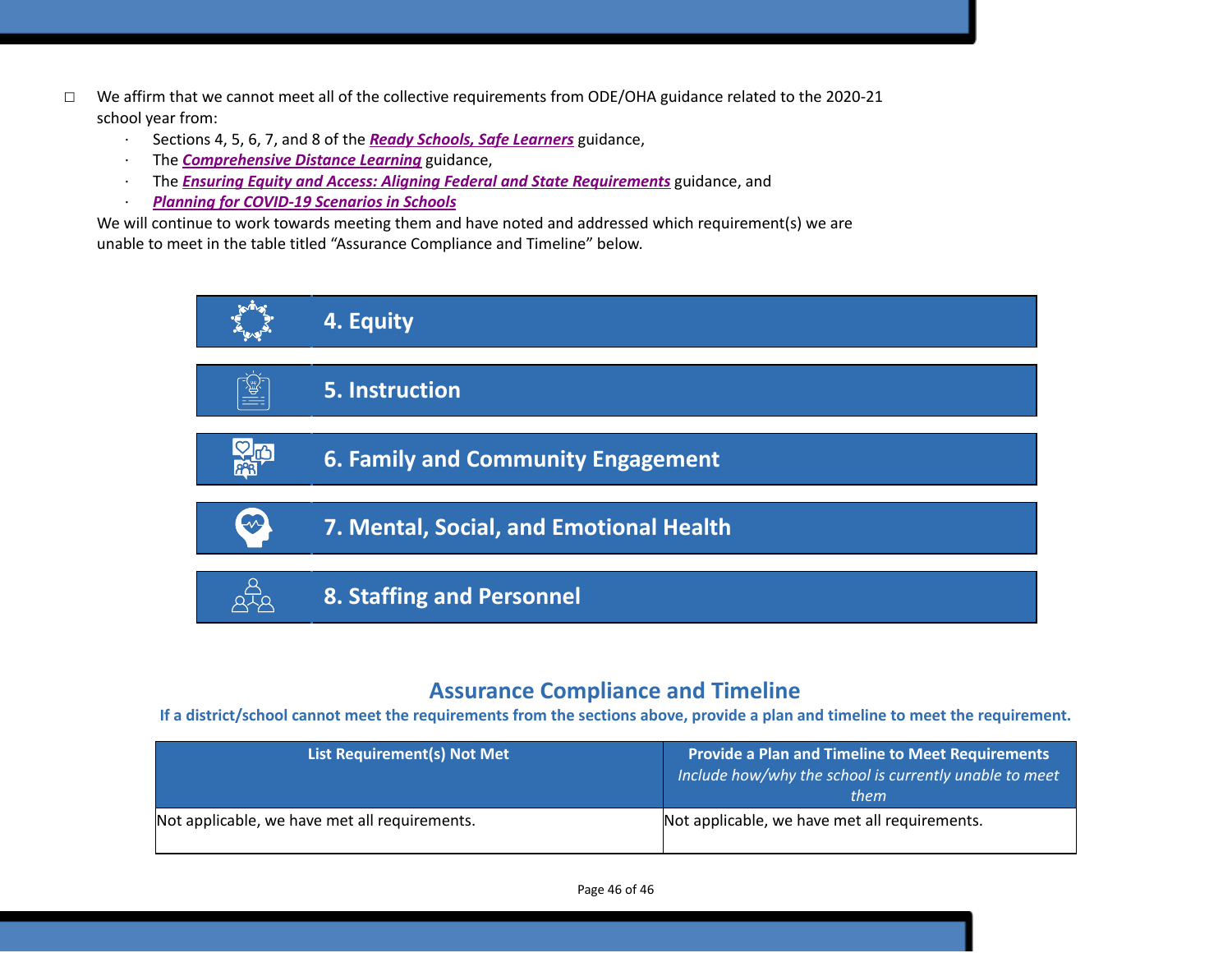☐ We affirm that we cannot meet all of the collective requirements from ODE/OHA guidance related to the 2020-21 school year from:

- Sections 4, 5, 6, 7, and 8 of the ***Ready Schools, Safe Learners*** guidance,
- The ***Comprehensive Distance Learning*** guidance,
- The ***Ensuring Equity and Access: Aligning Federal and State Requirements*** guidance, and
- ***Planning for COVID-19 Scenarios in Schools***

We will continue to work towards meeting them and have noted and addressed which requirement(s) we are unable to meet in the table titled "Assurance Compliance and Timeline" below.

## 4. Equity

## 5. Instruction

## 6. Family and Community Engagement

## 7. Mental, Social, and Emotional Health

## 8. Staffing and Personnel

## Assurance Compliance and Timeline

**If a district/school cannot meet the requirements from the sections above, provide a plan and timeline to meet the requirement.**

| List Requirement(s) Not Met | Provide a Plan and Timeline to Meet Requirements *Include how/why the school is currently unable to meet them* |
| --- | --- |
| Not applicable, we have met all requirements. | Not applicable, we have met all requirements. |